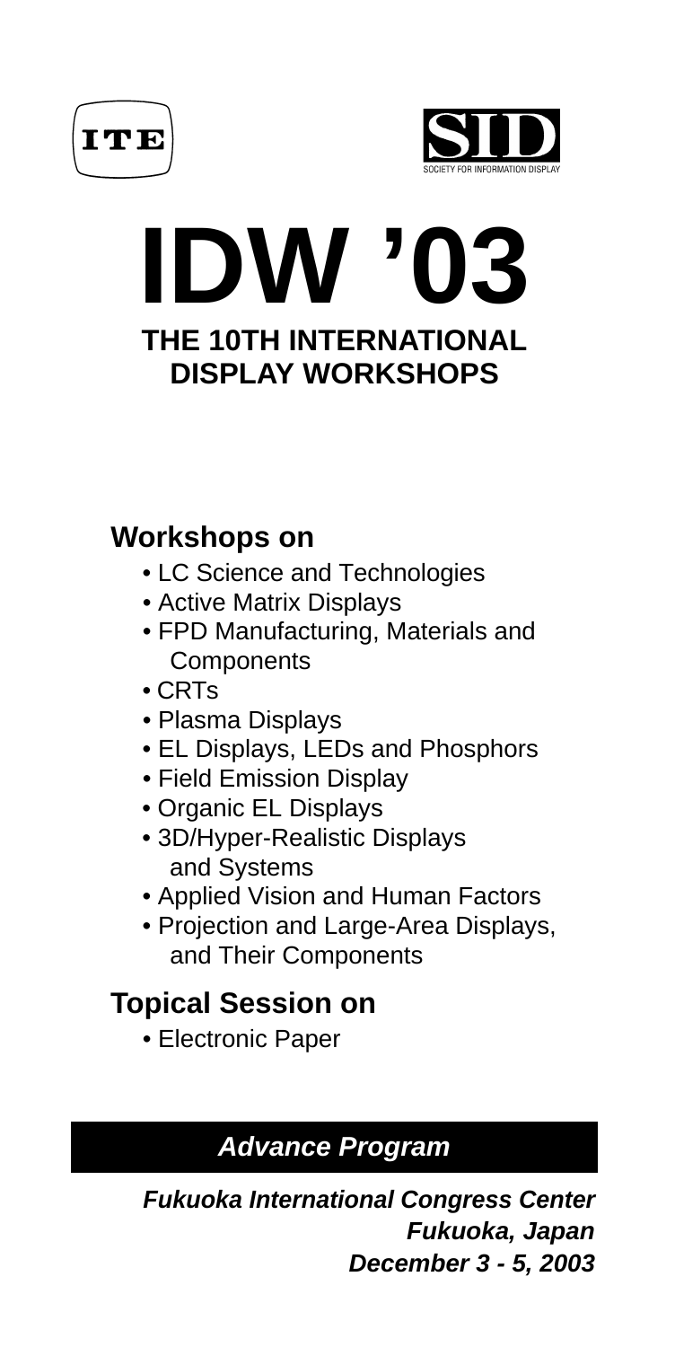ITE

SID
SOCIETY FOR INFORMATION DISPLAY

# IDW '03

## THE 10TH INTERNATIONAL DISPLAY WORKSHOPS

### Workshops on

- LC Science and Technologies
- Active Matrix Displays
- FPD Manufacturing, Materials and Components
- CRTs
- Plasma Displays
- EL Displays, LEDs and Phosphors
- Field Emission Display
- Organic EL Displays
- 3D/Hyper-Realistic Displays and Systems
- Applied Vision and Human Factors
- Projection and Large-Area Displays, and Their Components

### Topical Session on

- Electronic Paper

***Advance Program***

***Fukuoka International Congress Center***
***Fukuoka, Japan***
***December 3 - 5, 2003***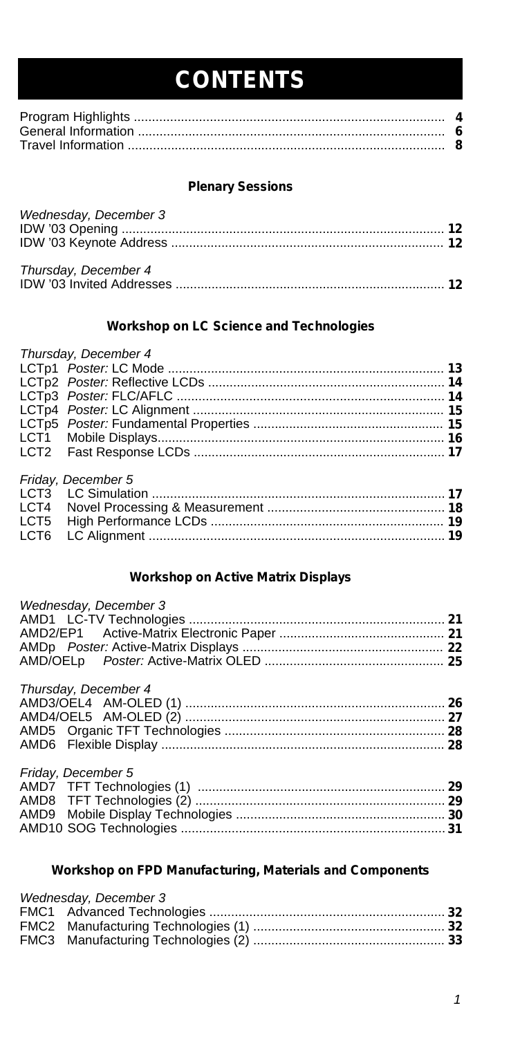# CONTENTS

Program Highlights ...................................................................................... **4**
General Information ..................................................................................... **6**
Travel Information ........................................................................................ **8**

### Plenary Sessions

*Wednesday, December 3*

IDW '03 Opening .......................................................................................... **12**
IDW '03 Keynote Address ............................................................................ **12**

*Thursday, December 4*

IDW '03 Invited Addresses ........................................................................... **12**

### Workshop on LC Science and Technologies

*Thursday, December 4*

LCTp1 *Poster:* LC Mode ............................................................................. **13**
LCTp2 *Poster:* Reflective LCDs .................................................................. **14**
LCTp3 *Poster:* FLC/AFLC ........................................................................... **14**
LCTp4 *Poster:* LC Alignment ...................................................................... **15**
LCTp5 *Poster:* Fundamental Properties ..................................................... **15**
LCT1 Mobile Displays.................................................................................. **16**
LCT2 Fast Response LCDs ......................................................................... **17**

*Friday, December 5*

LCT3 LC Simulation ................................................................................... **17**
LCT4 Novel Processing & Measurement .................................................. **18**
LCT5 High Performance LCDs .................................................................. **19**
LCT6 LC Alignment .................................................................................... **19**

### Workshop on Active Matrix Displays

*Wednesday, December 3*

AMD1 LC-TV Technologies ......................................................................... **21**
AMD2/EP1 Active-Matrix Electronic Paper ............................................... **21**
AMDp *Poster:* Active-Matrix Displays ........................................................ **22**
AMD/OELp *Poster:* Active-Matrix OLED .................................................. **25**

*Thursday, December 4*

AMD3/OEL4 AM-OLED (1) ......................................................................... **26**
AMD4/OEL5 AM-OLED (2) ......................................................................... **27**
AMD5 Organic TFT Technologies .............................................................. **28**
AMD6 Flexible Display ............................................................................... **28**

*Friday, December 5*

AMD7 TFT Technologies (1) ..................................................................... **29**
AMD8 TFT Technologies (2) ..................................................................... **29**
AMD9 Mobile Display Technologies .......................................................... **30**
AMD10 SOG Technologies ......................................................................... **31**

### Workshop on FPD Manufacturing, Materials and Components

*Wednesday, December 3*

FMC1 Advanced Technologies ................................................................... **32**
FMC2 Manufacturing Technologies (1) ...................................................... **32**
FMC3 Manufacturing Technologies (2) ...................................................... **33**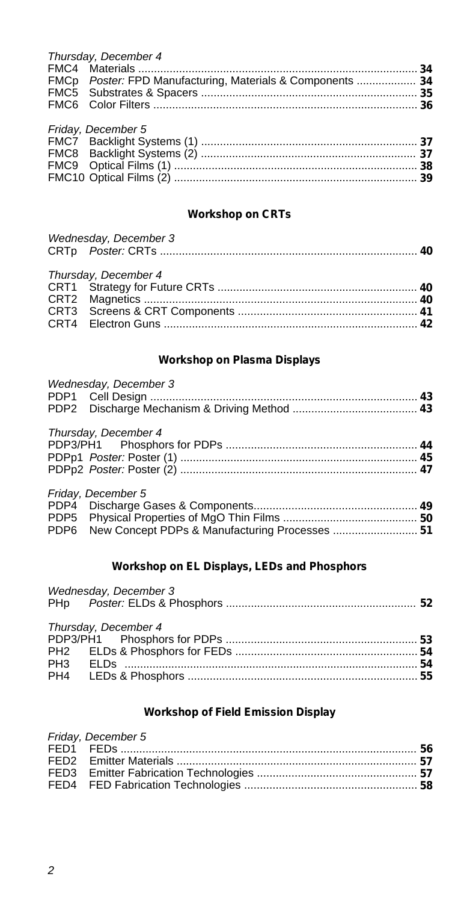*Thursday, December 4*

FMC4 Materials ........................................................................................ **34**
FMCp *Poster:* FPD Manufacturing, Materials & Components ................... **34**
FMC5 Substrates & Spacers .................................................................... **35**
FMC6 Color Filters ................................................................................... **36**

*Friday, December 5*

FMC7 Backlight Systems (1) .................................................................... **37**
FMC8 Backlight Systems (2) .................................................................... **37**
FMC9 Optical Films (1) ............................................................................. **38**
FMC10 Optical Films (2) ............................................................................. **39**

## Workshop on CRTs

*Wednesday, December 3*

CRTp *Poster:* CRTs ................................................................................. **40**

*Thursday, December 4*

CRT1 Strategy for Future CRTs ............................................................... **40**
CRT2 Magnetics ....................................................................................... **40**
CRT3 Screens & CRT Components ......................................................... **41**
CRT4 Electron Guns ................................................................................. **42**

## Workshop on Plasma Displays

*Wednesday, December 3*

PDP1 Cell Design ..................................................................................... **43**
PDP2 Discharge Mechanism & Driving Method ........................................ **43**

*Thursday, December 4*

PDP3/PH1 Phosphors for PDPs ............................................................. **44**
PDPp1 *Poster:* Poster (1) ........................................................................... **45**
PDPp2 *Poster:* Poster (2) ........................................................................... **47**

*Friday, December 5*

PDP4 Discharge Gases & Components.................................................... **49**
PDP5 Physical Properties of MgO Thin Films ........................................... **50**
PDP6 New Concept PDPs & Manufacturing Processes ........................... **51**

## Workshop on EL Displays, LEDs and Phosphors

*Wednesday, December 3*

PHp *Poster:* ELDs & Phosphors ............................................................. **52**

*Thursday, December 4*

PDP3/PH1 Phosphors for PDPs ............................................................. **53**
PH2 ELDs & Phosphors for FEDs .......................................................... **54**
PH3 ELDs ............................................................................................. **54**
PH4 LEDs & Phosphors ......................................................................... **55**

## Workshop of Field Emission Display

*Friday, December 5*

FED1 FEDs .............................................................................................. **56**
FED2 Emitter Materials ............................................................................. **57**
FED3 Emitter Fabrication Technologies ................................................... **57**
FED4 FED Fabrication Technologies ....................................................... **58**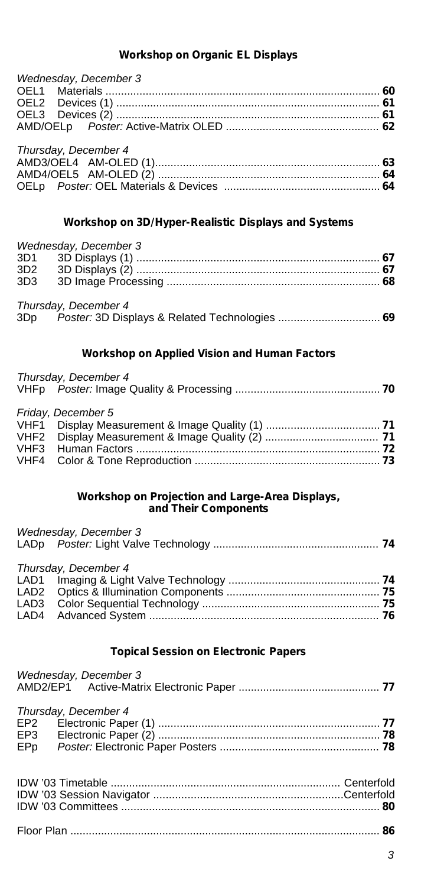### Workshop on Organic EL Displays

*Wednesday, December 3*

OEL1 Materials ........ **60**
OEL2 Devices (1) ........ **61**
OEL3 Devices (2) ........ **61**
AMD/OELp *Poster:* Active-Matrix OLED ........ **62**

*Thursday, December 4*

AMD3/OEL4 AM-OLED (1) ........ **63**
AMD4/OEL5 AM-OLED (2) ........ **64**
OELp *Poster:* OEL Materials & Devices ........ **64**

### Workshop on 3D/Hyper-Realistic Displays and Systems

*Wednesday, December 3*

3D1 3D Displays (1) ........ **67**
3D2 3D Displays (2) ........ **67**
3D3 3D Image Processing ........ **68**

*Thursday, December 4*

3Dp *Poster:* 3D Displays & Related Technologies ........ **69**

### Workshop on Applied Vision and Human Factors

*Thursday, December 4*

VHFp *Poster:* Image Quality & Processing ........ **70**

*Friday, December 5*

VHF1 Display Measurement & Image Quality (1) ........ **71**
VHF2 Display Measurement & Image Quality (2) ........ **71**
VHF3 Human Factors ........ **72**
VHF4 Color & Tone Reproduction ........ **73**

### Workshop on Projection and Large-Area Displays, and Their Components

*Wednesday, December 3*

LADp *Poster:* Light Valve Technology ........ **74**

*Thursday, December 4*

LAD1 Imaging & Light Valve Technology ........ **74**
LAD2 Optics & Illumination Components ........ **75**
LAD3 Color Sequential Technology ........ **75**
LAD4 Advanced System ........ **76**

### Topical Session on Electronic Papers

*Wednesday, December 3*

AMD2/EP1 Active-Matrix Electronic Paper ........ **77**

*Thursday, December 4*

EP2 Electronic Paper (1) ........ **77**
EP3 Electronic Paper (2) ........ **78**
EPp *Poster:* Electronic Paper Posters ........ **78**

IDW '03 Timetable ........ Centerfold
IDW '03 Session Navigator ........ Centerfold
IDW '03 Committees ........ **80**

Floor Plan ........ **86**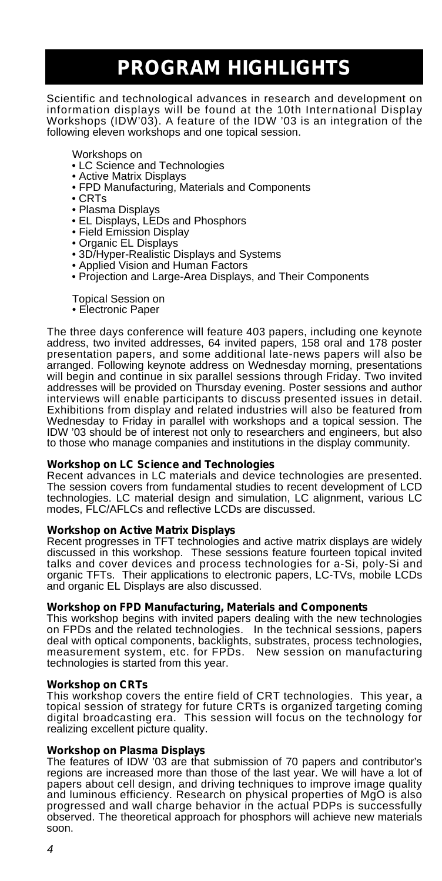# PROGRAM HIGHLIGHTS

Scientific and technological advances in research and development on information displays will be found at the 10th International Display Workshops (IDW'03). A feature of the IDW '03 is an integration of the following eleven workshops and one topical session.

Workshops on

- LC Science and Technologies
- Active Matrix Displays
- FPD Manufacturing, Materials and Components
- CRTs
- Plasma Displays
- EL Displays, LEDs and Phosphors
- Field Emission Display
- Organic EL Displays
- 3D/Hyper-Realistic Displays and Systems
- Applied Vision and Human Factors
- Projection and Large-Area Displays, and Their Components

Topical Session on

- Electronic Paper

The three days conference will feature 403 papers, including one keynote address, two invited addresses, 64 invited papers, 158 oral and 178 poster presentation papers, and some additional late-news papers will also be arranged. Following keynote address on Wednesday morning, presentations will begin and continue in six parallel sessions through Friday. Two invited addresses will be provided on Thursday evening. Poster sessions and author interviews will enable participants to discuss presented issues in detail. Exhibitions from display and related industries will also be featured from Wednesday to Friday in parallel with workshops and a topical session. The IDW '03 should be of interest not only to researchers and engineers, but also to those who manage companies and institutions in the display community.

**Workshop on LC Science and Technologies**

Recent advances in LC materials and device technologies are presented. The session covers from fundamental studies to recent development of LCD technologies. LC material design and simulation, LC alignment, various LC modes, FLC/AFLCs and reflective LCDs are discussed.

**Workshop on Active Matrix Displays**

Recent progresses in TFT technologies and active matrix displays are widely discussed in this workshop. These sessions feature fourteen topical invited talks and cover devices and process technologies for a-Si, poly-Si and organic TFTs. Their applications to electronic papers, LC-TVs, mobile LCDs and organic EL Displays are also discussed.

**Workshop on FPD Manufacturing, Materials and Components**

This workshop begins with invited papers dealing with the new technologies on FPDs and the related technologies. In the technical sessions, papers deal with optical components, backlights, substrates, process technologies, measurement system, etc. for FPDs. New session on manufacturing technologies is started from this year.

**Workshop on CRTs**

This workshop covers the entire field of CRT technologies. This year, a topical session of strategy for future CRTs is organized targeting coming digital broadcasting era. This session will focus on the technology for realizing excellent picture quality.

**Workshop on Plasma Displays**

The features of IDW '03 are that submission of 70 papers and contributor's regions are increased more than those of the last year. We will have a lot of papers about cell design, and driving techniques to improve image quality and luminous efficiency. Research on physical properties of MgO is also progressed and wall charge behavior in the actual PDPs is successfully observed. The theoretical approach for phosphors will achieve new materials soon.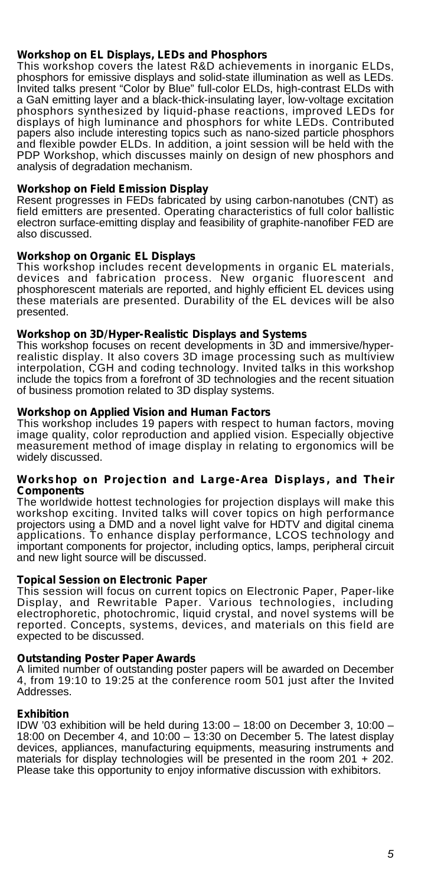### Workshop on EL Displays, LEDs and Phosphors

This workshop covers the latest R&D achievements in inorganic ELDs, phosphors for emissive displays and solid-state illumination as well as LEDs. Invited talks present "Color by Blue" full-color ELDs, high-contrast ELDs with a GaN emitting layer and a black-thick-insulating layer, low-voltage excitation phosphors synthesized by liquid-phase reactions, improved LEDs for displays of high luminance and phosphors for white LEDs. Contributed papers also include interesting topics such as nano-sized particle phosphors and flexible powder ELDs. In addition, a joint session will be held with the PDP Workshop, which discusses mainly on design of new phosphors and analysis of degradation mechanism.

### Workshop on Field Emission Display

Resent progresses in FEDs fabricated by using carbon-nanotubes (CNT) as field emitters are presented. Operating characteristics of full color ballistic electron surface-emitting display and feasibility of graphite-nanofiber FED are also discussed.

### Workshop on Organic EL Displays

This workshop includes recent developments in organic EL materials, devices and fabrication process. New organic fluorescent and phosphorescent materials are reported, and highly efficient EL devices using these materials are presented. Durability of the EL devices will be also presented.

### Workshop on 3D/Hyper-Realistic Displays and Systems

This workshop focuses on recent developments in 3D and immersive/hyper-realistic display. It also covers 3D image processing such as multiview interpolation, CGH and coding technology. Invited talks in this workshop include the topics from a forefront of 3D technologies and the recent situation of business promotion related to 3D display systems.

### Workshop on Applied Vision and Human Factors

This workshop includes 19 papers with respect to human factors, moving image quality, color reproduction and applied vision. Especially objective measurement method of image display in relating to ergonomics will be widely discussed.

### Workshop on Projection and Large-Area Displays, and Their Components

The worldwide hottest technologies for projection displays will make this workshop exciting. Invited talks will cover topics on high performance projectors using a DMD and a novel light valve for HDTV and digital cinema applications. To enhance display performance, LCOS technology and important components for projector, including optics, lamps, peripheral circuit and new light source will be discussed.

### Topical Session on Electronic Paper

This session will focus on current topics on Electronic Paper, Paper-like Display, and Rewritable Paper. Various technologies, including electrophoretic, photochromic, liquid crystal, and novel systems will be reported. Concepts, systems, devices, and materials on this field are expected to be discussed.

### Outstanding Poster Paper Awards

A limited number of outstanding poster papers will be awarded on December 4, from 19:10 to 19:25 at the conference room 501 just after the Invited Addresses.

### Exhibition

IDW '03 exhibition will be held during 13:00 – 18:00 on December 3, 10:00 – 18:00 on December 4, and 10:00 – 13:30 on December 5. The latest display devices, appliances, manufacturing equipments, measuring instruments and materials for display technologies will be presented in the room 201 + 202. Please take this opportunity to enjoy informative discussion with exhibitors.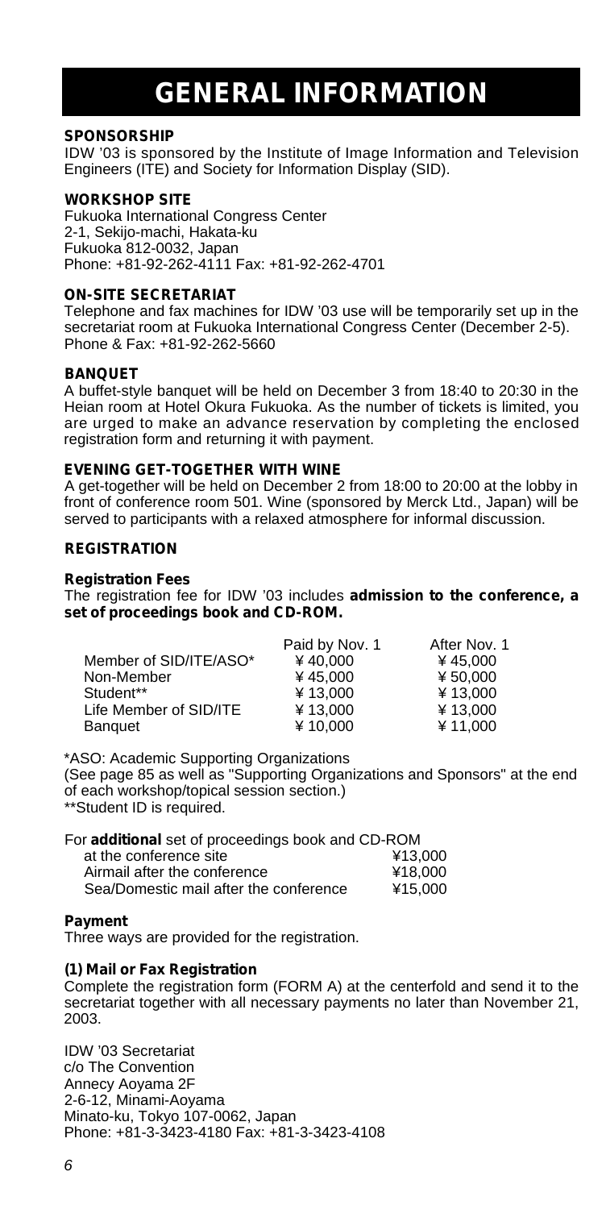# GENERAL INFORMATION

### SPONSORSHIP

IDW '03 is sponsored by the Institute of Image Information and Television Engineers (ITE) and Society for Information Display (SID).

### WORKSHOP SITE

Fukuoka International Congress Center
2-1, Sekijo-machi, Hakata-ku
Fukuoka 812-0032, Japan
Phone: +81-92-262-4111 Fax: +81-92-262-4701

### ON-SITE SECRETARIAT

Telephone and fax machines for IDW '03 use will be temporarily set up in the secretariat room at Fukuoka International Congress Center (December 2-5).
Phone & Fax: +81-92-262-5660

### BANQUET

A buffet-style banquet will be held on December 3 from 18:40 to 20:30 in the Heian room at Hotel Okura Fukuoka. As the number of tickets is limited, you are urged to make an advance reservation by completing the enclosed registration form and returning it with payment.

### EVENING GET-TOGETHER WITH WINE

A get-together will be held on December 2 from 18:00 to 20:00 at the lobby in front of conference room 501. Wine (sponsored by Merck Ltd., Japan) will be served to participants with a relaxed atmosphere for informal discussion.

### REGISTRATION

#### Registration Fees

The registration fee for IDW '03 includes **admission to the conference, a set of proceedings book and CD-ROM.**

| | Paid by Nov. 1 | After Nov. 1 |
|---|---|---|
| Member of SID/ITE/ASO* | ¥ 40,000 | ¥ 45,000 |
| Non-Member | ¥ 45,000 | ¥ 50,000 |
| Student** | ¥ 13,000 | ¥ 13,000 |
| Life Member of SID/ITE | ¥ 13,000 | ¥ 13,000 |
| Banquet | ¥ 10,000 | ¥ 11,000 |

*ASO: Academic Supporting Organizations
(See page 85 as well as "Supporting Organizations and Sponsors" at the end of each workshop/topical session section.)
**Student ID is required.

For **additional** set of proceedings book and CD-ROM

| | |
|---|---|
| at the conference site | ¥13,000 |
| Airmail after the conference | ¥18,000 |
| Sea/Domestic mail after the conference | ¥15,000 |

#### Payment

Three ways are provided for the registration.

#### (1) Mail or Fax Registration

Complete the registration form (FORM A) at the centerfold and send it to the secretariat together with all necessary payments no later than November 21, 2003.

IDW '03 Secretariat
c/o The Convention
Annecy Aoyama 2F
2-6-12, Minami-Aoyama
Minato-ku, Tokyo 107-0062, Japan
Phone: +81-3-3423-4180 Fax: +81-3-3423-4108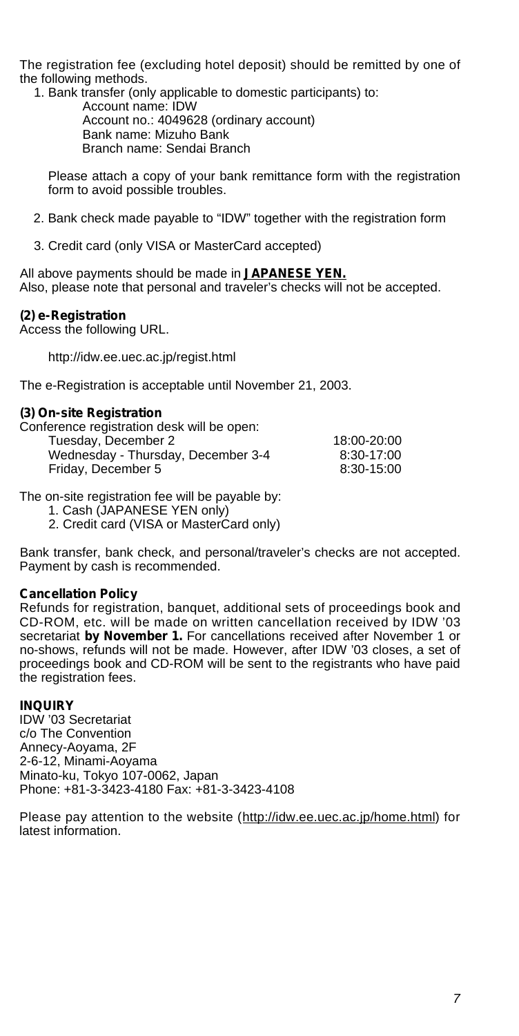The registration fee (excluding hotel deposit) should be remitted by one of the following methods.

1. Bank transfer (only applicable to domestic participants) to:
   Account name: IDW
   Account no.: 4049628 (ordinary account)
   Bank name: Mizuho Bank
   Branch name: Sendai Branch

   Please attach a copy of your bank remittance form with the registration form to avoid possible troubles.

2. Bank check made payable to "IDW" together with the registration form

3. Credit card (only VISA or MasterCard accepted)

All above payments should be made in **JAPANESE YEN.**
Also, please note that personal and traveler's checks will not be accepted.

**(2) e-Registration**

Access the following URL.

http://idw.ee.uec.ac.jp/regist.html

The e-Registration is acceptable until November 21, 2003.

**(3) On-site Registration**

Conference registration desk will be open:

| | |
|---|---|
| Tuesday, December 2 | 18:00-20:00 |
| Wednesday - Thursday, December 3-4 | 8:30-17:00 |
| Friday, December 5 | 8:30-15:00 |

The on-site registration fee will be payable by:

1. Cash (JAPANESE YEN only)
2. Credit card (VISA or MasterCard only)

Bank transfer, bank check, and personal/traveler's checks are not accepted. Payment by cash is recommended.

**Cancellation Policy**

Refunds for registration, banquet, additional sets of proceedings book and CD-ROM, etc. will be made on written cancellation received by IDW '03 secretariat **by November 1.** For cancellations received after November 1 or no-shows, refunds will not be made. However, after IDW '03 closes, a set of proceedings book and CD-ROM will be sent to the registrants who have paid the registration fees.

**INQUIRY**

IDW '03 Secretariat
c/o The Convention
Annecy-Aoyama, 2F
2-6-12, Minami-Aoyama
Minato-ku, Tokyo 107-0062, Japan
Phone: +81-3-3423-4180 Fax: +81-3-3423-4108

Please pay attention to the website (http://idw.ee.uec.ac.jp/home.html) for latest information.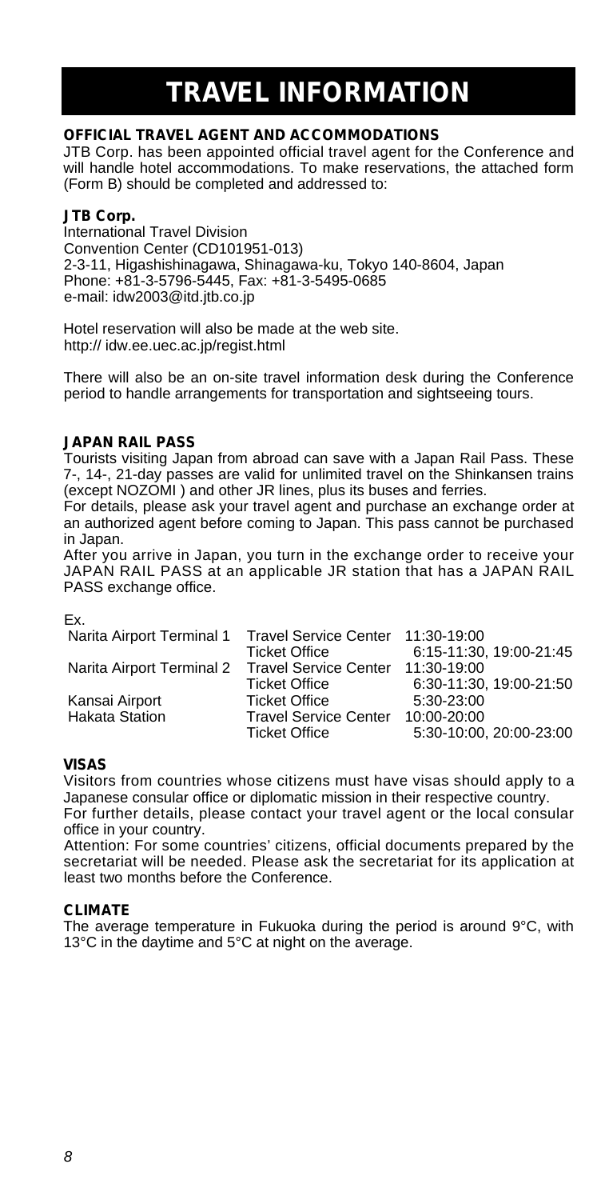# TRAVEL INFORMATION

### OFFICIAL TRAVEL AGENT AND ACCOMMODATIONS

JTB Corp. has been appointed official travel agent for the Conference and will handle hotel accommodations. To make reservations, the attached form (Form B) should be completed and addressed to:

**JTB Corp.**
International Travel Division
Convention Center (CD101951-013)
2-3-11, Higashishinagawa, Shinagawa-ku, Tokyo 140-8604, Japan
Phone: +81-3-5796-5445, Fax: +81-3-5495-0685
e-mail: idw2003@itd.jtb.co.jp

Hotel reservation will also be made at the web site.
http:// idw.ee.uec.ac.jp/regist.html

There will also be an on-site travel information desk during the Conference period to handle arrangements for transportation and sightseeing tours.

### JAPAN RAIL PASS

Tourists visiting Japan from abroad can save with a Japan Rail Pass. These 7-, 14-, 21-day passes are valid for unlimited travel on the Shinkansen trains (except NOZOMI ) and other JR lines, plus its buses and ferries.

For details, please ask your travel agent and purchase an exchange order at an authorized agent before coming to Japan. This pass cannot be purchased in Japan.

After you arrive in Japan, you turn in the exchange order to receive your JAPAN RAIL PASS at an applicable JR station that has a JAPAN RAIL PASS exchange office.

Ex.

| | | |
|---|---|---|
| Narita Airport Terminal 1 | Travel Service Center | 11:30-19:00 |
| | Ticket Office | 6:15-11:30, 19:00-21:45 |
| Narita Airport Terminal 2 | Travel Service Center | 11:30-19:00 |
| | Ticket Office | 6:30-11:30, 19:00-21:50 |
| Kansai Airport | Ticket Office | 5:30-23:00 |
| Hakata Station | Travel Service Center | 10:00-20:00 |
| | Ticket Office | 5:30-10:00, 20:00-23:00 |

### VISAS

Visitors from countries whose citizens must have visas should apply to a Japanese consular office or diplomatic mission in their respective country.

For further details, please contact your travel agent or the local consular office in your country.

Attention: For some countries' citizens, official documents prepared by the secretariat will be needed. Please ask the secretariat for its application at least two months before the Conference.

### CLIMATE

The average temperature in Fukuoka during the period is around 9°C, with 13°C in the daytime and 5°C at night on the average.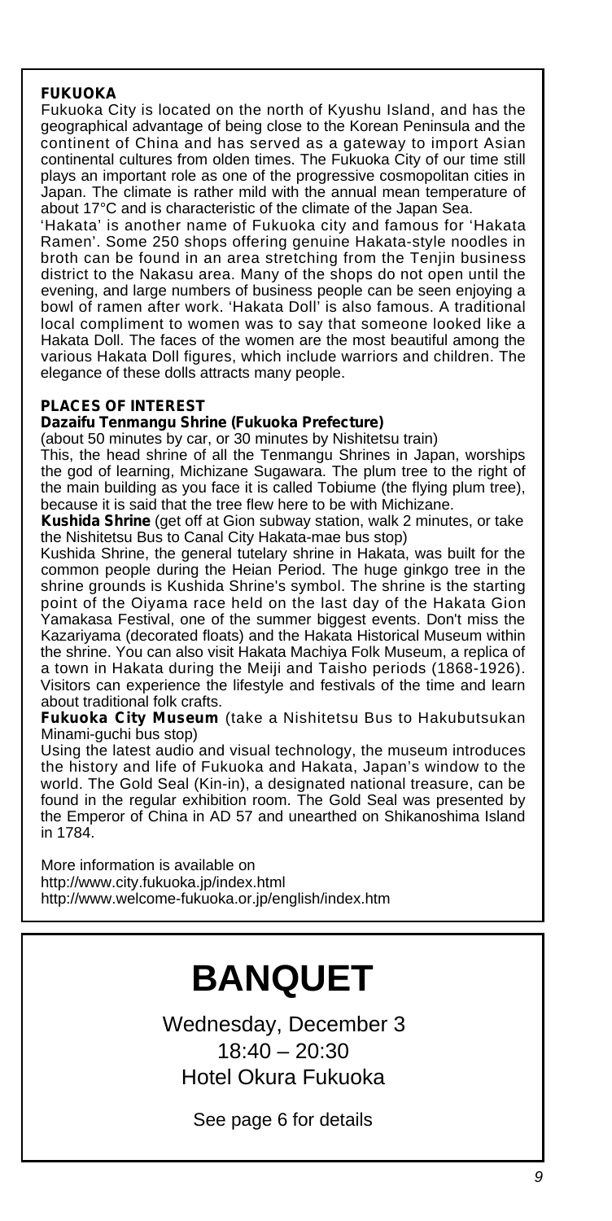## FUKUOKA

Fukuoka City is located on the north of Kyushu Island, and has the geographical advantage of being close to the Korean Peninsula and the continent of China and has served as a gateway to import Asian continental cultures from olden times. The Fukuoka City of our time still plays an important role as one of the progressive cosmopolitan cities in Japan. The climate is rather mild with the annual mean temperature of about 17°C and is characteristic of the climate of the Japan Sea.

'Hakata' is another name of Fukuoka city and famous for 'Hakata Ramen'. Some 250 shops offering genuine Hakata-style noodles in broth can be found in an area stretching from the Tenjin business district to the Nakasu area. Many of the shops do not open until the evening, and large numbers of business people can be seen enjoying a bowl of ramen after work. 'Hakata Doll' is also famous. A traditional local compliment to women was to say that someone looked like a Hakata Doll. The faces of the women are the most beautiful among the various Hakata Doll figures, which include warriors and children. The elegance of these dolls attracts many people.

## PLACES OF INTEREST

**Dazaifu Tenmangu Shrine (Fukuoka Prefecture)**
(about 50 minutes by car, or 30 minutes by Nishitetsu train)
This, the head shrine of all the Tenmangu Shrines in Japan, worships the god of learning, Michizane Sugawara. The plum tree to the right of the main building as you face it is called Tobiume (the flying plum tree), because it is said that the tree flew here to be with Michizane.

**Kushida Shrine** (get off at Gion subway station, walk 2 minutes, or take the Nishitetsu Bus to Canal City Hakata-mae bus stop)
Kushida Shrine, the general tutelary shrine in Hakata, was built for the common people during the Heian Period. The huge ginkgo tree in the shrine grounds is Kushida Shrine's symbol. The shrine is the starting point of the Oiyama race held on the last day of the Hakata Gion Yamakasa Festival, one of the summer biggest events. Don't miss the Kazariyama (decorated floats) and the Hakata Historical Museum within the shrine. You can also visit Hakata Machiya Folk Museum, a replica of a town in Hakata during the Meiji and Taisho periods (1868-1926). Visitors can experience the lifestyle and festivals of the time and learn about traditional folk crafts.

**Fukuoka City Museum** (take a Nishitetsu Bus to Hakubutsukan Minami-guchi bus stop)
Using the latest audio and visual technology, the museum introduces the history and life of Fukuoka and Hakata, Japan's window to the world. The Gold Seal (Kin-in), a designated national treasure, can be found in the regular exhibition room. The Gold Seal was presented by the Emperor of China in AD 57 and unearthed on Shikanoshima Island in 1784.

More information is available on
http://www.city.fukuoka.jp/index.html
http://www.welcome-fukuoka.or.jp/english/index.htm

# BANQUET

Wednesday, December 3
18:40 – 20:30
Hotel Okura Fukuoka

See page 6 for details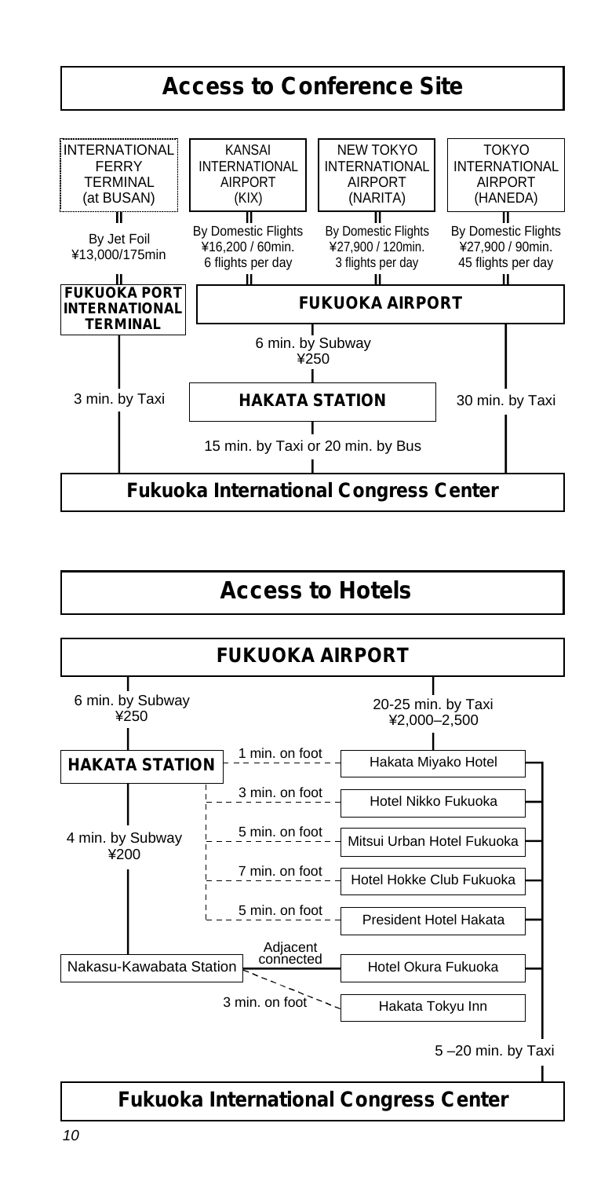# Access to Conference Site

| Origin | Route | Cost / Time | Frequency |
| --- | --- | --- | --- |
| INTERNATIONAL FERRY TERMINAL (at BUSAN) | By Jet Foil to **FUKUOKA PORT INTERNATIONAL TERMINAL** | ¥13,000/175min | |
| KANSAI INTERNATIONAL AIRPORT (KIX) | By Domestic Flights to **FUKUOKA AIRPORT** | ¥16,200 / 60min. | 6 flights per day |
| NEW TOKYO INTERNATIONAL AIRPORT (NARITA) | By Domestic Flights to **FUKUOKA AIRPORT** | ¥27,900 / 120min. | 3 flights per day |
| TOKYO INTERNATIONAL AIRPORT (HANEDA) | By Domestic Flights to **FUKUOKA AIRPORT** | ¥27,900 / 90min. | 45 flights per day |

- **FUKUOKA PORT INTERNATIONAL TERMINAL** → Fukuoka International Congress Center: 3 min. by Taxi
- **FUKUOKA AIRPORT** → **HAKATA STATION**: 6 min. by Subway, ¥250
- **FUKUOKA AIRPORT** → Fukuoka International Congress Center: 30 min. by Taxi
- **HAKATA STATION** → Fukuoka International Congress Center: 15 min. by Taxi or 20 min. by Bus

**Fukuoka International Congress Center**

# Access to Hotels

**FUKUOKA AIRPORT**

- To **HAKATA STATION**: 6 min. by Subway, ¥250
- To hotels: 20-25 min. by Taxi, ¥2,000–2,500

| From | Hotel | Access |
| --- | --- | --- |
| HAKATA STATION | Hakata Miyako Hotel | 1 min. on foot |
| HAKATA STATION | Hotel Nikko Fukuoka | 3 min. on foot |
| HAKATA STATION | Mitsui Urban Hotel Fukuoka | 5 min. on foot |
| HAKATA STATION | Hotel Hokke Club Fukuoka | 7 min. on foot |
| HAKATA STATION | President Hotel Hakata | 5 min. on foot |
| Nakasu-Kawabata Station | Hotel Okura Fukuoka | Adjacent connected |
| Nakasu-Kawabata Station | Hakata Tokyu Inn | 3 min. on foot |

- **HAKATA STATION** → Nakasu-Kawabata Station: 4 min. by Subway, ¥200
- Hotels → Fukuoka International Congress Center: 5 –20 min. by Taxi

**Fukuoka International Congress Center**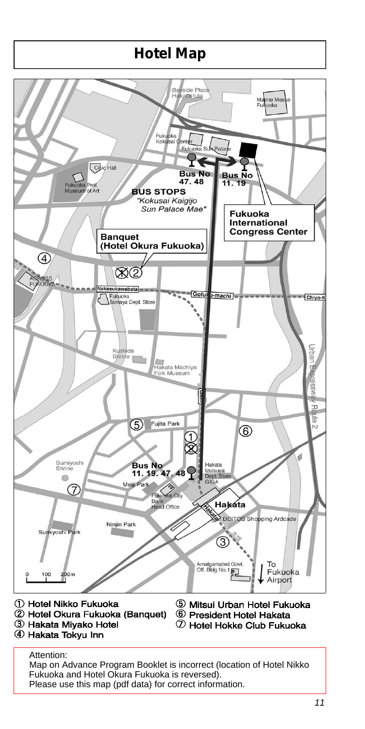# Hotel Map

① Hotel Nikko Fukuoka
② Hotel Okura Fukuoka (Banquet)
③ Hakata Miyako Hotel
④ Hakata Tokyu Inn
⑤ Mitsui Urban Hotel Fukuoka
⑥ President Hotel Hakata
⑦ Hotel Hokke Club Fukuoka

Attention:
Map on Advance Program Booklet is incorrect (location of Hotel Nikko Fukuoka and Hotel Okura Fukuoka is reversed).
Please use this map (pdf data) for correct information.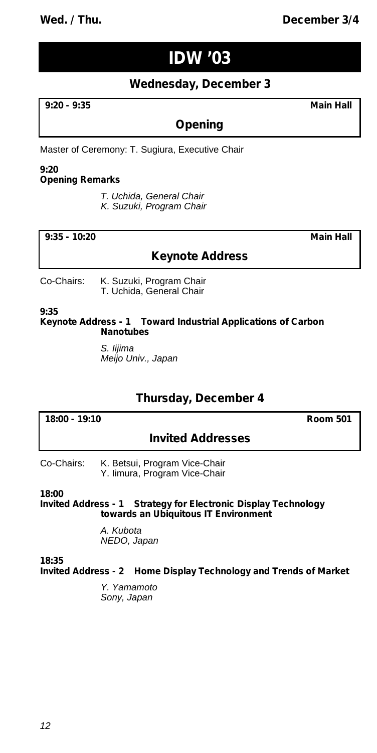# IDW '03

## Wednesday, December 3

**9:20 - 9:35** **Main Hall**

### Opening

Master of Ceremony: T. Sugiura, Executive Chair

**9:20**
**Opening Remarks**

*T. Uchida, General Chair*
*K. Suzuki, Program Chair*

**9:35 - 10:20** **Main Hall**

### Keynote Address

Co-Chairs: K. Suzuki, Program Chair
T. Uchida, General Chair

**9:35**
**Keynote Address - 1 Toward Industrial Applications of Carbon Nanotubes**

*S. Iijima*
*Meijo Univ., Japan*

## Thursday, December 4

**18:00 - 19:10** **Room 501**

### Invited Addresses

Co-Chairs: K. Betsui, Program Vice-Chair
Y. Iimura, Program Vice-Chair

**18:00**
**Invited Address - 1 Strategy for Electronic Display Technology towards an Ubiquitous IT Environment**

*A. Kubota*
*NEDO, Japan*

**18:35**
**Invited Address - 2 Home Display Technology and Trends of Market**

*Y. Yamamoto*
*Sony, Japan*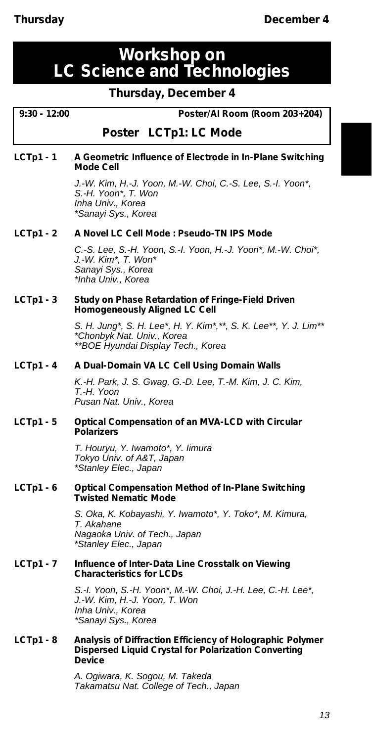# Workshop on LC Science and Technologies

## Thursday, December 4

**9:30 - 12:00** **Poster/AI Room (Room 203+204)**

### Poster LCTp1: LC Mode

**LCTp1 - 1 A Geometric Influence of Electrode in In-Plane Switching Mode Cell**

*J.-W. Kim, H.-J. Yoon, M.-W. Choi, C.-S. Lee, S.-I. Yoon*, S.-H. Yoon*, T. Won*
*Inha Univ., Korea*
**Sanayi Sys., Korea*

**LCTp1 - 2 A Novel LC Cell Mode : Pseudo-TN IPS Mode**

*C.-S. Lee, S.-H. Yoon, S.-I. Yoon, H.-J. Yoon*, M.-W. Choi*, J.-W. Kim*, T. Won**
*Sanayi Sys., Korea*
**Inha Univ., Korea*

**LCTp1 - 3 Study on Phase Retardation of Fringe-Field Driven Homogeneously Aligned LC Cell**

*S. H. Jung*, S. H. Lee*, H. Y. Kim*,**, S. K. Lee**, Y. J. Lim***
**Chonbyk Nat. Univ., Korea*
***BOE Hyundai Display Tech., Korea*

**LCTp1 - 4 A Dual-Domain VA LC Cell Using Domain Walls**

*K.-H. Park, J. S. Gwag, G.-D. Lee, T.-M. Kim, J. C. Kim, T.-H. Yoon*
*Pusan Nat. Univ., Korea*

**LCTp1 - 5 Optical Compensation of an MVA-LCD with Circular Polarizers**

*T. Houryu, Y. Iwamoto*, Y. Iimura*
*Tokyo Univ. of A&T, Japan*
**Stanley Elec., Japan*

**LCTp1 - 6 Optical Compensation Method of In-Plane Switching Twisted Nematic Mode**

*S. Oka, K. Kobayashi, Y. Iwamoto*, Y. Toko*, M. Kimura, T. Akahane*
*Nagaoka Univ. of Tech., Japan*
**Stanley Elec., Japan*

**LCTp1 - 7 Influence of Inter-Data Line Crosstalk on Viewing Characteristics for LCDs**

*S.-I. Yoon, S.-H. Yoon*, M.-W. Choi, J.-H. Lee, C.-H. Lee*, J.-W. Kim, H.-J. Yoon, T. Won*
*Inha Univ., Korea*
**Sanayi Sys., Korea*

**LCTp1 - 8 Analysis of Diffraction Efficiency of Holographic Polymer Dispersed Liquid Crystal for Polarization Converting Device**

*A. Ogiwara, K. Sogou, M. Takeda*
*Takamatsu Nat. College of Tech., Japan*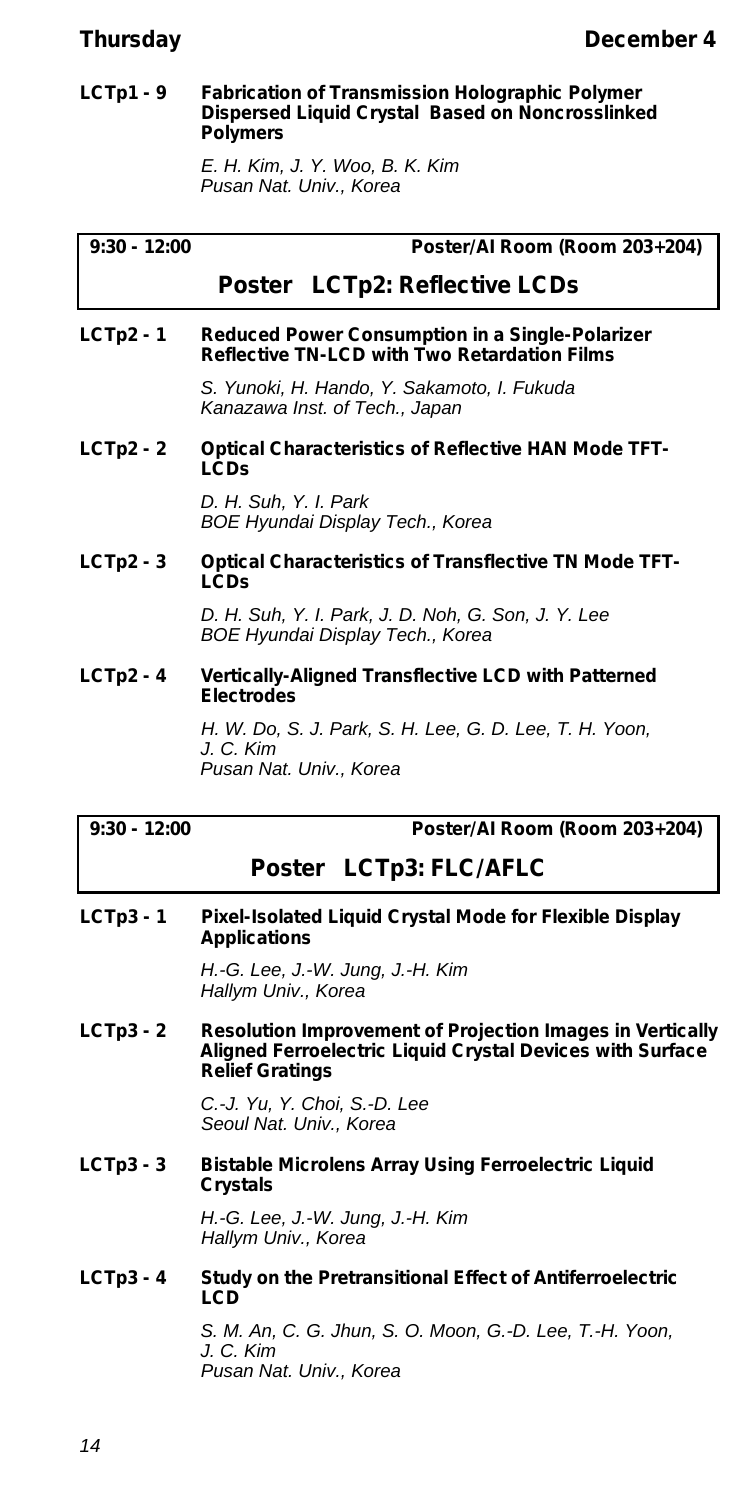**LCTp1 - 9 Fabrication of Transmission Holographic Polymer Dispersed Liquid Crystal Based on Noncrosslinked Polymers**

*E. H. Kim, J. Y. Woo, B. K. Kim*
*Pusan Nat. Univ., Korea*

---

**9:30 - 12:00** **Poster/AI Room (Room 203+204)**

## Poster LCTp2: Reflective LCDs

**LCTp2 - 1 Reduced Power Consumption in a Single-Polarizer Reflective TN-LCD with Two Retardation Films**

*S. Yunoki, H. Hando, Y. Sakamoto, I. Fukuda*
*Kanazawa Inst. of Tech., Japan*

**LCTp2 - 2 Optical Characteristics of Reflective HAN Mode TFT-LCDs**

*D. H. Suh, Y. I. Park*
*BOE Hyundai Display Tech., Korea*

**LCTp2 - 3 Optical Characteristics of Transflective TN Mode TFT-LCDs**

*D. H. Suh, Y. I. Park, J. D. Noh, G. Son, J. Y. Lee*
*BOE Hyundai Display Tech., Korea*

**LCTp2 - 4 Vertically-Aligned Transflective LCD with Patterned Electrodes**

*H. W. Do, S. J. Park, S. H. Lee, G. D. Lee, T. H. Yoon, J. C. Kim*
*Pusan Nat. Univ., Korea*

---

**9:30 - 12:00** **Poster/AI Room (Room 203+204)**

## Poster LCTp3: FLC/AFLC

**LCTp3 - 1 Pixel-Isolated Liquid Crystal Mode for Flexible Display Applications**

*H.-G. Lee, J.-W. Jung, J.-H. Kim*
*Hallym Univ., Korea*

**LCTp3 - 2 Resolution Improvement of Projection Images in Vertically Aligned Ferroelectric Liquid Crystal Devices with Surface Relief Gratings**

*C.-J. Yu, Y. Choi, S.-D. Lee*
*Seoul Nat. Univ., Korea*

**LCTp3 - 3 Bistable Microlens Array Using Ferroelectric Liquid Crystals**

*H.-G. Lee, J.-W. Jung, J.-H. Kim*
*Hallym Univ., Korea*

**LCTp3 - 4 Study on the Pretransitional Effect of Antiferroelectric LCD**

*S. M. An, C. G. Jhun, S. O. Moon, G.-D. Lee, T.-H. Yoon, J. C. Kim*
*Pusan Nat. Univ., Korea*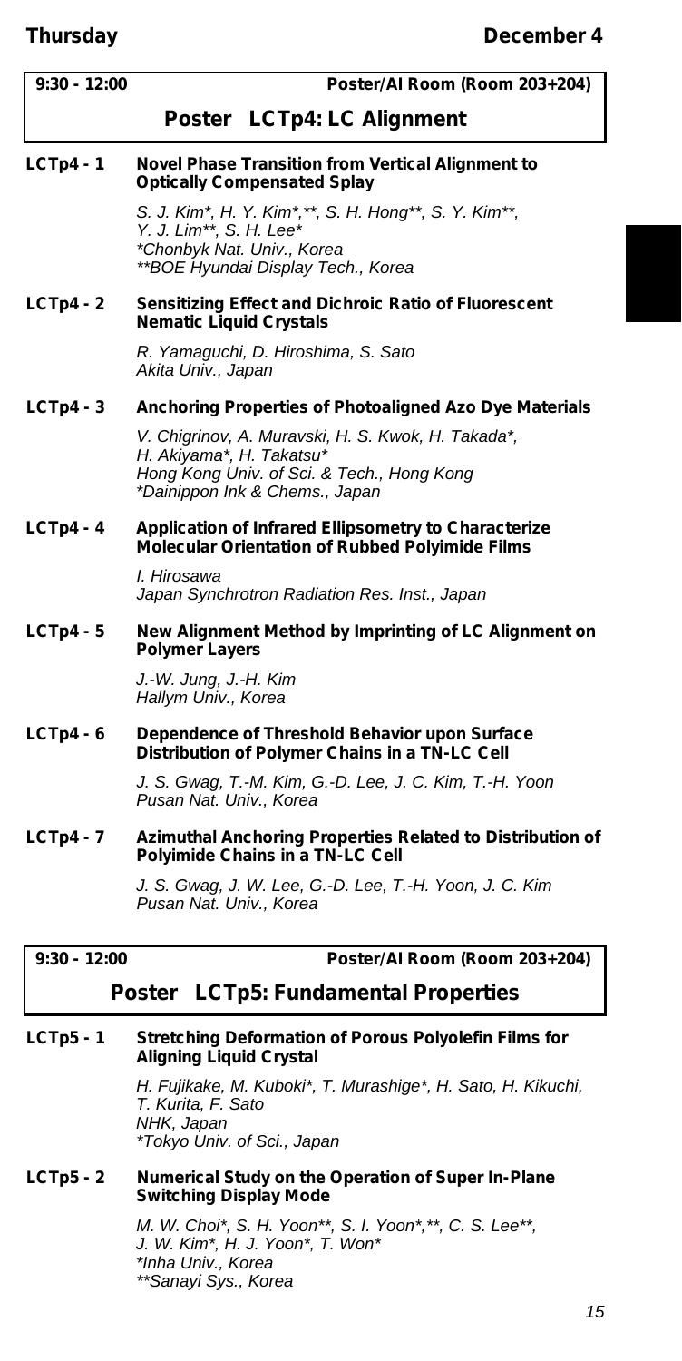**9:30 - 12:00** **Poster/AI Room (Room 203+204)**

## Poster LCTp4: LC Alignment

**LCTp4 - 1** **Novel Phase Transition from Vertical Alignment to Optically Compensated Splay**

*S. J. Kim*, H. Y. Kim*,**, S. H. Hong**, S. Y. Kim**, Y. J. Lim**, S. H. Lee**
**Chonbyk Nat. Univ., Korea*
***BOE Hyundai Display Tech., Korea*

**LCTp4 - 2** **Sensitizing Effect and Dichroic Ratio of Fluorescent Nematic Liquid Crystals**

*R. Yamaguchi, D. Hiroshima, S. Sato*
*Akita Univ., Japan*

**LCTp4 - 3** **Anchoring Properties of Photoaligned Azo Dye Materials**

*V. Chigrinov, A. Muravski, H. S. Kwok, H. Takada*, H. Akiyama*, H. Takatsu**
*Hong Kong Univ. of Sci. & Tech., Hong Kong*
**Dainippon Ink & Chems., Japan*

**LCTp4 - 4** **Application of Infrared Ellipsometry to Characterize Molecular Orientation of Rubbed Polyimide Films**

*I. Hirosawa*
*Japan Synchrotron Radiation Res. Inst., Japan*

**LCTp4 - 5** **New Alignment Method by Imprinting of LC Alignment on Polymer Layers**

*J.-W. Jung, J.-H. Kim*
*Hallym Univ., Korea*

**LCTp4 - 6** **Dependence of Threshold Behavior upon Surface Distribution of Polymer Chains in a TN-LC Cell**

*J. S. Gwag, T.-M. Kim, G.-D. Lee, J. C. Kim, T.-H. Yoon*
*Pusan Nat. Univ., Korea*

**LCTp4 - 7** **Azimuthal Anchoring Properties Related to Distribution of Polyimide Chains in a TN-LC Cell**

*J. S. Gwag, J. W. Lee, G.-D. Lee, T.-H. Yoon, J. C. Kim*
*Pusan Nat. Univ., Korea*

**9:30 - 12:00** **Poster/AI Room (Room 203+204)**

## Poster LCTp5: Fundamental Properties

**LCTp5 - 1** **Stretching Deformation of Porous Polyolefin Films for Aligning Liquid Crystal**

*H. Fujikake, M. Kuboki*, T. Murashige*, H. Sato, H. Kikuchi, T. Kurita, F. Sato*
*NHK, Japan*
**Tokyo Univ. of Sci., Japan*

**LCTp5 - 2** **Numerical Study on the Operation of Super In-Plane Switching Display Mode**

*M. W. Choi*, S. H. Yoon**, S. I. Yoon*,**, C. S. Lee**, J. W. Kim*, H. J. Yoon*, T. Won**
**Inha Univ., Korea*
***Sanayi Sys., Korea*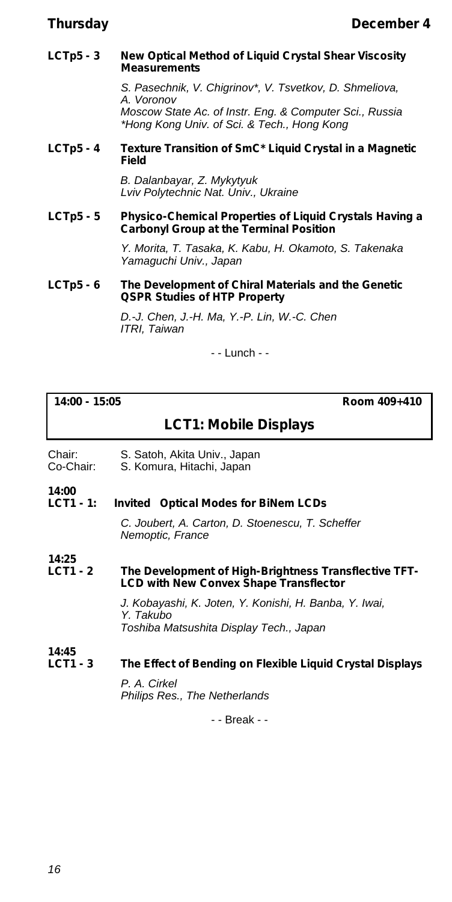**LCTp5 - 3 New Optical Method of Liquid Crystal Shear Viscosity Measurements**

*S. Pasechnik, V. Chigrinov\*, V. Tsvetkov, D. Shmeliova, A. Voronov*
*Moscow State Ac. of Instr. Eng. & Computer Sci., Russia*
*\*Hong Kong Univ. of Sci. & Tech., Hong Kong*

**LCTp5 - 4 Texture Transition of SmC\* Liquid Crystal in a Magnetic Field**

*B. Dalanbayar, Z. Mykytyuk*
*Lviv Polytechnic Nat. Univ., Ukraine*

**LCTp5 - 5 Physico-Chemical Properties of Liquid Crystals Having a Carbonyl Group at the Terminal Position**

*Y. Morita, T. Tasaka, K. Kabu, H. Okamoto, S. Takenaka*
*Yamaguchi Univ., Japan*

**LCTp5 - 6 The Development of Chiral Materials and the Genetic QSPR Studies of HTP Property**

*D.-J. Chen, J.-H. Ma, Y.-P. Lin, W.-C. Chen*
*ITRI, Taiwan*

- - Lunch - -

**14:00 - 15:05** **Room 409+410**

## LCT1: Mobile Displays

Chair: S. Satoh, Akita Univ., Japan
Co-Chair: S. Komura, Hitachi, Japan

**14:00**
**LCT1 - 1: Invited Optical Modes for BiNem LCDs**

*C. Joubert, A. Carton, D. Stoenescu, T. Scheffer*
*Nemoptic, France*

**14:25**
**LCT1 - 2 The Development of High-Brightness Transflective TFT-LCD with New Convex Shape Transflector**

*J. Kobayashi, K. Joten, Y. Konishi, H. Banba, Y. Iwai, Y. Takubo*
*Toshiba Matsushita Display Tech., Japan*

**14:45**
**LCT1 - 3 The Effect of Bending on Flexible Liquid Crystal Displays**

*P. A. Cirkel*
*Philips Res., The Netherlands*

- - Break - -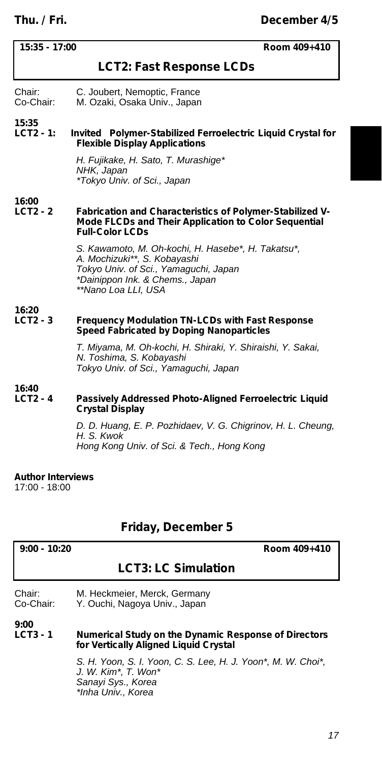**15:35 - 17:00** **Room 409+410**

## LCT2: Fast Response LCDs

Chair: C. Joubert, Nemoptic, France
Co-Chair: M. Ozaki, Osaka Univ., Japan

**15:35**
**LCT2 - 1:** **Invited Polymer-Stabilized Ferroelectric Liquid Crystal for Flexible Display Applications**

*H. Fujikake, H. Sato, T. Murashige**
*NHK, Japan*
**Tokyo Univ. of Sci., Japan*

**16:00**
**LCT2 - 2** **Fabrication and Characteristics of Polymer-Stabilized V-Mode FLCDs and Their Application to Color Sequential Full-Color LCDs**

*S. Kawamoto, M. Oh-kochi, H. Hasebe*, H. Takatsu*, A. Mochizuki**, S. Kobayashi*
*Tokyo Univ. of Sci., Yamaguchi, Japan*
**Dainippon Ink. & Chems., Japan*
***Nano Loa LLI, USA*

**16:20**
**LCT2 - 3** **Frequency Modulation TN-LCDs with Fast Response Speed Fabricated by Doping Nanoparticles**

*T. Miyama, M. Oh-kochi, H. Shiraki, Y. Shiraishi, Y. Sakai, N. Toshima, S. Kobayashi*
*Tokyo Univ. of Sci., Yamaguchi, Japan*

**16:40**
**LCT2 - 4** **Passively Addressed Photo-Aligned Ferroelectric Liquid Crystal Display**

*D. D. Huang, E. P. Pozhidaev, V. G. Chigrinov, H. L. Cheung, H. S. Kwok*
*Hong Kong Univ. of Sci. & Tech., Hong Kong*

**Author Interviews**
17:00 - 18:00

# Friday, December 5

**9:00 - 10:20** **Room 409+410**

## LCT3: LC Simulation

Chair: M. Heckmeier, Merck, Germany
Co-Chair: Y. Ouchi, Nagoya Univ., Japan

**9:00**
**LCT3 - 1** **Numerical Study on the Dynamic Response of Directors for Vertically Aligned Liquid Crystal**

*S. H. Yoon, S. I. Yoon, C. S. Lee, H. J. Yoon*, M. W. Choi*, J. W. Kim*, T. Won**
*Sanayi Sys., Korea*
**Inha Univ., Korea*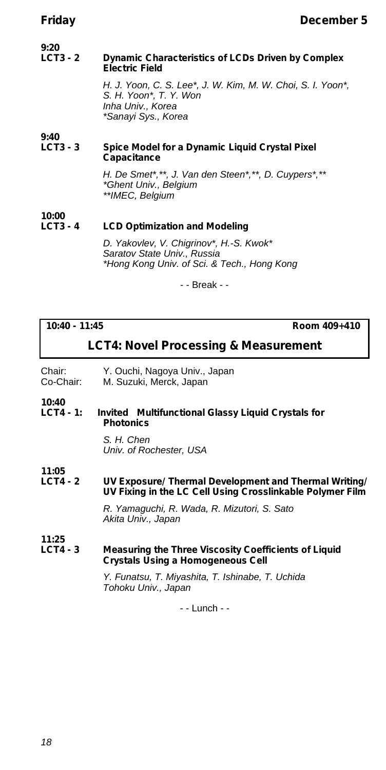**9:20**
**LCT3 - 2** **Dynamic Characteristics of LCDs Driven by Complex Electric Field**

*H. J. Yoon, C. S. Lee*, J. W. Kim, M. W. Choi, S. I. Yoon*, S. H. Yoon*, T. Y. Won*
*Inha Univ., Korea*
**Sanayi Sys., Korea*

**9:40**
**LCT3 - 3** **Spice Model for a Dynamic Liquid Crystal Pixel Capacitance**

*H. De Smet*,**, J. Van den Steen*,**, D. Cuypers*,***
**Ghent Univ., Belgium*
***IMEC, Belgium*

**10:00**
**LCT3 - 4** **LCD Optimization and Modeling**

*D. Yakovlev, V. Chigrinov*, H.-S. Kwok**
*Saratov State Univ., Russia*
**Hong Kong Univ. of Sci. & Tech., Hong Kong*

- - Break - -

**10:40 - 11:45** **Room 409+410**

## LCT4: Novel Processing & Measurement

Chair: Y. Ouchi, Nagoya Univ., Japan
Co-Chair: M. Suzuki, Merck, Japan

**10:40**
**LCT4 - 1:** ***Invited*** **Multifunctional Glassy Liquid Crystals for Photonics**

*S. H. Chen*
*Univ. of Rochester, USA*

**11:05**
**LCT4 - 2** **UV Exposure/ Thermal Development and Thermal Writing/ UV Fixing in the LC Cell Using Crosslinkable Polymer Film**

*R. Yamaguchi, R. Wada, R. Mizutori, S. Sato*
*Akita Univ., Japan*

**11:25**
**LCT4 - 3** **Measuring the Three Viscosity Coefficients of Liquid Crystals Using a Homogeneous Cell**

*Y. Funatsu, T. Miyashita, T. Ishinabe, T. Uchida*
*Tohoku Univ., Japan*

- - Lunch - -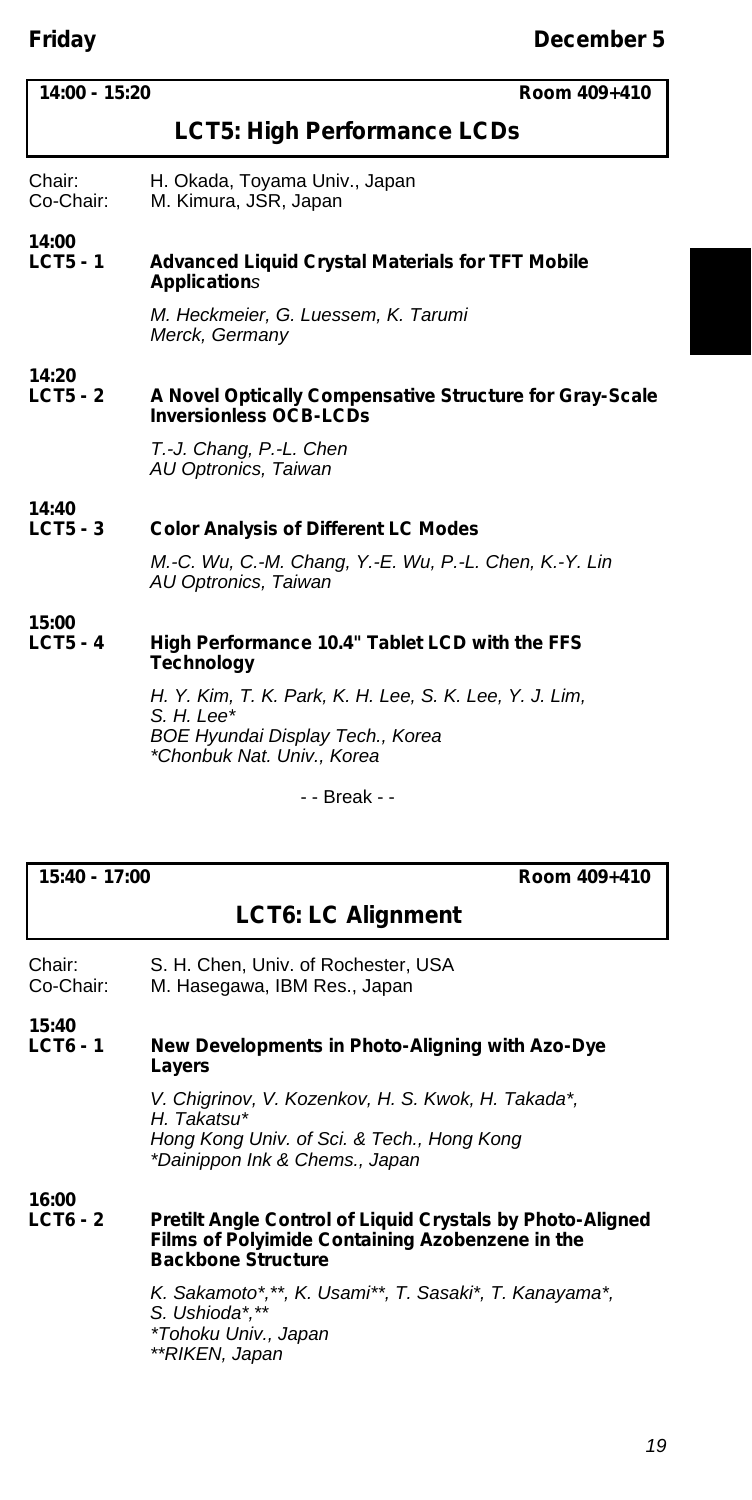**14:00 - 15:20** **Room 409+410**

## LCT5: High Performance LCDs

Chair: H. Okada, Toyama Univ., Japan
Co-Chair: M. Kimura, JSR, Japan

**14:00**
**LCT5 - 1** **Advanced Liquid Crystal Materials for TFT Mobile Applications**

*M. Heckmeier, G. Luessem, K. Tarumi*
*Merck, Germany*

**14:20**
**LCT5 - 2** **A Novel Optically Compensative Structure for Gray-Scale Inversionless OCB-LCDs**

*T.-J. Chang, P.-L. Chen*
*AU Optronics, Taiwan*

**14:40**
**LCT5 - 3** **Color Analysis of Different LC Modes**

*M.-C. Wu, C.-M. Chang, Y.-E. Wu, P.-L. Chen, K.-Y. Lin*
*AU Optronics, Taiwan*

**15:00**
**LCT5 - 4** **High Performance 10.4" Tablet LCD with the FFS Technology**

*H. Y. Kim, T. K. Park, K. H. Lee, S. K. Lee, Y. J. Lim, S. H. Lee**
*BOE Hyundai Display Tech., Korea*
**Chonbuk Nat. Univ., Korea*

- - Break - -

**15:40 - 17:00** **Room 409+410**

## LCT6: LC Alignment

Chair: S. H. Chen, Univ. of Rochester, USA
Co-Chair: M. Hasegawa, IBM Res., Japan

**15:40**
**LCT6 - 1** **New Developments in Photo-Aligning with Azo-Dye Layers**

*V. Chigrinov, V. Kozenkov, H. S. Kwok, H. Takada*, H. Takatsu**
*Hong Kong Univ. of Sci. & Tech., Hong Kong*
**Dainippon Ink & Chems., Japan*

**16:00**
**LCT6 - 2** **Pretilt Angle Control of Liquid Crystals by Photo-Aligned Films of Polyimide Containing Azobenzene in the Backbone Structure**

*K. Sakamoto*,**, K. Usami**, T. Sasaki*, T. Kanayama*, S. Ushioda*,***
**Tohoku Univ., Japan*
***RIKEN, Japan*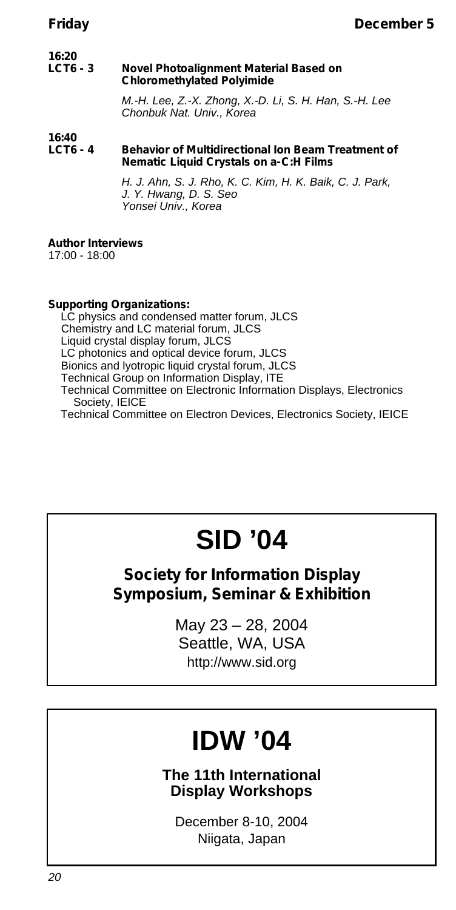**16:20**
**LCT6 - 3 Novel Photoalignment Material Based on Chloromethylated Polyimide**

*M.-H. Lee, Z.-X. Zhong, X.-D. Li, S. H. Han, S.-H. Lee*
*Chonbuk Nat. Univ., Korea*

**16:40**
**LCT6 - 4 Behavior of Multidirectional Ion Beam Treatment of Nematic Liquid Crystals on a-C:H Films**

*H. J. Ahn, S. J. Rho, K. C. Kim, H. K. Baik, C. J. Park, J. Y. Hwang, D. S. Seo*
*Yonsei Univ., Korea*

**Author Interviews**
17:00 - 18:00

**Supporting Organizations:**

- LC physics and condensed matter forum, JLCS
- Chemistry and LC material forum, JLCS
- Liquid crystal display forum, JLCS
- LC photonics and optical device forum, JLCS
- Bionics and lyotropic liquid crystal forum, JLCS
- Technical Group on Information Display, ITE
- Technical Committee on Electronic Information Displays, Electronics Society, IEICE
- Technical Committee on Electron Devices, Electronics Society, IEICE

# SID '04

**Society for Information Display Symposium, Seminar & Exhibition**

May 23 – 28, 2004
Seattle, WA, USA
http://www.sid.org

# IDW '04

**The 11th International Display Workshops**

December 8-10, 2004
Niigata, Japan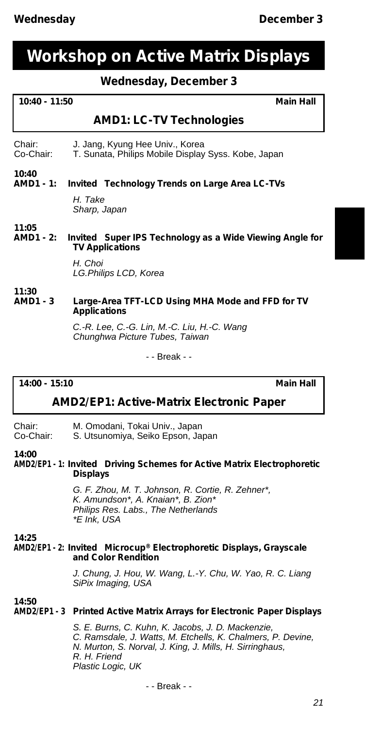# Workshop on Active Matrix Displays

## Wednesday, December 3

**10:40 - 11:50** **Main Hall**

### AMD1: LC-TV Technologies

Chair: J. Jang, Kyung Hee Univ., Korea
Co-Chair: T. Sunata, Philips Mobile Display Syss. Kobe, Japan

**10:40**
**AMD1 - 1: Invited Technology Trends on Large Area LC-TVs**

*H. Take*
*Sharp, Japan*

**11:05**
**AMD1 - 2: Invited Super IPS Technology as a Wide Viewing Angle for TV Applications**

*H. Choi*
*LG.Philips LCD, Korea*

**11:30**
**AMD1 - 3 Large-Area TFT-LCD Using MHA Mode and FFD for TV Applications**

*C.-R. Lee, C.-G. Lin, M.-C. Liu, H.-C. Wang*
*Chunghwa Picture Tubes, Taiwan*

- - Break - -

**14:00 - 15:10** **Main Hall**

### AMD2/EP1: Active-Matrix Electronic Paper

Chair: M. Omodani, Tokai Univ., Japan
Co-Chair: S. Utsunomiya, Seiko Epson, Japan

**14:00**
**AMD2/EP1 - 1: Invited Driving Schemes for Active Matrix Electrophoretic Displays**

*G. F. Zhou, M. T. Johnson, R. Cortie, R. Zehner*, K. Amundson*, A. Knaian*, B. Zion**
*Philips Res. Labs., The Netherlands*
**E Ink, USA*

**14:25**
**AMD2/EP1 - 2: Invited Microcup® Electrophoretic Displays, Grayscale and Color Rendition**

*J. Chung, J. Hou, W. Wang, L.-Y. Chu, W. Yao, R. C. Liang*
*SiPix Imaging, USA*

**14:50**
**AMD2/EP1 - 3 Printed Active Matrix Arrays for Electronic Paper Displays**

*S. E. Burns, C. Kuhn, K. Jacobs, J. D. Mackenzie, C. Ramsdale, J. Watts, M. Etchells, K. Chalmers, P. Devine, N. Murton, S. Norval, J. King, J. Mills, H. Sirringhaus, R. H. Friend*
*Plastic Logic, UK*

- - Break - -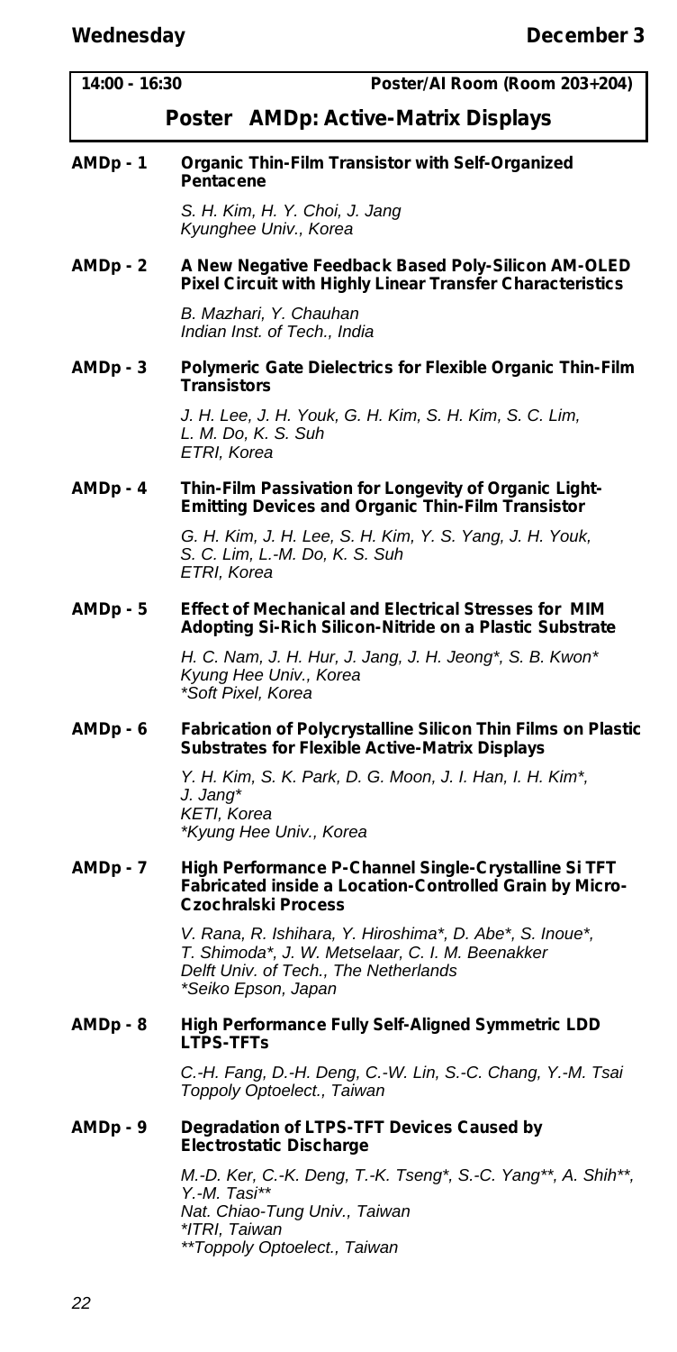**14:00 - 16:30** **Poster/AI Room (Room 203+204)**

## Poster AMDp: Active-Matrix Displays

**AMDp - 1** **Organic Thin-Film Transistor with Self-Organized Pentacene**

*S. H. Kim, H. Y. Choi, J. Jang*
*Kyunghee Univ., Korea*

**AMDp - 2** **A New Negative Feedback Based Poly-Silicon AM-OLED Pixel Circuit with Highly Linear Transfer Characteristics**

*B. Mazhari, Y. Chauhan*
*Indian Inst. of Tech., India*

**AMDp - 3** **Polymeric Gate Dielectrics for Flexible Organic Thin-Film Transistors**

*J. H. Lee, J. H. Youk, G. H. Kim, S. H. Kim, S. C. Lim, L. M. Do, K. S. Suh*
*ETRI, Korea*

**AMDp - 4** **Thin-Film Passivation for Longevity of Organic Light-Emitting Devices and Organic Thin-Film Transistor**

*G. H. Kim, J. H. Lee, S. H. Kim, Y. S. Yang, J. H. Youk, S. C. Lim, L.-M. Do, K. S. Suh*
*ETRI, Korea*

**AMDp - 5** **Effect of Mechanical and Electrical Stresses for MIM Adopting Si-Rich Silicon-Nitride on a Plastic Substrate**

*H. C. Nam, J. H. Hur, J. Jang, J. H. Jeong*, S. B. Kwon**
*Kyung Hee Univ., Korea*
**Soft Pixel, Korea*

**AMDp - 6** **Fabrication of Polycrystalline Silicon Thin Films on Plastic Substrates for Flexible Active-Matrix Displays**

*Y. H. Kim, S. K. Park, D. G. Moon, J. I. Han, I. H. Kim*, J. Jang**
*KETI, Korea*
**Kyung Hee Univ., Korea*

**AMDp - 7** **High Performance P-Channel Single-Crystalline Si TFT Fabricated inside a Location-Controlled Grain by Micro-Czochralski Process**

*V. Rana, R. Ishihara, Y. Hiroshima*, D. Abe*, S. Inoue*, T. Shimoda*, J. W. Metselaar, C. I. M. Beenakker*
*Delft Univ. of Tech., The Netherlands*
**Seiko Epson, Japan*

**AMDp - 8** **High Performance Fully Self-Aligned Symmetric LDD LTPS-TFTs**

*C.-H. Fang, D.-H. Deng, C.-W. Lin, S.-C. Chang, Y.-M. Tsai*
*Toppoly Optoelect., Taiwan*

**AMDp - 9** **Degradation of LTPS-TFT Devices Caused by Electrostatic Discharge**

*M.-D. Ker, C.-K. Deng, T.-K. Tseng*, S.-C. Yang**, A. Shih**, Y.-M. Tasi***
*Nat. Chiao-Tung Univ., Taiwan*
**ITRI, Taiwan*
***Toppoly Optoelect., Taiwan*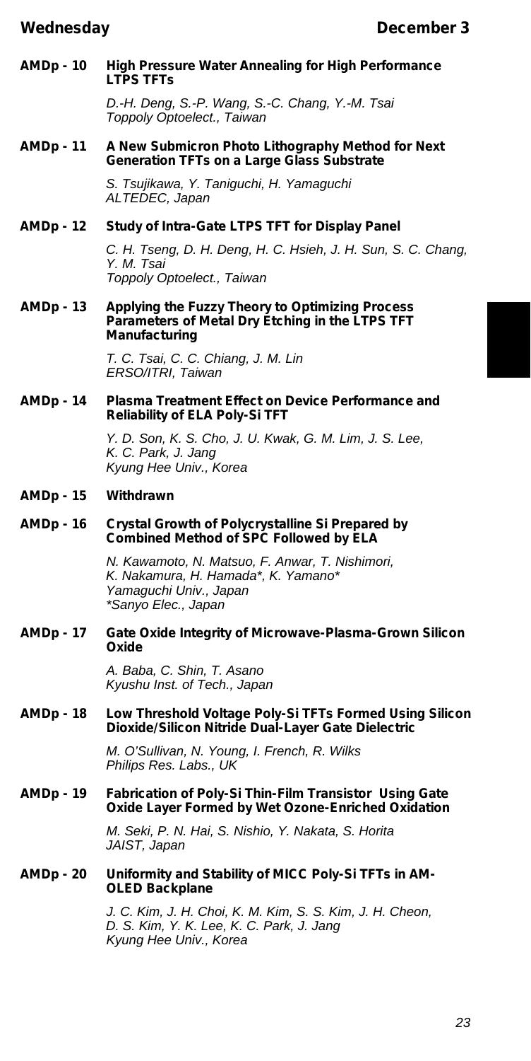**AMDp - 10 High Pressure Water Annealing for High Performance LTPS TFTs**

*D.-H. Deng, S.-P. Wang, S.-C. Chang, Y.-M. Tsai*
*Toppoly Optoelect., Taiwan*

**AMDp - 11 A New Submicron Photo Lithography Method for Next Generation TFTs on a Large Glass Substrate**

*S. Tsujikawa, Y. Taniguchi, H. Yamaguchi*
*ALTEDEC, Japan*

**AMDp - 12 Study of Intra-Gate LTPS TFT for Display Panel**

*C. H. Tseng, D. H. Deng, H. C. Hsieh, J. H. Sun, S. C. Chang, Y. M. Tsai*
*Toppoly Optoelect., Taiwan*

**AMDp - 13 Applying the Fuzzy Theory to Optimizing Process Parameters of Metal Dry Etching in the LTPS TFT Manufacturing**

*T. C. Tsai, C. C. Chiang, J. M. Lin*
*ERSO/ITRI, Taiwan*

**AMDp - 14 Plasma Treatment Effect on Device Performance and Reliability of ELA Poly-Si TFT**

*Y. D. Son, K. S. Cho, J. U. Kwak, G. M. Lim, J. S. Lee, K. C. Park, J. Jang*
*Kyung Hee Univ., Korea*

**AMDp - 15 Withdrawn**

**AMDp - 16 Crystal Growth of Polycrystalline Si Prepared by Combined Method of SPC Followed by ELA**

*N. Kawamoto, N. Matsuo, F. Anwar, T. Nishimori, K. Nakamura, H. Hamada*, K. Yamano**
*Yamaguchi Univ., Japan*
**Sanyo Elec., Japan*

**AMDp - 17 Gate Oxide Integrity of Microwave-Plasma-Grown Silicon Oxide**

*A. Baba, C. Shin, T. Asano*
*Kyushu Inst. of Tech., Japan*

**AMDp - 18 Low Threshold Voltage Poly-Si TFTs Formed Using Silicon Dioxide/Silicon Nitride Dual-Layer Gate Dielectric**

*M. O'Sullivan, N. Young, I. French, R. Wilks*
*Philips Res. Labs., UK*

**AMDp - 19 Fabrication of Poly-Si Thin-Film Transistor Using Gate Oxide Layer Formed by Wet Ozone-Enriched Oxidation**

*M. Seki, P. N. Hai, S. Nishio, Y. Nakata, S. Horita*
*JAIST, Japan*

**AMDp - 20 Uniformity and Stability of MICC Poly-Si TFTs in AM-OLED Backplane**

*J. C. Kim, J. H. Choi, K. M. Kim, S. S. Kim, J. H. Cheon, D. S. Kim, Y. K. Lee, K. C. Park, J. Jang*
*Kyung Hee Univ., Korea*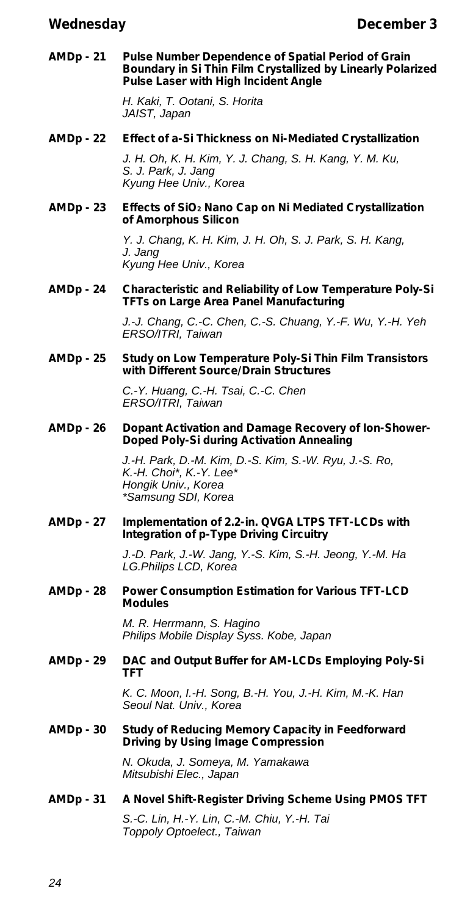**AMDp - 21 Pulse Number Dependence of Spatial Period of Grain Boundary in Si Thin Film Crystallized by Linearly Polarized Pulse Laser with High Incident Angle**

*H. Kaki, T. Ootani, S. Horita*
*JAIST, Japan*

**AMDp - 22 Effect of a-Si Thickness on Ni-Mediated Crystallization**

*J. H. Oh, K. H. Kim, Y. J. Chang, S. H. Kang, Y. M. Ku, S. J. Park, J. Jang*
*Kyung Hee Univ., Korea*

**AMDp - 23 Effects of $SiO_2$ Nano Cap on Ni Mediated Crystallization of Amorphous Silicon**

*Y. J. Chang, K. H. Kim, J. H. Oh, S. J. Park, S. H. Kang, J. Jang*
*Kyung Hee Univ., Korea*

**AMDp - 24 Characteristic and Reliability of Low Temperature Poly-Si TFTs on Large Area Panel Manufacturing**

*J.-J. Chang, C.-C. Chen, C.-S. Chuang, Y.-F. Wu, Y.-H. Yeh*
*ERSO/ITRI, Taiwan*

**AMDp - 25 Study on Low Temperature Poly-Si Thin Film Transistors with Different Source/Drain Structures**

*C.-Y. Huang, C.-H. Tsai, C.-C. Chen*
*ERSO/ITRI, Taiwan*

**AMDp - 26 Dopant Activation and Damage Recovery of Ion-Shower-Doped Poly-Si during Activation Annealing**

*J.-H. Park, D.-M. Kim, D.-S. Kim, S.-W. Ryu, J.-S. Ro, K.-H. Choi*, K.-Y. Lee**
*Hongik Univ., Korea*
*\*Samsung SDI, Korea*

**AMDp - 27 Implementation of 2.2-in. QVGA LTPS TFT-LCDs with Integration of p-Type Driving Circuitry**

*J.-D. Park, J.-W. Jang, Y.-S. Kim, S.-H. Jeong, Y.-M. Ha*
*LG.Philips LCD, Korea*

**AMDp - 28 Power Consumption Estimation for Various TFT-LCD Modules**

*M. R. Herrmann, S. Hagino*
*Philips Mobile Display Syss. Kobe, Japan*

**AMDp - 29 DAC and Output Buffer for AM-LCDs Employing Poly-Si TFT**

*K. C. Moon, I.-H. Song, B.-H. You, J.-H. Kim, M.-K. Han*
*Seoul Nat. Univ., Korea*

**AMDp - 30 Study of Reducing Memory Capacity in Feedforward Driving by Using Image Compression**

*N. Okuda, J. Someya, M. Yamakawa*
*Mitsubishi Elec., Japan*

**AMDp - 31 A Novel Shift-Register Driving Scheme Using PMOS TFT**

*S.-C. Lin, H.-Y. Lin, C.-M. Chiu, Y.-H. Tai*
*Toppoly Optoelect., Taiwan*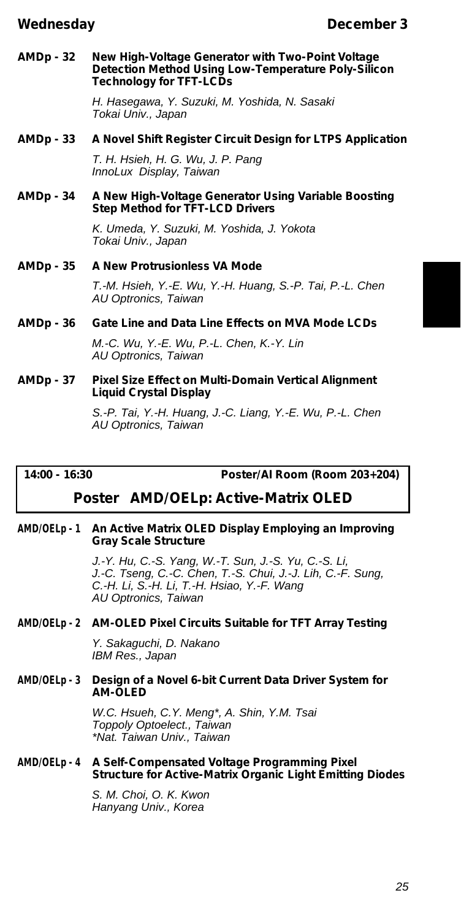**AMDp - 32 New High-Voltage Generator with Two-Point Voltage Detection Method Using Low-Temperature Poly-Silicon Technology for TFT-LCDs**

*H. Hasegawa, Y. Suzuki, M. Yoshida, N. Sasaki*
*Tokai Univ., Japan*

**AMDp - 33 A Novel Shift Register Circuit Design for LTPS Application**

*T. H. Hsieh, H. G. Wu, J. P. Pang*
*InnoLux Display, Taiwan*

**AMDp - 34 A New High-Voltage Generator Using Variable Boosting Step Method for TFT-LCD Drivers**

*K. Umeda, Y. Suzuki, M. Yoshida, J. Yokota*
*Tokai Univ., Japan*

**AMDp - 35 A New Protrusionless VA Mode**

*T.-M. Hsieh, Y.-E. Wu, Y.-H. Huang, S.-P. Tai, P.-L. Chen*
*AU Optronics, Taiwan*

**AMDp - 36 Gate Line and Data Line Effects on MVA Mode LCDs**

*M.-C. Wu, Y.-E. Wu, P.-L. Chen, K.-Y. Lin*
*AU Optronics, Taiwan*

**AMDp - 37 Pixel Size Effect on Multi-Domain Vertical Alignment Liquid Crystal Display**

*S.-P. Tai, Y.-H. Huang, J.-C. Liang, Y.-E. Wu, P.-L. Chen*
*AU Optronics, Taiwan*

---

**14:00 - 16:30** **Poster/AI Room (Room 203+204)**

## Poster AMD/OELp: Active-Matrix OLED

**AMD/OELp - 1 An Active Matrix OLED Display Employing an Improving Gray Scale Structure**

*J.-Y. Hu, C.-S. Yang, W.-T. Sun, J.-S. Yu, C.-S. Li, J.-C. Tseng, C.-C. Chen, T.-S. Chui, J.-J. Lih, C.-F. Sung, C.-H. Li, S.-H. Li, T.-H. Hsiao, Y.-F. Wang*
*AU Optronics, Taiwan*

**AMD/OELp - 2 AM-OLED Pixel Circuits Suitable for TFT Array Testing**

*Y. Sakaguchi, D. Nakano*
*IBM Res., Japan*

**AMD/OELp - 3 Design of a Novel 6-bit Current Data Driver System for AM-OLED**

*W.C. Hsueh, C.Y. Meng*, A. Shin, Y.M. Tsai*
*Toppoly Optoelect., Taiwan*
**Nat. Taiwan Univ., Taiwan*

**AMD/OELp - 4 A Self-Compensated Voltage Programming Pixel Structure for Active-Matrix Organic Light Emitting Diodes**

*S. M. Choi, O. K. Kwon*
*Hanyang Univ., Korea*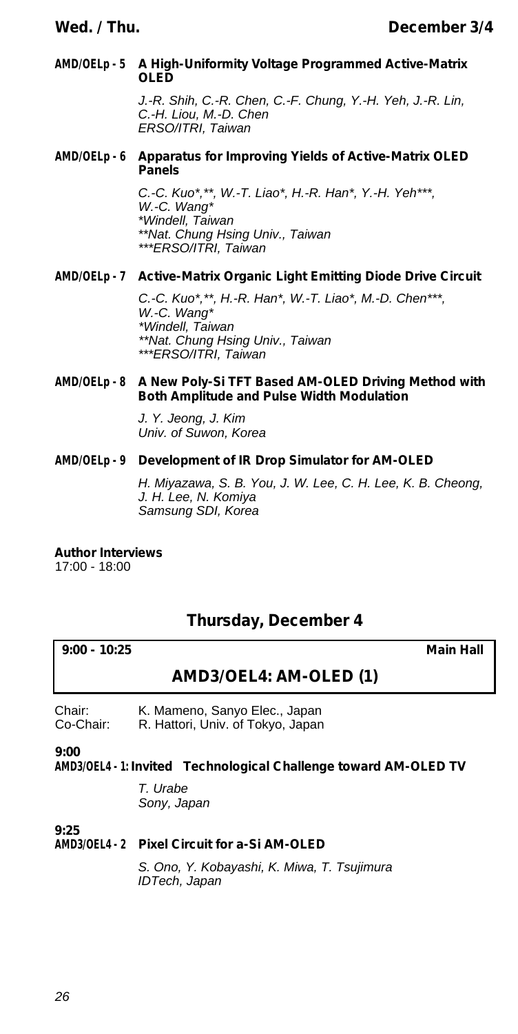**AMD/OELp - 5 A High-Uniformity Voltage Programmed Active-Matrix OLED**

*J.-R. Shih, C.-R. Chen, C.-F. Chung, Y.-H. Yeh, J.-R. Lin, C.-H. Liou, M.-D. Chen*
*ERSO/ITRI, Taiwan*

**AMD/OELp - 6 Apparatus for Improving Yields of Active-Matrix OLED Panels**

*C.-C. Kuo\*,\*\*, W.-T. Liao\*, H.-R. Han\*, Y.-H. Yeh\*\*\*, W.-C. Wang\**
*\*Windell, Taiwan*
*\*\*Nat. Chung Hsing Univ., Taiwan*
*\*\*\*ERSO/ITRI, Taiwan*

**AMD/OELp - 7 Active-Matrix Organic Light Emitting Diode Drive Circuit**

*C.-C. Kuo\*,\*\*, H.-R. Han\*, W.-T. Liao\*, M.-D. Chen\*\*\*, W.-C. Wang\**
*\*Windell, Taiwan*
*\*\*Nat. Chung Hsing Univ., Taiwan*
*\*\*\*ERSO/ITRI, Taiwan*

**AMD/OELp - 8 A New Poly-Si TFT Based AM-OLED Driving Method with Both Amplitude and Pulse Width Modulation**

*J. Y. Jeong, J. Kim*
*Univ. of Suwon, Korea*

**AMD/OELp - 9 Development of IR Drop Simulator for AM-OLED**

*H. Miyazawa, S. B. You, J. W. Lee, C. H. Lee, K. B. Cheong, J. H. Lee, N. Komiya*
*Samsung SDI, Korea*

**Author Interviews**
17:00 - 18:00

## Thursday, December 4

**9:00 - 10:25** **Main Hall**

### AMD3/OEL4: AM-OLED (1)

Chair: K. Mameno, Sanyo Elec., Japan
Co-Chair: R. Hattori, Univ. of Tokyo, Japan

**9:00**
**AMD3/OEL4 - 1: Invited Technological Challenge toward AM-OLED TV**

*T. Urabe*
*Sony, Japan*

**9:25**
**AMD3/OEL4 - 2 Pixel Circuit for a-Si AM-OLED**

*S. Ono, Y. Kobayashi, K. Miwa, T. Tsujimura*
*IDTech, Japan*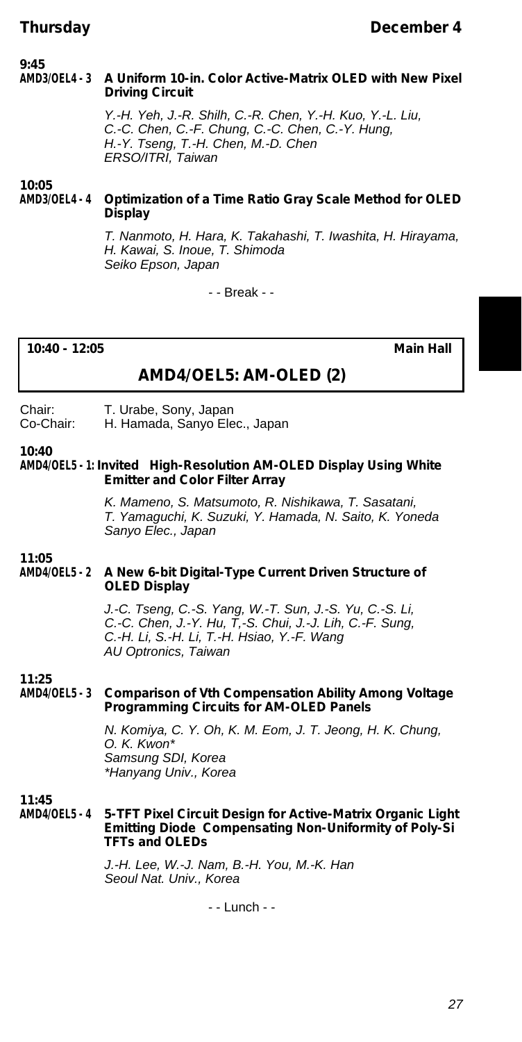**9:45**
**AMD3/OEL4 - 3 A Uniform 10-in. Color Active-Matrix OLED with New Pixel Driving Circuit**

*Y.-H. Yeh, J.-R. Shilh, C.-R. Chen, Y.-H. Kuo, Y.-L. Liu, C.-C. Chen, C.-F. Chung, C.-C. Chen, C.-Y. Hung, H.-Y. Tseng, T.-H. Chen, M.-D. Chen*
*ERSO/ITRI, Taiwan*

**10:05**
**AMD3/OEL4 - 4 Optimization of a Time Ratio Gray Scale Method for OLED Display**

*T. Nanmoto, H. Hara, K. Takahashi, T. Iwashita, H. Hirayama, H. Kawai, S. Inoue, T. Shimoda*
*Seiko Epson, Japan*

- - Break - -

**10:40 - 12:05** **Main Hall**

## AMD4/OEL5: AM-OLED (2)

Chair: T. Urabe, Sony, Japan
Co-Chair: H. Hamada, Sanyo Elec., Japan

**10:40**
**AMD4/OEL5 - 1: Invited High-Resolution AM-OLED Display Using White Emitter and Color Filter Array**

*K. Mameno, S. Matsumoto, R. Nishikawa, T. Sasatani, T. Yamaguchi, K. Suzuki, Y. Hamada, N. Saito, K. Yoneda*
*Sanyo Elec., Japan*

**11:05**
**AMD4/OEL5 - 2 A New 6-bit Digital-Type Current Driven Structure of OLED Display**

*J.-C. Tseng, C.-S. Yang, W.-T. Sun, J.-S. Yu, C.-S. Li, C.-C. Chen, J.-Y. Hu, T,-S. Chui, J.-J. Lih, C.-F. Sung, C.-H. Li, S.-H. Li, T.-H. Hsiao, Y.-F. Wang*
*AU Optronics, Taiwan*

**11:25**
**AMD4/OEL5 - 3 Comparison of Vth Compensation Ability Among Voltage Programming Circuits for AM-OLED Panels**

*N. Komiya, C. Y. Oh, K. M. Eom, J. T. Jeong, H. K. Chung, O. K. Kwon\**
*Samsung SDI, Korea*
*\*Hanyang Univ., Korea*

**11:45**
**AMD4/OEL5 - 4 5-TFT Pixel Circuit Design for Active-Matrix Organic Light Emitting Diode Compensating Non-Uniformity of Poly-Si TFTs and OLEDs**

*J.-H. Lee, W.-J. Nam, B.-H. You, M.-K. Han*
*Seoul Nat. Univ., Korea*

- - Lunch - -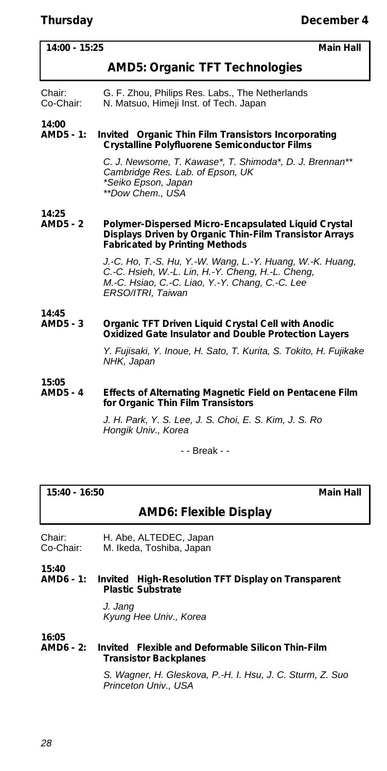**Thursday** **December 4**

**14:00 - 15:25** **Main Hall**

## AMD5: Organic TFT Technologies

Chair: G. F. Zhou, Philips Res. Labs., The Netherlands
Co-Chair: N. Matsuo, Himeji Inst. of Tech. Japan

**14:00**
**AMD5 - 1: Invited Organic Thin Film Transistors Incorporating Crystalline Polyfluorene Semiconductor Films**

*C. J. Newsome, T. Kawase\*, T. Shimoda\*, D. J. Brennan\*\**
*Cambridge Res. Lab. of Epson, UK*
*\*Seiko Epson, Japan*
*\*\*Dow Chem., USA*

**14:25**
**AMD5 - 2 Polymer-Dispersed Micro-Encapsulated Liquid Crystal Displays Driven by Organic Thin-Film Transistor Arrays Fabricated by Printing Methods**

*J.-C. Ho, T.-S. Hu, Y.-W. Wang, L.-Y. Huang, W.-K. Huang, C.-C. Hsieh, W.-L. Lin, H.-Y. Cheng, H.-L. Cheng, M.-C. Hsiao, C.-C. Liao, Y.-Y. Chang, C.-C. Lee*
*ERSO/ITRI, Taiwan*

**14:45**
**AMD5 - 3 Organic TFT Driven Liquid Crystal Cell with Anodic Oxidized Gate Insulator and Double Protection Layers**

*Y. Fujisaki, Y. Inoue, H. Sato, T. Kurita, S. Tokito, H. Fujikake*
*NHK, Japan*

**15:05**
**AMD5 - 4 Effects of Alternating Magnetic Field on Pentacene Film for Organic Thin Film Transistors**

*J. H. Park, Y. S. Lee, J. S. Choi, E. S. Kim, J. S. Ro*
*Hongik Univ., Korea*

- - Break - -

**15:40 - 16:50** **Main Hall**

## AMD6: Flexible Display

Chair: H. Abe, ALTEDEC, Japan
Co-Chair: M. Ikeda, Toshiba, Japan

**15:40**
**AMD6 - 1: Invited High-Resolution TFT Display on Transparent Plastic Substrate**

*J. Jang*
*Kyung Hee Univ., Korea*

**16:05**
**AMD6 - 2: Invited Flexible and Deformable Silicon Thin-Film Transistor Backplanes**

*S. Wagner, H. Gleskova, P.-H. I. Hsu, J. C. Sturm, Z. Suo*
*Princeton Univ., USA*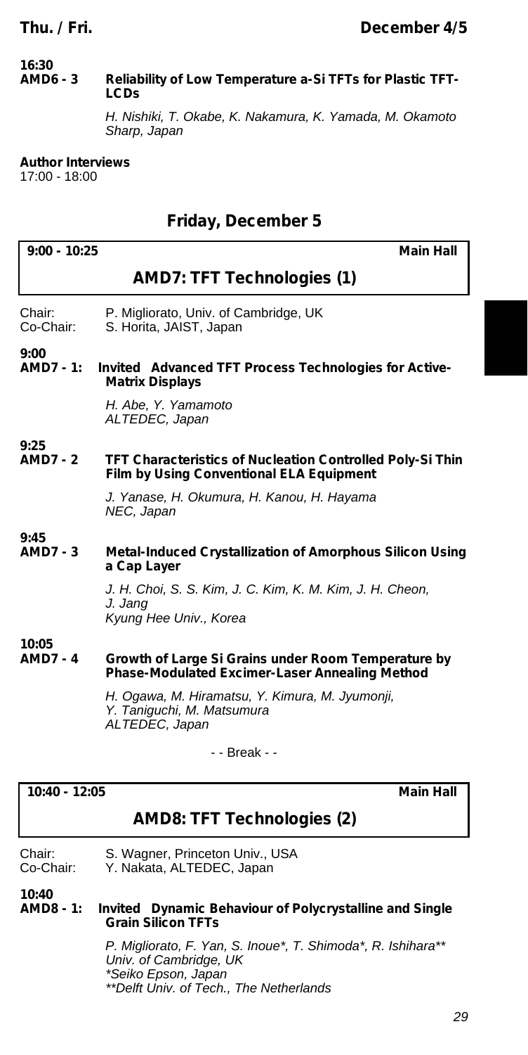**16:30**
**AMD6 - 3 Reliability of Low Temperature a-Si TFTs for Plastic TFT-LCDs**

*H. Nishiki, T. Okabe, K. Nakamura, K. Yamada, M. Okamoto*
*Sharp, Japan*

**Author Interviews**
17:00 - 18:00

## Friday, December 5

**9:00 - 10:25** **Main Hall**

### AMD7: TFT Technologies (1)

Chair: P. Migliorato, Univ. of Cambridge, UK
Co-Chair: S. Horita, JAIST, Japan

**9:00**
**AMD7 - 1: Invited Advanced TFT Process Technologies for Active-Matrix Displays**

*H. Abe, Y. Yamamoto*
*ALTEDEC, Japan*

**9:25**
**AMD7 - 2 TFT Characteristics of Nucleation Controlled Poly-Si Thin Film by Using Conventional ELA Equipment**

*J. Yanase, H. Okumura, H. Kanou, H. Hayama*
*NEC, Japan*

**9:45**
**AMD7 - 3 Metal-Induced Crystallization of Amorphous Silicon Using a Cap Layer**

*J. H. Choi, S. S. Kim, J. C. Kim, K. M. Kim, J. H. Cheon, J. Jang*
*Kyung Hee Univ., Korea*

**10:05**
**AMD7 - 4 Growth of Large Si Grains under Room Temperature by Phase-Modulated Excimer-Laser Annealing Method**

*H. Ogawa, M. Hiramatsu, Y. Kimura, M. Jyumonji, Y. Taniguchi, M. Matsumura*
*ALTEDEC, Japan*

- - Break - -

**10:40 - 12:05** **Main Hall**

### AMD8: TFT Technologies (2)

Chair: S. Wagner, Princeton Univ., USA
Co-Chair: Y. Nakata, ALTEDEC, Japan

**10:40**
**AMD8 - 1: Invited Dynamic Behaviour of Polycrystalline and Single Grain Silicon TFTs**

*P. Migliorato, F. Yan, S. Inoue*, T. Shimoda*, R. Ishihara***
*Univ. of Cambridge, UK*
**Seiko Epson, Japan*
***Delft Univ. of Tech., The Netherlands*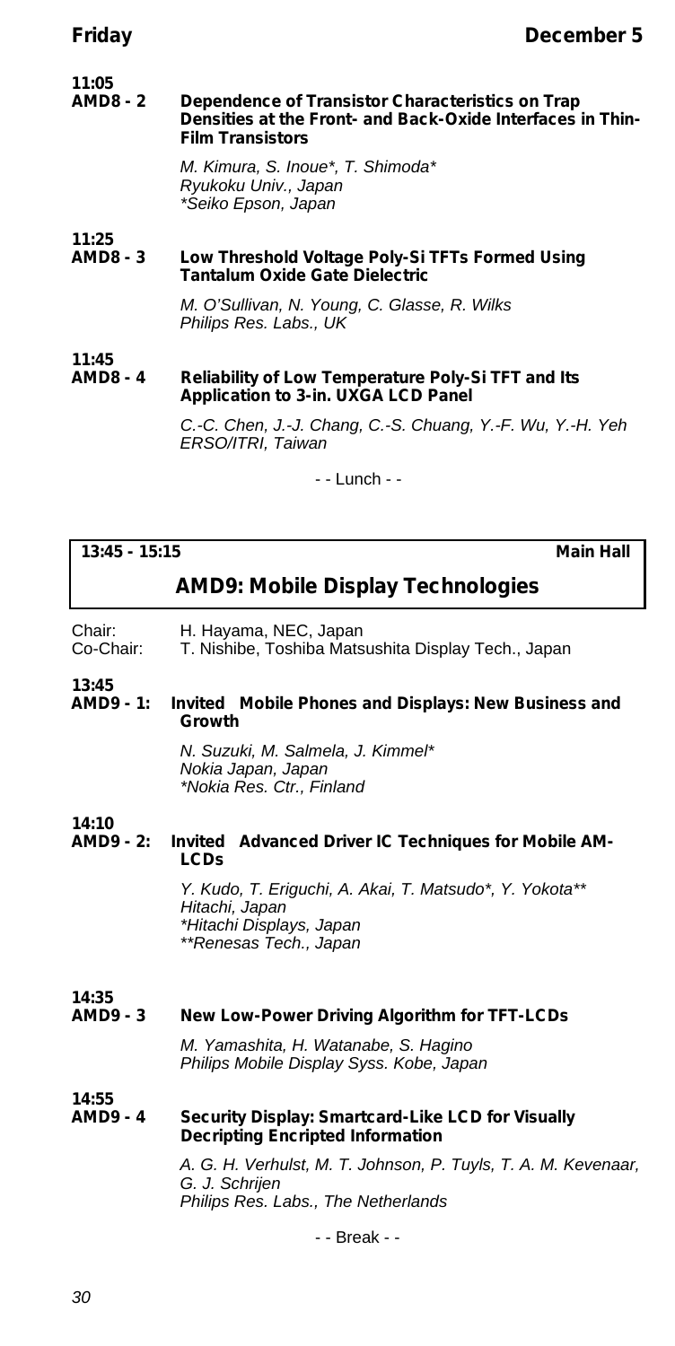**11:05**
**AMD8 - 2 Dependence of Transistor Characteristics on Trap Densities at the Front- and Back-Oxide Interfaces in Thin-Film Transistors**

*M. Kimura, S. Inoue\*, T. Shimoda\**
*Ryukoku Univ., Japan*
*\*Seiko Epson, Japan*

**11:25**
**AMD8 - 3 Low Threshold Voltage Poly-Si TFTs Formed Using Tantalum Oxide Gate Dielectric**

*M. O'Sullivan, N. Young, C. Glasse, R. Wilks*
*Philips Res. Labs., UK*

**11:45**
**AMD8 - 4 Reliability of Low Temperature Poly-Si TFT and Its Application to 3-in. UXGA LCD Panel**

*C.-C. Chen, J.-J. Chang, C.-S. Chuang, Y.-F. Wu, Y.-H. Yeh*
*ERSO/ITRI, Taiwan*

- - Lunch - -

**13:45 - 15:15** **Main Hall**

## AMD9: Mobile Display Technologies

Chair: H. Hayama, NEC, Japan
Co-Chair: T. Nishibe, Toshiba Matsushita Display Tech., Japan

**13:45**
**AMD9 - 1: Invited Mobile Phones and Displays: New Business and Growth**

*N. Suzuki, M. Salmela, J. Kimmel\**
*Nokia Japan, Japan*
*\*Nokia Res. Ctr., Finland*

**14:10**
**AMD9 - 2: Invited Advanced Driver IC Techniques for Mobile AM-LCDs**

*Y. Kudo, T. Eriguchi, A. Akai, T. Matsudo\*, Y. Yokota\*\**
*Hitachi, Japan*
*\*Hitachi Displays, Japan*
*\*\*Renesas Tech., Japan*

**14:35**
**AMD9 - 3 New Low-Power Driving Algorithm for TFT-LCDs**

*M. Yamashita, H. Watanabe, S. Hagino*
*Philips Mobile Display Syss. Kobe, Japan*

**14:55**
**AMD9 - 4 Security Display: Smartcard-Like LCD for Visually Decripting Encripted Information**

*A. G. H. Verhulst, M. T. Johnson, P. Tuyls, T. A. M. Kevenaar, G. J. Schrijen*
*Philips Res. Labs., The Netherlands*

- - Break - -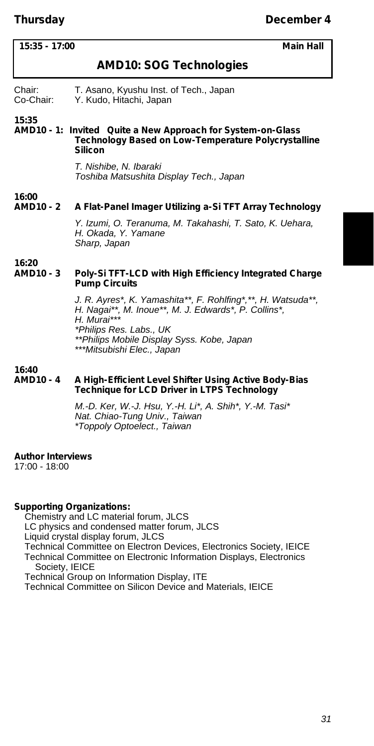**Thursday** **December 4**

**15:35 - 17:00** **Main Hall**

## AMD10: SOG Technologies

Chair: T. Asano, Kyushu Inst. of Tech., Japan
Co-Chair: Y. Kudo, Hitachi, Japan

**15:35**
**AMD10 - 1: Invited Quite a New Approach for System-on-Glass Technology Based on Low-Temperature Polycrystalline Silicon**

*T. Nishibe, N. Ibaraki*
*Toshiba Matsushita Display Tech., Japan*

**16:00**
**AMD10 - 2 A Flat-Panel Imager Utilizing a-Si TFT Array Technology**

*Y. Izumi, O. Teranuma, M. Takahashi, T. Sato, K. Uehara, H. Okada, Y. Yamane*
*Sharp, Japan*

**16:20**
**AMD10 - 3 Poly-Si TFT-LCD with High Efficiency Integrated Charge Pump Circuits**

*J. R. Ayres*, K. Yamashita**, F. Rohlfing*,**, H. Watsuda**, H. Nagai**, M. Inoue**, M. J. Edwards*, P. Collins*, H. Murai****
*\*Philips Res. Labs., UK*
*\*\*Philips Mobile Display Syss. Kobe, Japan*
*\*\*\*Mitsubishi Elec., Japan*

**16:40**
**AMD10 - 4 A High-Efficient Level Shifter Using Active Body-Bias Technique for LCD Driver in LTPS Technology**

*M.-D. Ker, W.-J. Hsu, Y.-H. Li*, A. Shih*, Y.-M. Tasi**
*Nat. Chiao-Tung Univ., Taiwan*
*\*Toppoly Optoelect., Taiwan*

**Author Interviews**
17:00 - 18:00

**Supporting Organizations:**
Chemistry and LC material forum, JLCS
LC physics and condensed matter forum, JLCS
Liquid crystal display forum, JLCS
Technical Committee on Electron Devices, Electronics Society, IEICE
Technical Committee on Electronic Information Displays, Electronics Society, IEICE
Technical Group on Information Display, ITE
Technical Committee on Silicon Device and Materials, IEICE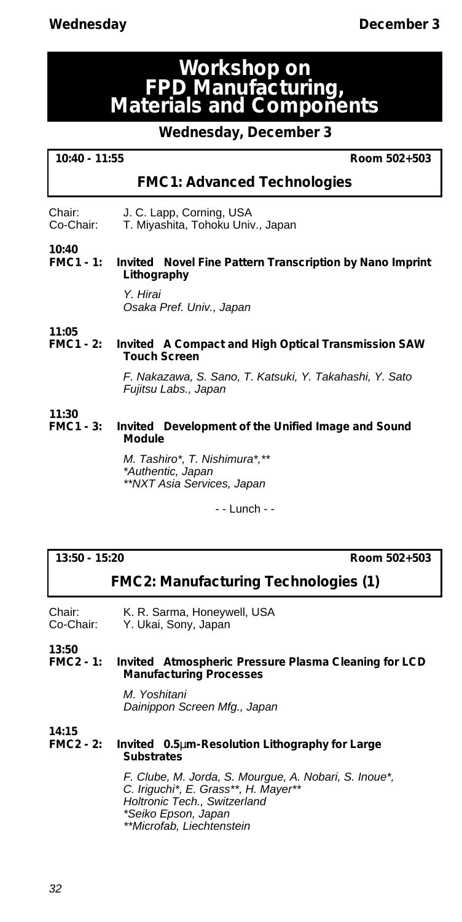# Workshop on FPD Manufacturing, Materials and Components

## Wednesday, December 3

**10:40 - 11:55** **Room 502+503**

### FMC1: Advanced Technologies

Chair: J. C. Lapp, Corning, USA
Co-Chair: T. Miyashita, Tohoku Univ., Japan

**10:40**
**FMC1 - 1: Invited Novel Fine Pattern Transcription by Nano Imprint Lithography**

*Y. Hirai*
*Osaka Pref. Univ., Japan*

**11:05**
**FMC1 - 2: Invited A Compact and High Optical Transmission SAW Touch Screen**

*F. Nakazawa, S. Sano, T. Katsuki, Y. Takahashi, Y. Sato*
*Fujitsu Labs., Japan*

**11:30**
**FMC1 - 3: Invited Development of the Unified Image and Sound Module**

*M. Tashiro*, T. Nishimura*,***
**Authentic, Japan*
***NXT Asia Services, Japan*

- - Lunch - -

**13:50 - 15:20** **Room 502+503**

### FMC2: Manufacturing Technologies (1)

Chair: K. R. Sarma, Honeywell, USA
Co-Chair: Y. Ukai, Sony, Japan

**13:50**
**FMC2 - 1: Invited Atmospheric Pressure Plasma Cleaning for LCD Manufacturing Processes**

*M. Yoshitani*
*Dainippon Screen Mfg., Japan*

**14:15**
**FMC2 - 2: Invited 0.5μm-Resolution Lithography for Large Substrates**

*F. Clube, M. Jorda, S. Mourgue, A. Nobari, S. Inoue*, C. Iriguchi*, E. Grass**, H. Mayer***
*Holtronic Tech., Switzerland*
**Seiko Epson, Japan*
***Microfab, Liechtenstein*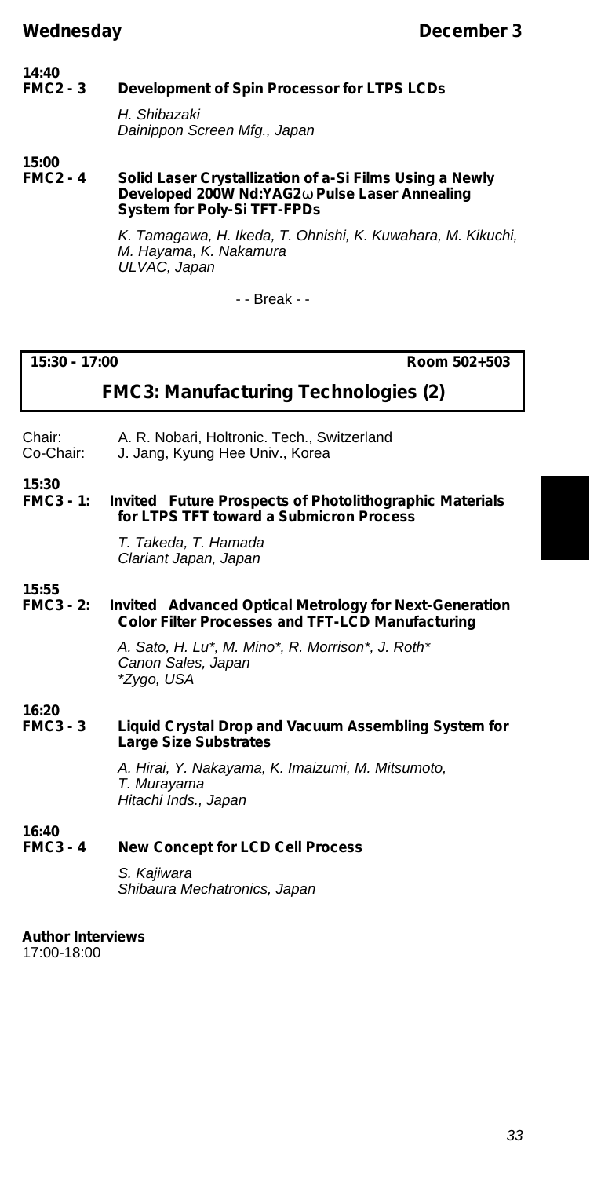**14:40**
**FMC2 - 3 Development of Spin Processor for LTPS LCDs**

*H. Shibazaki*
*Dainippon Screen Mfg., Japan*

**15:00**
**FMC2 - 4 Solid Laser Crystallization of a-Si Films Using a Newly Developed 200W Nd:YAG2ω Pulse Laser Annealing System for Poly-Si TFT-FPDs**

*K. Tamagawa, H. Ikeda, T. Ohnishi, K. Kuwahara, M. Kikuchi, M. Hayama, K. Nakamura*
*ULVAC, Japan*

- - Break - -

**15:30 - 17:00** **Room 502+503**

## FMC3: Manufacturing Technologies (2)

Chair: A. R. Nobari, Holtronic. Tech., Switzerland
Co-Chair: J. Jang, Kyung Hee Univ., Korea

**15:30**
**FMC3 - 1: Invited Future Prospects of Photolithographic Materials for LTPS TFT toward a Submicron Process**

*T. Takeda, T. Hamada*
*Clariant Japan, Japan*

**15:55**
**FMC3 - 2: Invited Advanced Optical Metrology for Next-Generation Color Filter Processes and TFT-LCD Manufacturing**

*A. Sato, H. Lu*, M. Mino*, R. Morrison*, J. Roth**
*Canon Sales, Japan*
**Zygo, USA*

**16:20**
**FMC3 - 3 Liquid Crystal Drop and Vacuum Assembling System for Large Size Substrates**

*A. Hirai, Y. Nakayama, K. Imaizumi, M. Mitsumoto, T. Murayama*
*Hitachi Inds., Japan*

**16:40**
**FMC3 - 4 New Concept for LCD Cell Process**

*S. Kajiwara*
*Shibaura Mechatronics, Japan*

**Author Interviews**
17:00-18:00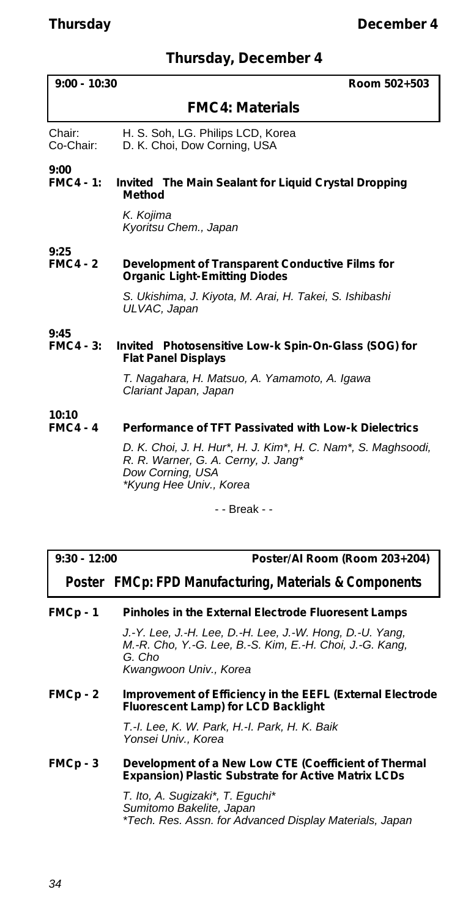## Thursday, December 4

**9:00 - 10:30** **Room 502+503**

### FMC4: Materials

Chair: H. S. Soh, LG. Philips LCD, Korea
Co-Chair: D. K. Choi, Dow Corning, USA

**9:00**
**FMC4 - 1:** **Invited The Main Sealant for Liquid Crystal Dropping Method**

*K. Kojima*
*Kyoritsu Chem., Japan*

**9:25**
**FMC4 - 2** **Development of Transparent Conductive Films for Organic Light-Emitting Diodes**

*S. Ukishima, J. Kiyota, M. Arai, H. Takei, S. Ishibashi*
*ULVAC, Japan*

**9:45**
**FMC4 - 3:** **Invited Photosensitive Low-k Spin-On-Glass (SOG) for Flat Panel Displays**

*T. Nagahara, H. Matsuo, A. Yamamoto, A. Igawa*
*Clariant Japan, Japan*

**10:10**
**FMC4 - 4** **Performance of TFT Passivated with Low-k Dielectrics**

*D. K. Choi, J. H. Hur*, H. J. Kim*, H. C. Nam*, S. Maghsoodi, R. R. Warner, G. A. Cerny, J. Jang**
*Dow Corning, USA*
**Kyung Hee Univ., Korea*

- - Break - -

**9:30 - 12:00** **Poster/AI Room (Room 203+204)**

### Poster FMCp: FPD Manufacturing, Materials & Components

**FMCp - 1** **Pinholes in the External Electrode Fluoresent Lamps**

*J.-Y. Lee, J.-H. Lee, D.-H. Lee, J.-W. Hong, D.-U. Yang, M.-R. Cho, Y.-G. Lee, B.-S. Kim, E.-H. Choi, J.-G. Kang, G. Cho*
*Kwangwoon Univ., Korea*

**FMCp - 2** **Improvement of Efficiency in the EEFL (External Electrode Fluorescent Lamp) for LCD Backlight**

*T.-I. Lee, K. W. Park, H.-I. Park, H. K. Baik*
*Yonsei Univ., Korea*

**FMCp - 3** **Development of a New Low CTE (Coefficient of Thermal Expansion) Plastic Substrate for Active Matrix LCDs**

*T. Ito, A. Sugizaki*, T. Eguchi**
*Sumitomo Bakelite, Japan*
**Tech. Res. Assn. for Advanced Display Materials, Japan*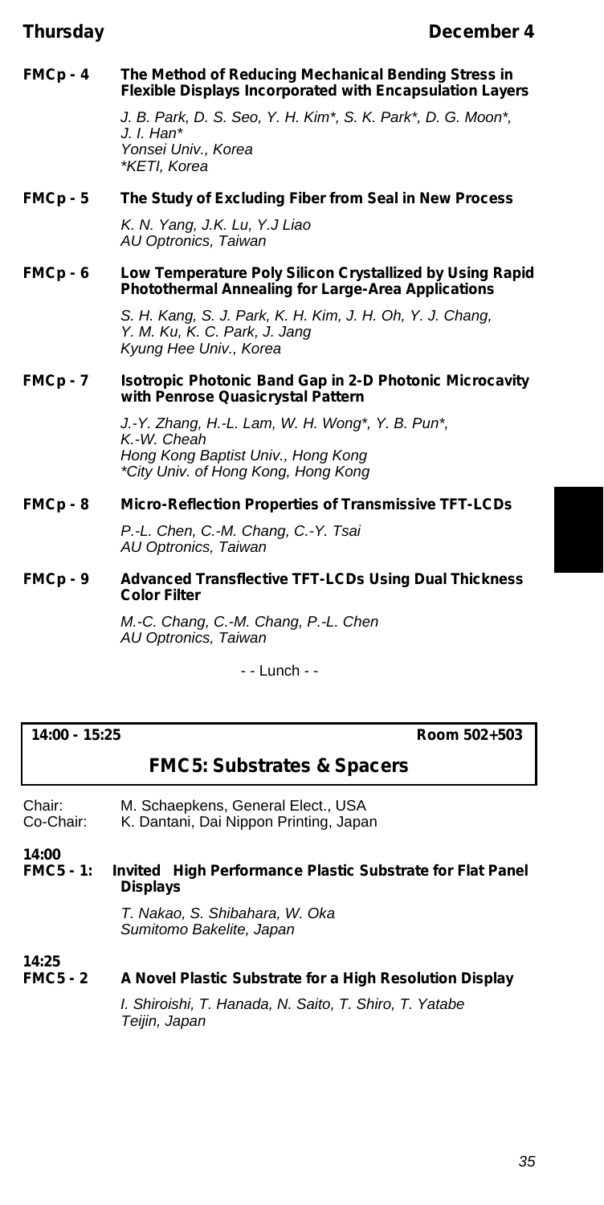**FMCp - 4** **The Method of Reducing Mechanical Bending Stress in Flexible Displays Incorporated with Encapsulation Layers**

*J. B. Park, D. S. Seo, Y. H. Kim*, S. K. Park*, D. G. Moon*, J. I. Han**
*Yonsei Univ., Korea*
**KETI, Korea*

**FMCp - 5** **The Study of Excluding Fiber from Seal in New Process**

*K. N. Yang, J.K. Lu, Y.J Liao*
*AU Optronics, Taiwan*

**FMCp - 6** **Low Temperature Poly Silicon Crystallized by Using Rapid Photothermal Annealing for Large-Area Applications**

*S. H. Kang, S. J. Park, K. H. Kim, J. H. Oh, Y. J. Chang, Y. M. Ku, K. C. Park, J. Jang*
*Kyung Hee Univ., Korea*

**FMCp - 7** **Isotropic Photonic Band Gap in 2-D Photonic Microcavity with Penrose Quasicrystal Pattern**

*J.-Y. Zhang, H.-L. Lam, W. H. Wong*, Y. B. Pun*, K.-W. Cheah*
*Hong Kong Baptist Univ., Hong Kong*
**City Univ. of Hong Kong, Hong Kong*

**FMCp - 8** **Micro-Reflection Properties of Transmissive TFT-LCDs**

*P.-L. Chen, C.-M. Chang, C.-Y. Tsai*
*AU Optronics, Taiwan*

**FMCp - 9** **Advanced Transflective TFT-LCDs Using Dual Thickness Color Filter**

*M.-C. Chang, C.-M. Chang, P.-L. Chen*
*AU Optronics, Taiwan*

- - Lunch - -

**14:00 - 15:25** **Room 502+503**

## FMC5: Substrates & Spacers

Chair: M. Schaepkens, General Elect., USA
Co-Chair: K. Dantani, Dai Nippon Printing, Japan

**14:00**
**FMC5 - 1:** **Invited High Performance Plastic Substrate for Flat Panel Displays**

*T. Nakao, S. Shibahara, W. Oka*
*Sumitomo Bakelite, Japan*

**14:25**
**FMC5 - 2** **A Novel Plastic Substrate for a High Resolution Display**

*I. Shiroishi, T. Hanada, N. Saito, T. Shiro, T. Yatabe*
*Teijin, Japan*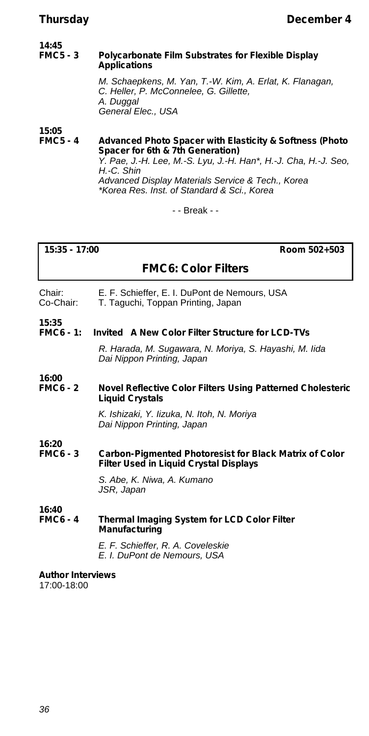**14:45**
**FMC5 - 3** **Polycarbonate Film Substrates for Flexible Display Applications**

*M. Schaepkens, M. Yan, T.-W. Kim, A. Erlat, K. Flanagan, C. Heller, P. McConnelee, G. Gillette, A. Duggal*
*General Elec., USA*

**15:05**
**FMC5 - 4** **Advanced Photo Spacer with Elasticity & Softness (Photo Spacer for 6th & 7th Generation)**

*Y. Pae, J.-H. Lee, M.-S. Lyu, J.-H. Han\*, H.-J. Cha, H.-J. Seo, H.-C. Shin*
*Advanced Display Materials Service & Tech., Korea*
*\*Korea Res. Inst. of Standard & Sci., Korea*

- - Break - -

**15:35 - 17:00** **Room 502+503**

## FMC6: Color Filters

Chair: E. F. Schieffer, E. I. DuPont de Nemours, USA
Co-Chair: T. Taguchi, Toppan Printing, Japan

**15:35**
**FMC6 - 1:** **Invited A New Color Filter Structure for LCD-TVs**

*R. Harada, M. Sugawara, N. Moriya, S. Hayashi, M. Iida*
*Dai Nippon Printing, Japan*

**16:00**
**FMC6 - 2** **Novel Reflective Color Filters Using Patterned Cholesteric Liquid Crystals**

*K. Ishizaki, Y. Iizuka, N. Itoh, N. Moriya*
*Dai Nippon Printing, Japan*

**16:20**
**FMC6 - 3** **Carbon-Pigmented Photoresist for Black Matrix of Color Filter Used in Liquid Crystal Displays**

*S. Abe, K. Niwa, A. Kumano*
*JSR, Japan*

**16:40**
**FMC6 - 4** **Thermal Imaging System for LCD Color Filter Manufacturing**

*E. F. Schieffer, R. A. Coveleskie*
*E. I. DuPont de Nemours, USA*

**Author Interviews**
17:00-18:00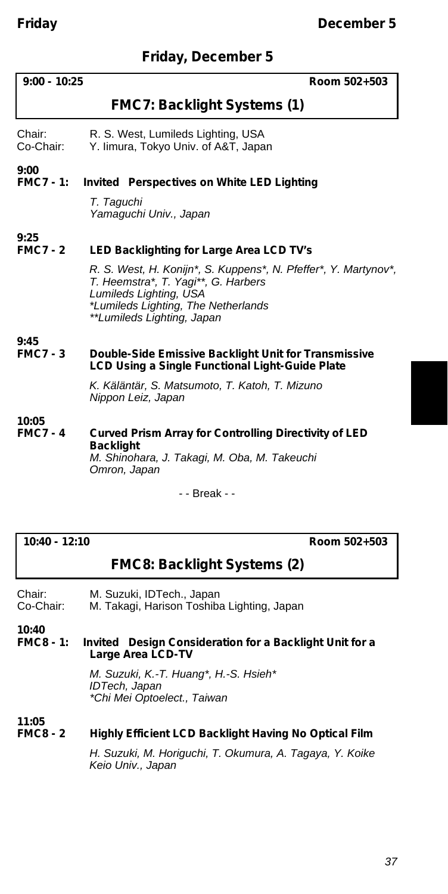## Friday, December 5

**9:00 - 10:25** **Room 502+503**

### FMC7: Backlight Systems (1)

Chair: R. S. West, Lumileds Lighting, USA
Co-Chair: Y. Iimura, Tokyo Univ. of A&T, Japan

**9:00**
**FMC7 - 1: Invited Perspectives on White LED Lighting**

*T. Taguchi*
*Yamaguchi Univ., Japan*

**9:25**
**FMC7 - 2 LED Backlighting for Large Area LCD TV's**

*R. S. West, H. Konijn\*, S. Kuppens\*, N. Pfeffer\*, Y. Martynov\*, T. Heemstra\*, T. Yagi\*\*, G. Harbers*
*Lumileds Lighting, USA*
*\*Lumileds Lighting, The Netherlands*
*\*\*Lumileds Lighting, Japan*

**9:45**
**FMC7 - 3 Double-Side Emissive Backlight Unit for Transmissive LCD Using a Single Functional Light-Guide Plate**

*K. Käläntär, S. Matsumoto, T. Katoh, T. Mizuno*
*Nippon Leiz, Japan*

**10:05**
**FMC7 - 4 Curved Prism Array for Controlling Directivity of LED Backlight**

*M. Shinohara, J. Takagi, M. Oba, M. Takeuchi*
*Omron, Japan*

- - Break - -

**10:40 - 12:10** **Room 502+503**

### FMC8: Backlight Systems (2)

Chair: M. Suzuki, IDTech., Japan
Co-Chair: M. Takagi, Harison Toshiba Lighting, Japan

**10:40**
**FMC8 - 1: Invited Design Consideration for a Backlight Unit for a Large Area LCD-TV**

*M. Suzuki, K.-T. Huang\*, H.-S. Hsieh\**
*IDTech, Japan*
*\*Chi Mei Optoelect., Taiwan*

**11:05**
**FMC8 - 2 Highly Efficient LCD Backlight Having No Optical Film**

*H. Suzuki, M. Horiguchi, T. Okumura, A. Tagaya, Y. Koike*
*Keio Univ., Japan*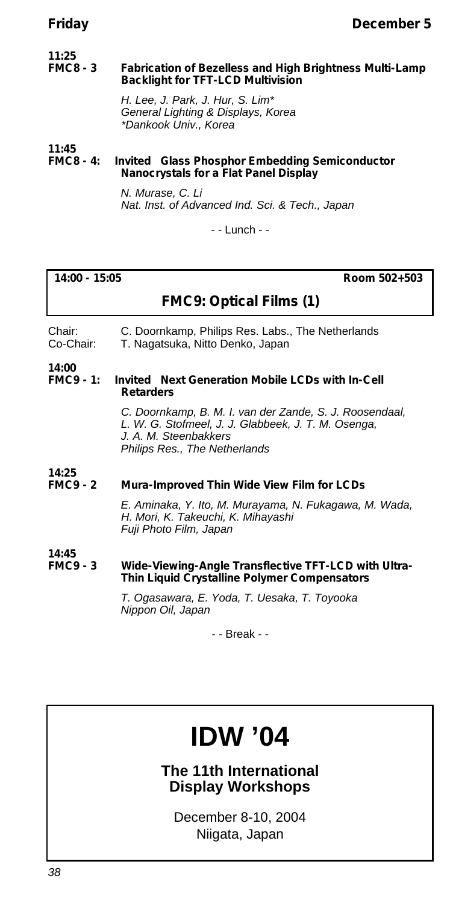**11:25**
**FMC8 - 3** **Fabrication of Bezelless and High Brightness Multi-Lamp Backlight for TFT-LCD Multivision**

*H. Lee, J. Park, J. Hur, S. Lim**
*General Lighting & Displays, Korea*
**Dankook Univ., Korea*

**11:45**
**FMC8 - 4:** **Invited Glass Phosphor Embedding Semiconductor Nanocrystals for a Flat Panel Display**

*N. Murase, C. Li*
*Nat. Inst. of Advanced Ind. Sci. & Tech., Japan*

- - Lunch - -

**14:00 - 15:05** **Room 502+503**

## FMC9: Optical Films (1)

Chair: C. Doornkamp, Philips Res. Labs., The Netherlands
Co-Chair: T. Nagatsuka, Nitto Denko, Japan

**14:00**
**FMC9 - 1:** **Invited Next Generation Mobile LCDs with In-Cell Retarders**

*C. Doornkamp, B. M. I. van der Zande, S. J. Roosendaal, L. W. G. Stofmeel, J. J. Glabbeek, J. T. M. Osenga, J. A. M. Steenbakkers*
*Philips Res., The Netherlands*

**14:25**
**FMC9 - 2** **Mura-Improved Thin Wide View Film for LCDs**

*E. Aminaka, Y. Ito, M. Murayama, N. Fukagawa, M. Wada, H. Mori, K. Takeuchi, K. Mihayashi*
*Fuji Photo Film, Japan*

**14:45**
**FMC9 - 3** **Wide-Viewing-Angle Transflective TFT-LCD with Ultra-Thin Liquid Crystalline Polymer Compensators**

*T. Ogasawara, E. Yoda, T. Uesaka, T. Toyooka*
*Nippon Oil, Japan*

- - Break - -

# IDW ’04

**The 11th International Display Workshops**

December 8-10, 2004
Niigata, Japan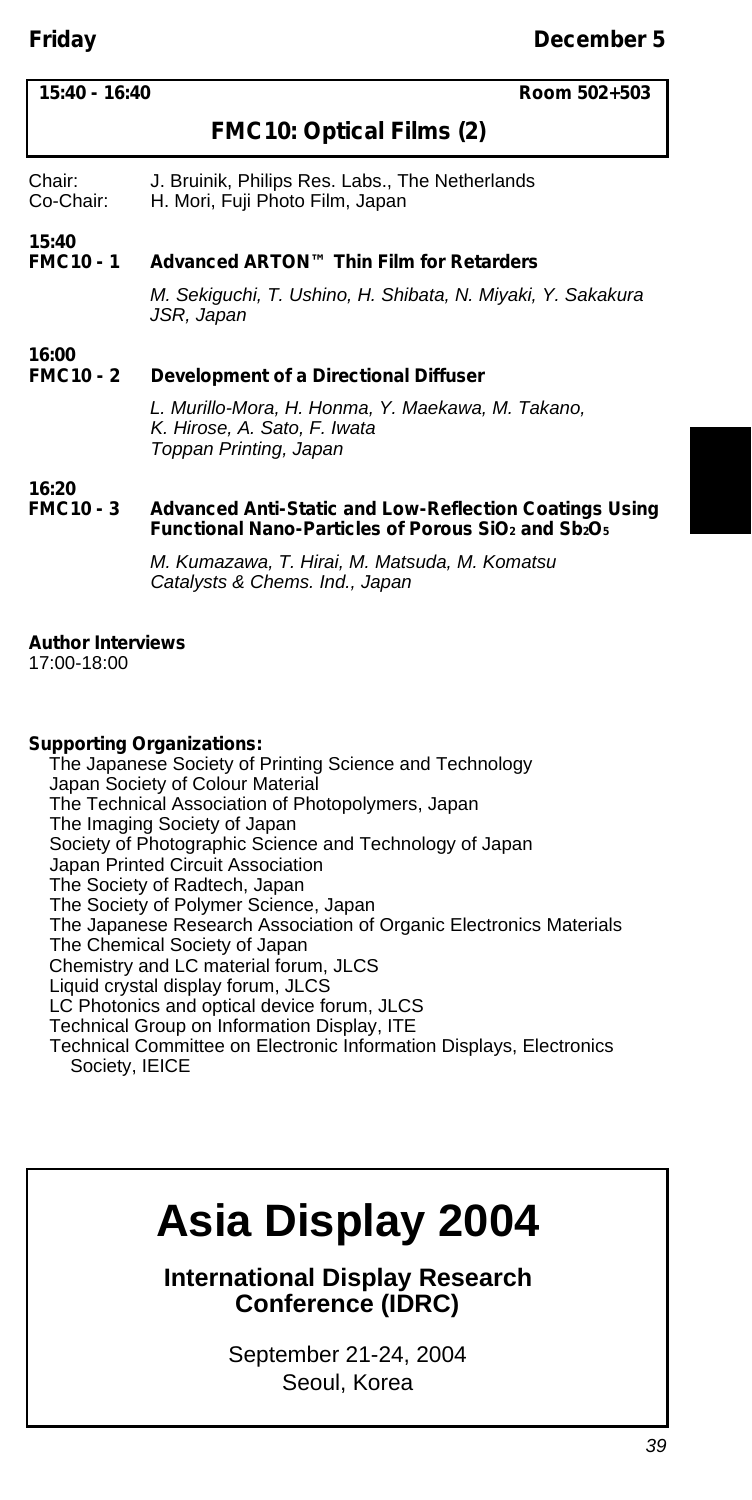**15:40 - 16:40** **Room 502+503**

## FMC10: Optical Films (2)

Chair: J. Bruinik, Philips Res. Labs., The Netherlands
Co-Chair: H. Mori, Fuji Photo Film, Japan

**15:40**
**FMC10 - 1** **Advanced ARTON™ Thin Film for Retarders**

*M. Sekiguchi, T. Ushino, H. Shibata, N. Miyaki, Y. Sakakura*
*JSR, Japan*

**16:00**
**FMC10 - 2** **Development of a Directional Diffuser**

*L. Murillo-Mora, H. Honma, Y. Maekawa, M. Takano, K. Hirose, A. Sato, F. Iwata*
*Toppan Printing, Japan*

**16:20**
**FMC10 - 3** **Advanced Anti-Static and Low-Reflection Coatings Using Functional Nano-Particles of Porous $SiO_2$ and $Sb_2O_5$**

*M. Kumazawa, T. Hirai, M. Matsuda, M. Komatsu*
*Catalysts & Chems. Ind., Japan*

**Author Interviews**
17:00-18:00

**Supporting Organizations:**

The Japanese Society of Printing Science and Technology
Japan Society of Colour Material
The Technical Association of Photopolymers, Japan
The Imaging Society of Japan
Society of Photographic Science and Technology of Japan
Japan Printed Circuit Association
The Society of Radtech, Japan
The Society of Polymer Science, Japan
The Japanese Research Association of Organic Electronics Materials
The Chemical Society of Japan
Chemistry and LC material forum, JLCS
Liquid crystal display forum, JLCS
LC Photonics and optical device forum, JLCS
Technical Group on Information Display, ITE
Technical Committee on Electronic Information Displays, Electronics Society, IEICE

# Asia Display 2004

**International Display Research Conference (IDRC)**

September 21-24, 2004
Seoul, Korea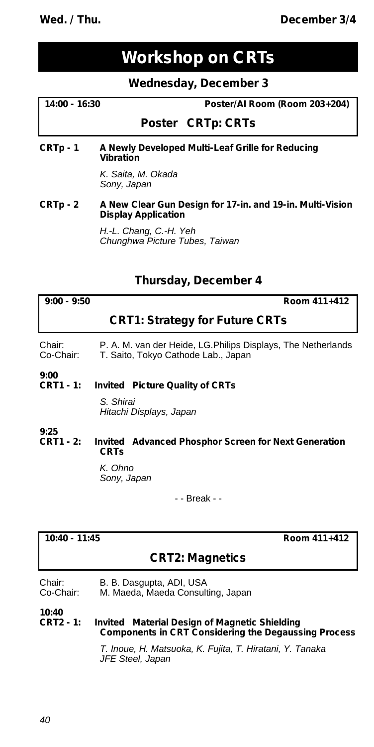# Workshop on CRTs

## Wednesday, December 3

**14:00 - 16:30** **Poster/AI Room (Room 203+204)**

### Poster CRTp: CRTs

**CRTp - 1 A Newly Developed Multi-Leaf Grille for Reducing Vibration**

*K. Saita, M. Okada*
*Sony, Japan*

**CRTp - 2 A New Clear Gun Design for 17-in. and 19-in. Multi-Vision Display Application**

*H.-L. Chang, C.-H. Yeh*
*Chunghwa Picture Tubes, Taiwan*

## Thursday, December 4

**9:00 - 9:50** **Room 411+412**

### CRT1: Strategy for Future CRTs

Chair: P. A. M. van der Heide, LG.Philips Displays, The Netherlands
Co-Chair: T. Saito, Tokyo Cathode Lab., Japan

**9:00**
**CRT1 - 1: Invited Picture Quality of CRTs**

*S. Shirai*
*Hitachi Displays, Japan*

**9:25**
**CRT1 - 2: Invited Advanced Phosphor Screen for Next Generation CRTs**

*K. Ohno*
*Sony, Japan*

- - Break - -

**10:40 - 11:45** **Room 411+412**

### CRT2: Magnetics

Chair: B. B. Dasgupta, ADI, USA
Co-Chair: M. Maeda, Maeda Consulting, Japan

**10:40**
**CRT2 - 1: Invited Material Design of Magnetic Shielding Components in CRT Considering the Degaussing Process**

*T. Inoue, H. Matsuoka, K. Fujita, T. Hiratani, Y. Tanaka*
*JFE Steel, Japan*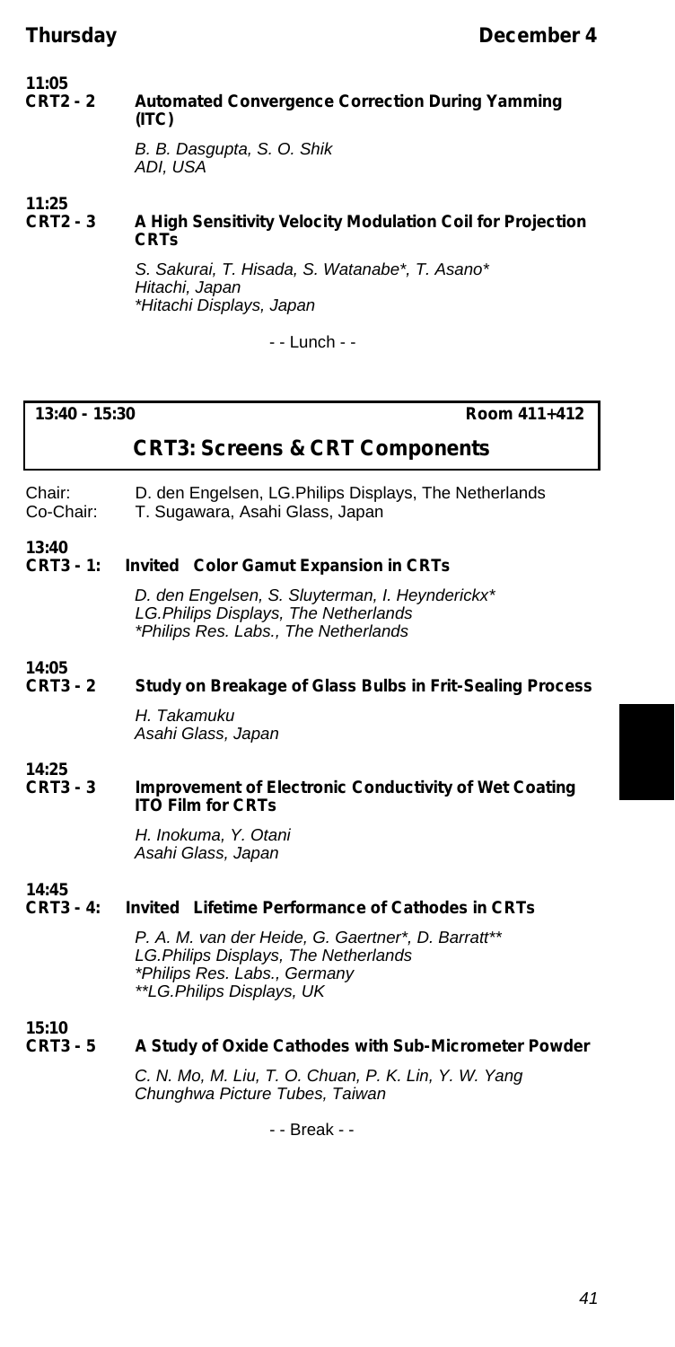**11:05**
**CRT2 - 2 Automated Convergence Correction During Yamming (ITC)**

*B. B. Dasgupta, S. O. Shik*
*ADI, USA*

**11:25**
**CRT2 - 3 A High Sensitivity Velocity Modulation Coil for Projection CRTs**

*S. Sakurai, T. Hisada, S. Watanabe*, T. Asano**
*Hitachi, Japan*
**Hitachi Displays, Japan*

- - Lunch - -

**13:40 - 15:30** **Room 411+412**

## CRT3: Screens & CRT Components

Chair: D. den Engelsen, LG.Philips Displays, The Netherlands
Co-Chair: T. Sugawara, Asahi Glass, Japan

**13:40**
**CRT3 - 1: Invited Color Gamut Expansion in CRTs**

*D. den Engelsen, S. Sluyterman, I. Heynderickx**
*LG.Philips Displays, The Netherlands*
**Philips Res. Labs., The Netherlands*

**14:05**
**CRT3 - 2 Study on Breakage of Glass Bulbs in Frit-Sealing Process**

*H. Takamuku*
*Asahi Glass, Japan*

**14:25**
**CRT3 - 3 Improvement of Electronic Conductivity of Wet Coating ITO Film for CRTs**

*H. Inokuma, Y. Otani*
*Asahi Glass, Japan*

**14:45**
**CRT3 - 4: Invited Lifetime Performance of Cathodes in CRTs**

*P. A. M. van der Heide, G. Gaertner*, D. Barratt***
*LG.Philips Displays, The Netherlands*
**Philips Res. Labs., Germany*
***LG.Philips Displays, UK*

**15:10**
**CRT3 - 5 A Study of Oxide Cathodes with Sub-Micrometer Powder**

*C. N. Mo, M. Liu, T. O. Chuan, P. K. Lin, Y. W. Yang*
*Chunghwa Picture Tubes, Taiwan*

- - Break - -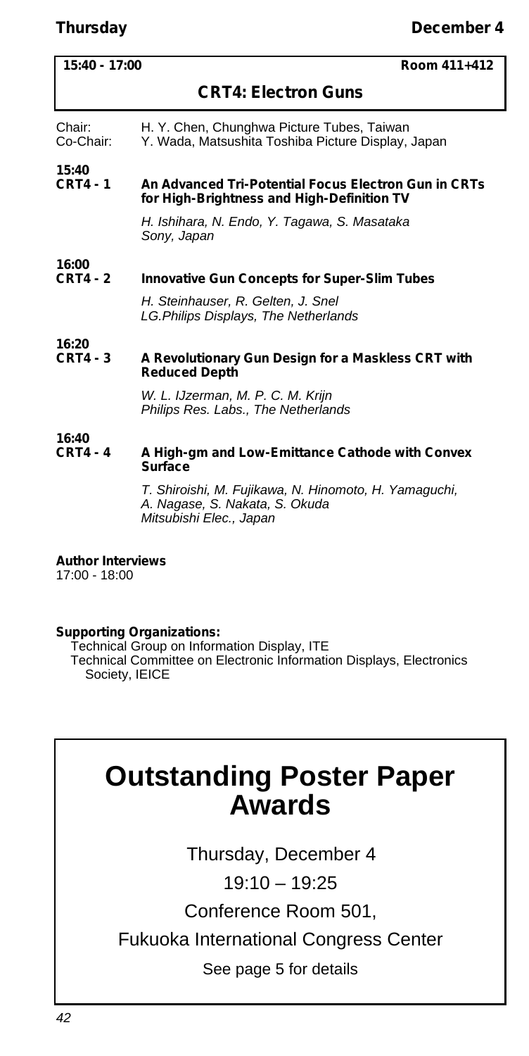**15:40 - 17:00** **Room 411+412**

## CRT4: Electron Guns

Chair: H. Y. Chen, Chunghwa Picture Tubes, Taiwan
Co-Chair: Y. Wada, Matsushita Toshiba Picture Display, Japan

**15:40**
**CRT4 - 1** **An Advanced Tri-Potential Focus Electron Gun in CRTs for High-Brightness and High-Definition TV**

*H. Ishihara, N. Endo, Y. Tagawa, S. Masataka*
*Sony, Japan*

**16:00**
**CRT4 - 2** **Innovative Gun Concepts for Super-Slim Tubes**

*H. Steinhauser, R. Gelten, J. Snel*
*LG.Philips Displays, The Netherlands*

**16:20**
**CRT4 - 3** **A Revolutionary Gun Design for a Maskless CRT with Reduced Depth**

*W. L. IJzerman, M. P. C. M. Krijn*
*Philips Res. Labs., The Netherlands*

**16:40**
**CRT4 - 4** **A High-gm and Low-Emittance Cathode with Convex Surface**

*T. Shiroishi, M. Fujikawa, N. Hinomoto, H. Yamaguchi, A. Nagase, S. Nakata, S. Okuda*
*Mitsubishi Elec., Japan*

**Author Interviews**
17:00 - 18:00

**Supporting Organizations:**
Technical Group on Information Display, ITE
Technical Committee on Electronic Information Displays, Electronics Society, IEICE

# Outstanding Poster Paper Awards

Thursday, December 4

19:10 – 19:25

Conference Room 501,

Fukuoka International Congress Center

See page 5 for details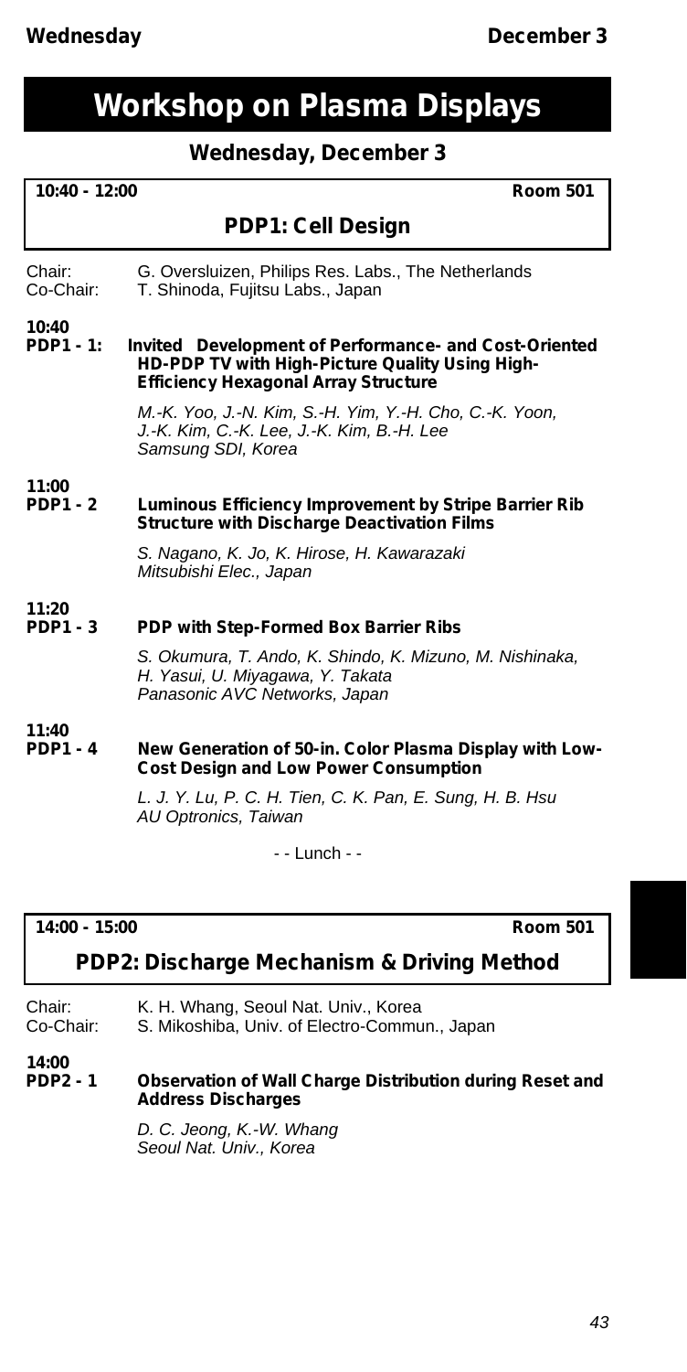# Workshop on Plasma Displays

## Wednesday, December 3

**10:40 - 12:00** **Room 501**

### PDP1: Cell Design

Chair: G. Oversluizen, Philips Res. Labs., The Netherlands
Co-Chair: T. Shinoda, Fujitsu Labs., Japan

**10:40**
**PDP1 - 1:** **Invited Development of Performance- and Cost-Oriented HD-PDP TV with High-Picture Quality Using High-Efficiency Hexagonal Array Structure**

*M.-K. Yoo, J.-N. Kim, S.-H. Yim, Y.-H. Cho, C.-K. Yoon, J.-K. Kim, C.-K. Lee, J.-K. Kim, B.-H. Lee*
*Samsung SDI, Korea*

**11:00**
**PDP1 - 2** **Luminous Efficiency Improvement by Stripe Barrier Rib Structure with Discharge Deactivation Films**

*S. Nagano, K. Jo, K. Hirose, H. Kawarazaki*
*Mitsubishi Elec., Japan*

**11:20**
**PDP1 - 3** **PDP with Step-Formed Box Barrier Ribs**

*S. Okumura, T. Ando, K. Shindo, K. Mizuno, M. Nishinaka, H. Yasui, U. Miyagawa, Y. Takata*
*Panasonic AVC Networks, Japan*

**11:40**
**PDP1 - 4** **New Generation of 50-in. Color Plasma Display with Low-Cost Design and Low Power Consumption**

*L. J. Y. Lu, P. C. H. Tien, C. K. Pan, E. Sung, H. B. Hsu*
*AU Optronics, Taiwan*

- - Lunch - -

**14:00 - 15:00** **Room 501**

### PDP2: Discharge Mechanism & Driving Method

Chair: K. H. Whang, Seoul Nat. Univ., Korea
Co-Chair: S. Mikoshiba, Univ. of Electro-Commun., Japan

**14:00**
**PDP2 - 1** **Observation of Wall Charge Distribution during Reset and Address Discharges**

*D. C. Jeong, K.-W. Whang*
*Seoul Nat. Univ., Korea*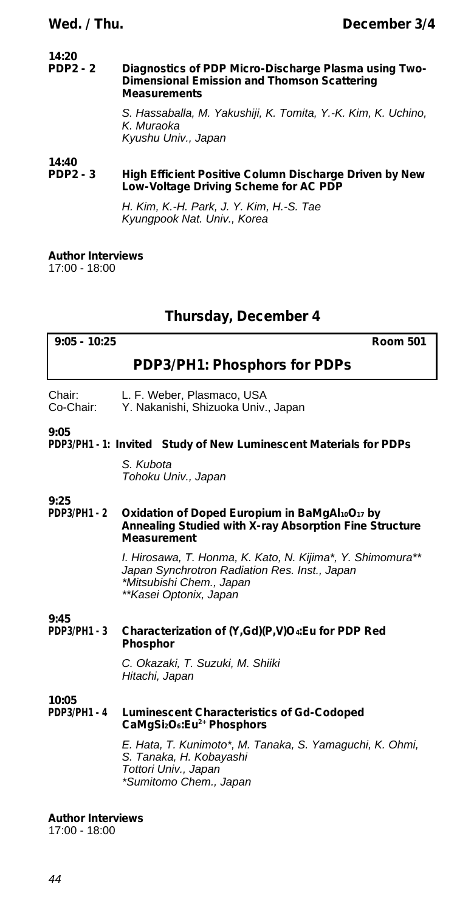**14:20**
**PDP2 - 2 Diagnostics of PDP Micro-Discharge Plasma using Two-Dimensional Emission and Thomson Scattering Measurements**

*S. Hassaballa, M. Yakushiji, K. Tomita, Y.-K. Kim, K. Uchino, K. Muraoka*
*Kyushu Univ., Japan*

**14:40**
**PDP2 - 3 High Efficient Positive Column Discharge Driven by New Low-Voltage Driving Scheme for AC PDP**

*H. Kim, K.-H. Park, J. Y. Kim, H.-S. Tae*
*Kyungpook Nat. Univ., Korea*

**Author Interviews**
17:00 - 18:00

## Thursday, December 4

**9:05 - 10:25** **Room 501**

### PDP3/PH1: Phosphors for PDPs

Chair: L. F. Weber, Plasmaco, USA
Co-Chair: Y. Nakanishi, Shizuoka Univ., Japan

**9:05**
**PDP3/PH1 - 1: Invited Study of New Luminescent Materials for PDPs**

*S. Kubota*
*Tohoku Univ., Japan*

**9:25**
**PDP3/PH1 - 2 Oxidation of Doped Europium in $BaMgAl_{10}O_{17}$ by Annealing Studied with X-ray Absorption Fine Structure Measurement**

*I. Hirosawa, T. Honma, K. Kato, N. Kijima*, Y. Shimomura***
*Japan Synchrotron Radiation Res. Inst., Japan*
**Mitsubishi Chem., Japan*
***Kasei Optonix, Japan*

**9:45**
**PDP3/PH1 - 3 Characterization of $(Y,Gd)(P,V)O_4$:Eu for PDP Red Phosphor**

*C. Okazaki, T. Suzuki, M. Shiiki*
*Hitachi, Japan*

**10:05**
**PDP3/PH1 - 4 Luminescent Characteristics of Gd-Codoped $CaMgSi_2O_6:Eu^{2+}$ Phosphors**

*E. Hata, T. Kunimoto*, M. Tanaka, S. Yamaguchi, K. Ohmi, S. Tanaka, H. Kobayashi*
*Tottori Univ., Japan*
**Sumitomo Chem., Japan*

**Author Interviews**
17:00 - 18:00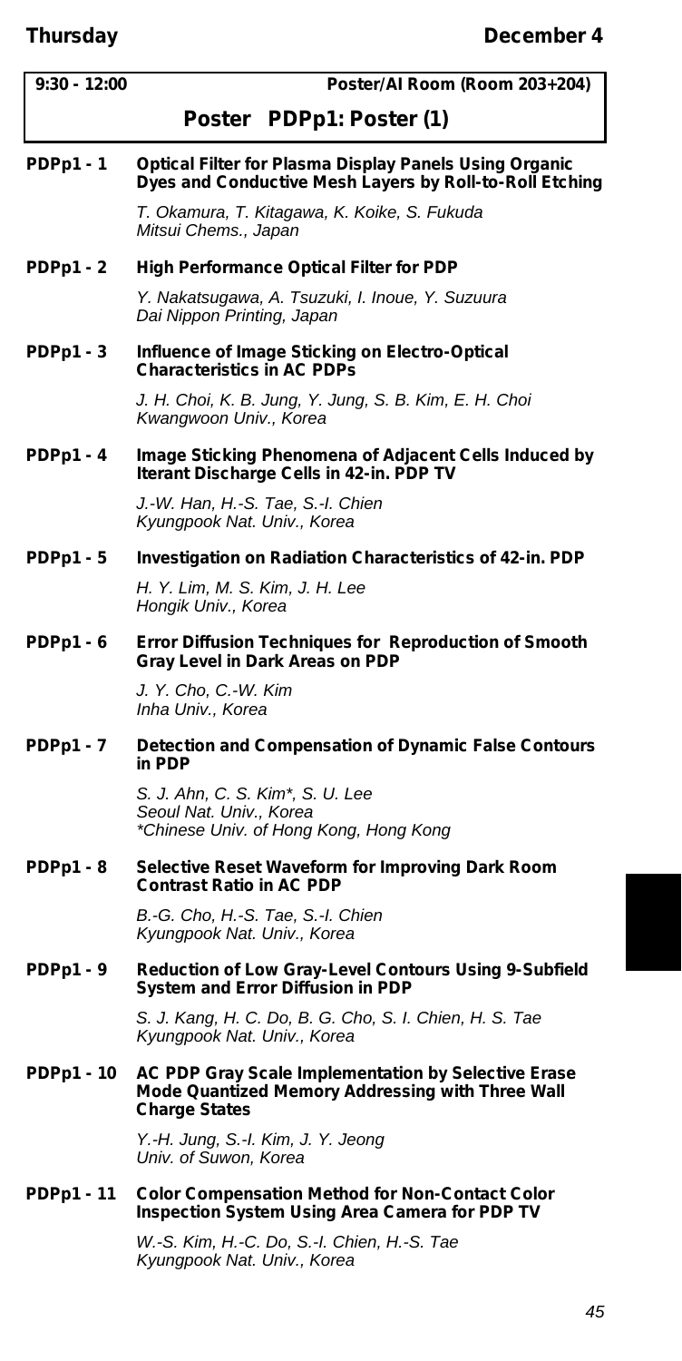**9:30 - 12:00** **Poster/AI Room (Room 203+204)**

## Poster PDPp1: Poster (1)

**PDPp1 - 1 Optical Filter for Plasma Display Panels Using Organic Dyes and Conductive Mesh Layers by Roll-to-Roll Etching**

*T. Okamura, T. Kitagawa, K. Koike, S. Fukuda*
*Mitsui Chems., Japan*

**PDPp1 - 2 High Performance Optical Filter for PDP**

*Y. Nakatsugawa, A. Tsuzuki, I. Inoue, Y. Suzuura*
*Dai Nippon Printing, Japan*

**PDPp1 - 3 Influence of Image Sticking on Electro-Optical Characteristics in AC PDPs**

*J. H. Choi, K. B. Jung, Y. Jung, S. B. Kim, E. H. Choi*
*Kwangwoon Univ., Korea*

**PDPp1 - 4 Image Sticking Phenomena of Adjacent Cells Induced by Iterant Discharge Cells in 42-in. PDP TV**

*J.-W. Han, H.-S. Tae, S.-I. Chien*
*Kyungpook Nat. Univ., Korea*

**PDPp1 - 5 Investigation on Radiation Characteristics of 42-in. PDP**

*H. Y. Lim, M. S. Kim, J. H. Lee*
*Hongik Univ., Korea*

**PDPp1 - 6 Error Diffusion Techniques for Reproduction of Smooth Gray Level in Dark Areas on PDP**

*J. Y. Cho, C.-W. Kim*
*Inha Univ., Korea*

**PDPp1 - 7 Detection and Compensation of Dynamic False Contours in PDP**

*S. J. Ahn, C. S. Kim*, S. U. Lee*
*Seoul Nat. Univ., Korea*
*\*Chinese Univ. of Hong Kong, Hong Kong*

**PDPp1 - 8 Selective Reset Waveform for Improving Dark Room Contrast Ratio in AC PDP**

*B.-G. Cho, H.-S. Tae, S.-I. Chien*
*Kyungpook Nat. Univ., Korea*

**PDPp1 - 9 Reduction of Low Gray-Level Contours Using 9-Subfield System and Error Diffusion in PDP**

*S. J. Kang, H. C. Do, B. G. Cho, S. I. Chien, H. S. Tae*
*Kyungpook Nat. Univ., Korea*

**PDPp1 - 10 AC PDP Gray Scale Implementation by Selective Erase Mode Quantized Memory Addressing with Three Wall Charge States**

*Y.-H. Jung, S.-I. Kim, J. Y. Jeong*
*Univ. of Suwon, Korea*

**PDPp1 - 11 Color Compensation Method for Non-Contact Color Inspection System Using Area Camera for PDP TV**

*W.-S. Kim, H.-C. Do, S.-I. Chien, H.-S. Tae*
*Kyungpook Nat. Univ., Korea*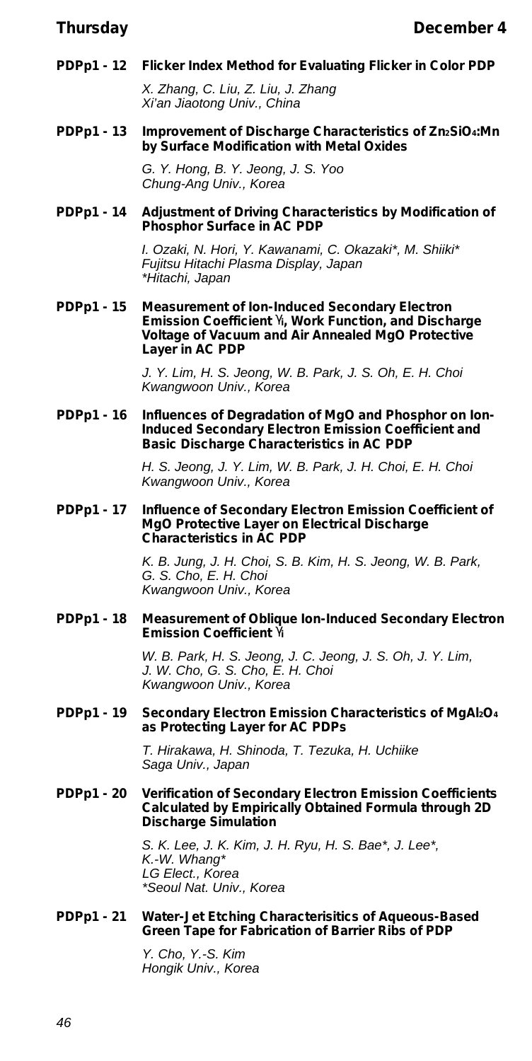**PDPp1 - 12 Flicker Index Method for Evaluating Flicker in Color PDP**

*X. Zhang, C. Liu, Z. Liu, J. Zhang*
*Xi'an Jiaotong Univ., China*

**PDPp1 - 13 Improvement of Discharge Characteristics of $Zn_2SiO_4$:Mn by Surface Modification with Metal Oxides**

*G. Y. Hong, B. Y. Jeong, J. S. Yoo*
*Chung-Ang Univ., Korea*

**PDPp1 - 14 Adjustment of Driving Characteristics by Modification of Phosphor Surface in AC PDP**

*I. Ozaki, N. Hori, Y. Kawanami, C. Okazaki\*, M. Shiiki\**
*Fujitsu Hitachi Plasma Display, Japan*
*\*Hitachi, Japan*

**PDPp1 - 15 Measurement of Ion-Induced Secondary Electron Emission Coefficient $\gamma_i$, Work Function, and Discharge Voltage of Vacuum and Air Annealed MgO Protective Layer in AC PDP**

*J. Y. Lim, H. S. Jeong, W. B. Park, J. S. Oh, E. H. Choi*
*Kwangwoon Univ., Korea*

**PDPp1 - 16 Influences of Degradation of MgO and Phosphor on Ion-Induced Secondary Electron Emission Coefficient and Basic Discharge Characteristics in AC PDP**

*H. S. Jeong, J. Y. Lim, W. B. Park, J. H. Choi, E. H. Choi*
*Kwangwoon Univ., Korea*

**PDPp1 - 17 Influence of Secondary Electron Emission Coefficient of MgO Protective Layer on Electrical Discharge Characteristics in AC PDP**

*K. B. Jung, J. H. Choi, S. B. Kim, H. S. Jeong, W. B. Park, G. S. Cho, E. H. Choi*
*Kwangwoon Univ., Korea*

**PDPp1 - 18 Measurement of Oblique Ion-Induced Secondary Electron Emission Coefficient $\gamma_i$**

*W. B. Park, H. S. Jeong, J. C. Jeong, J. S. Oh, J. Y. Lim, J. W. Cho, G. S. Cho, E. H. Choi*
*Kwangwoon Univ., Korea*

**PDPp1 - 19 Secondary Electron Emission Characteristics of $MgAl_2O_4$ as Protecting Layer for AC PDPs**

*T. Hirakawa, H. Shinoda, T. Tezuka, H. Uchiike*
*Saga Univ., Japan*

**PDPp1 - 20 Verification of Secondary Electron Emission Coefficients Calculated by Empirically Obtained Formula through 2D Discharge Simulation**

*S. K. Lee, J. K. Kim, J. H. Ryu, H. S. Bae\*, J. Lee\*, K.-W. Whang\**
*LG Elect., Korea*
*\*Seoul Nat. Univ., Korea*

**PDPp1 - 21 Water-Jet Etching Characterisitics of Aqueous-Based Green Tape for Fabrication of Barrier Ribs of PDP**

*Y. Cho, Y.-S. Kim*
*Hongik Univ., Korea*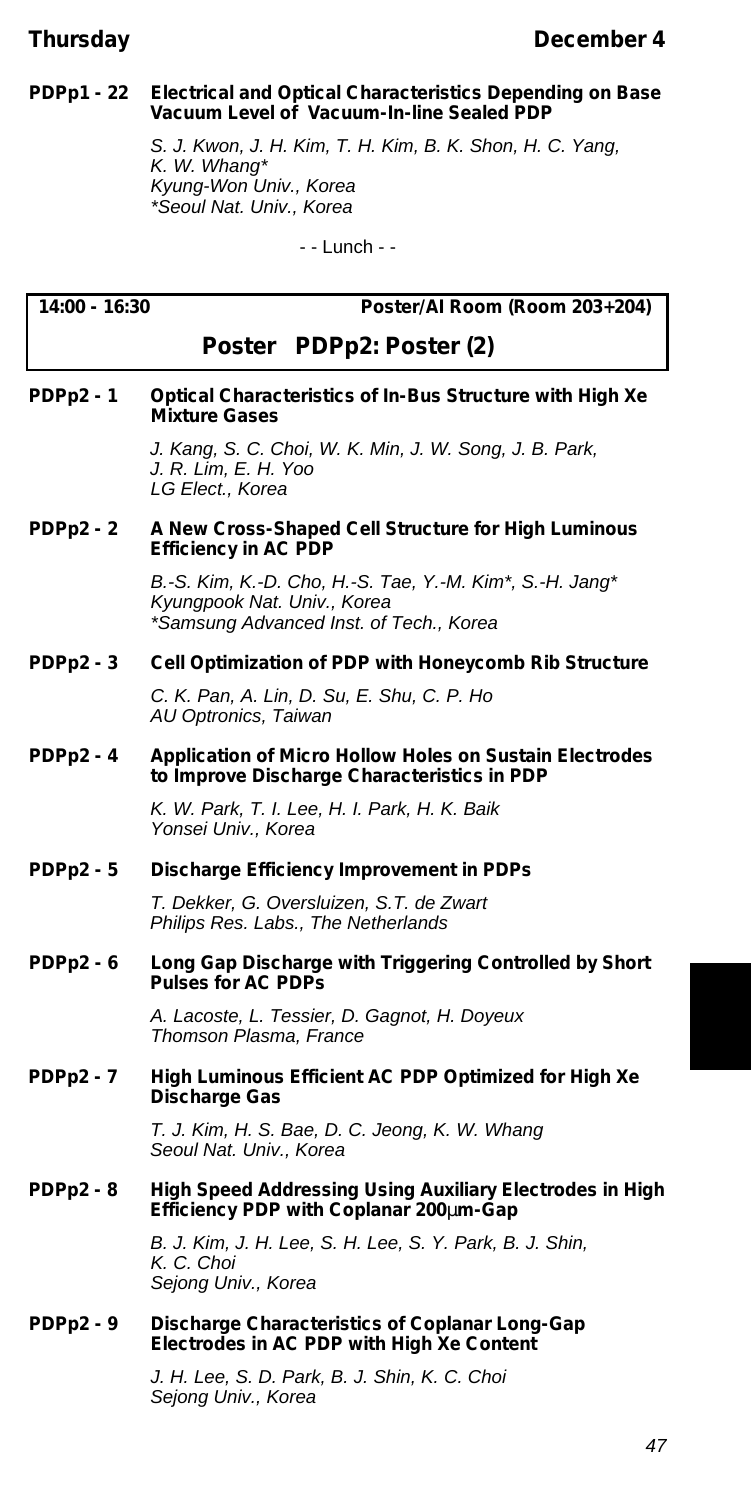**PDPp1 - 22 Electrical and Optical Characteristics Depending on Base Vacuum Level of Vacuum-In-line Sealed PDP**

*S. J. Kwon, J. H. Kim, T. H. Kim, B. K. Shon, H. C. Yang, K. W. Whang\**
*Kyung-Won Univ., Korea*
*\*Seoul Nat. Univ., Korea*

- - Lunch - -

**14:00 - 16:30 Poster/AI Room (Room 203+204)**

## Poster PDPp2: Poster (2)

**PDPp2 - 1 Optical Characteristics of In-Bus Structure with High Xe Mixture Gases**

*J. Kang, S. C. Choi, W. K. Min, J. W. Song, J. B. Park, J. R. Lim, E. H. Yoo*
*LG Elect., Korea*

**PDPp2 - 2 A New Cross-Shaped Cell Structure for High Luminous Efficiency in AC PDP**

*B.-S. Kim, K.-D. Cho, H.-S. Tae, Y.-M. Kim\*, S.-H. Jang\**
*Kyungpook Nat. Univ., Korea*
*\*Samsung Advanced Inst. of Tech., Korea*

**PDPp2 - 3 Cell Optimization of PDP with Honeycomb Rib Structure**

*C. K. Pan, A. Lin, D. Su, E. Shu, C. P. Ho*
*AU Optronics, Taiwan*

**PDPp2 - 4 Application of Micro Hollow Holes on Sustain Electrodes to Improve Discharge Characteristics in PDP**

*K. W. Park, T. I. Lee, H. I. Park, H. K. Baik*
*Yonsei Univ., Korea*

**PDPp2 - 5 Discharge Efficiency Improvement in PDPs**

*T. Dekker, G. Oversluizen, S.T. de Zwart*
*Philips Res. Labs., The Netherlands*

**PDPp2 - 6 Long Gap Discharge with Triggering Controlled by Short Pulses for AC PDPs**

*A. Lacoste, L. Tessier, D. Gagnot, H. Doyeux*
*Thomson Plasma, France*

**PDPp2 - 7 High Luminous Efficient AC PDP Optimized for High Xe Discharge Gas**

*T. J. Kim, H. S. Bae, D. C. Jeong, K. W. Whang*
*Seoul Nat. Univ., Korea*

**PDPp2 - 8 High Speed Addressing Using Auxiliary Electrodes in High Efficiency PDP with Coplanar 200μm-Gap**

*B. J. Kim, J. H. Lee, S. H. Lee, S. Y. Park, B. J. Shin, K. C. Choi*
*Sejong Univ., Korea*

**PDPp2 - 9 Discharge Characteristics of Coplanar Long-Gap Electrodes in AC PDP with High Xe Content**

*J. H. Lee, S. D. Park, B. J. Shin, K. C. Choi*
*Sejong Univ., Korea*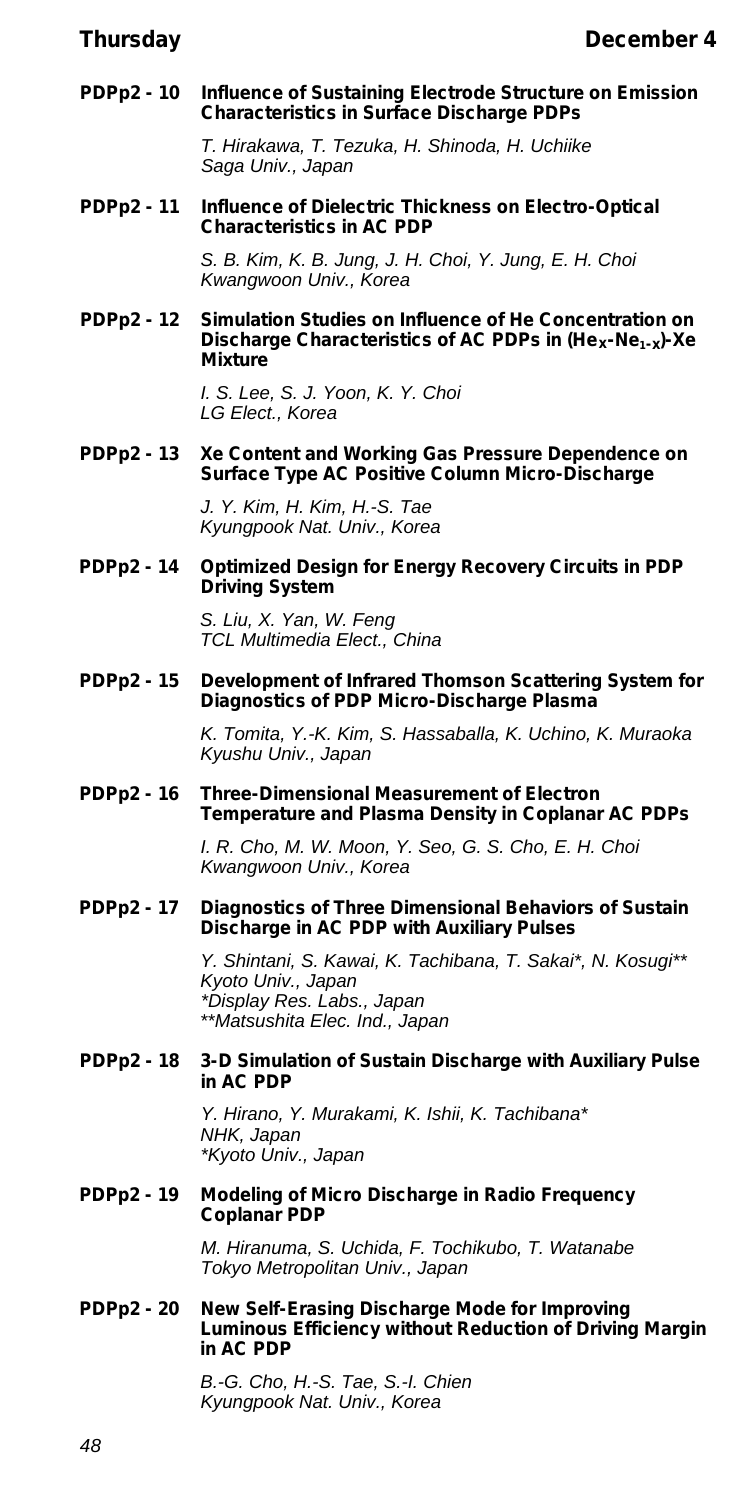**PDPp2 - 10 Influence of Sustaining Electrode Structure on Emission Characteristics in Surface Discharge PDPs**

*T. Hirakawa, T. Tezuka, H. Shinoda, H. Uchiike*
*Saga Univ., Japan*

**PDPp2 - 11 Influence of Dielectric Thickness on Electro-Optical Characteristics in AC PDP**

*S. B. Kim, K. B. Jung, J. H. Choi, Y. Jung, E. H. Choi*
*Kwangwoon Univ., Korea*

**PDPp2 - 12 Simulation Studies on Influence of He Concentration on Discharge Characteristics of AC PDPs in ($He_x$-$Ne_{1-x}$)-Xe Mixture**

*I. S. Lee, S. J. Yoon, K. Y. Choi*
*LG Elect., Korea*

**PDPp2 - 13 Xe Content and Working Gas Pressure Dependence on Surface Type AC Positive Column Micro-Discharge**

*J. Y. Kim, H. Kim, H.-S. Tae*
*Kyungpook Nat. Univ., Korea*

**PDPp2 - 14 Optimized Design for Energy Recovery Circuits in PDP Driving System**

*S. Liu, X. Yan, W. Feng*
*TCL Multimedia Elect., China*

**PDPp2 - 15 Development of Infrared Thomson Scattering System for Diagnostics of PDP Micro-Discharge Plasma**

*K. Tomita, Y.-K. Kim, S. Hassaballa, K. Uchino, K. Muraoka*
*Kyushu Univ., Japan*

**PDPp2 - 16 Three-Dimensional Measurement of Electron Temperature and Plasma Density in Coplanar AC PDPs**

*I. R. Cho, M. W. Moon, Y. Seo, G. S. Cho, E. H. Choi*
*Kwangwoon Univ., Korea*

**PDPp2 - 17 Diagnostics of Three Dimensional Behaviors of Sustain Discharge in AC PDP with Auxiliary Pulses**

*Y. Shintani, S. Kawai, K. Tachibana, T. Sakai*, N. Kosugi***
*Kyoto Univ., Japan*
**Display Res. Labs., Japan*
***Matsushita Elec. Ind., Japan*

**PDPp2 - 18 3-D Simulation of Sustain Discharge with Auxiliary Pulse in AC PDP**

*Y. Hirano, Y. Murakami, K. Ishii, K. Tachibana**
*NHK, Japan*
**Kyoto Univ., Japan*

**PDPp2 - 19 Modeling of Micro Discharge in Radio Frequency Coplanar PDP**

*M. Hiranuma, S. Uchida, F. Tochikubo, T. Watanabe*
*Tokyo Metropolitan Univ., Japan*

**PDPp2 - 20 New Self-Erasing Discharge Mode for Improving Luminous Efficiency without Reduction of Driving Margin in AC PDP**

*B.-G. Cho, H.-S. Tae, S.-I. Chien*
*Kyungpook Nat. Univ., Korea*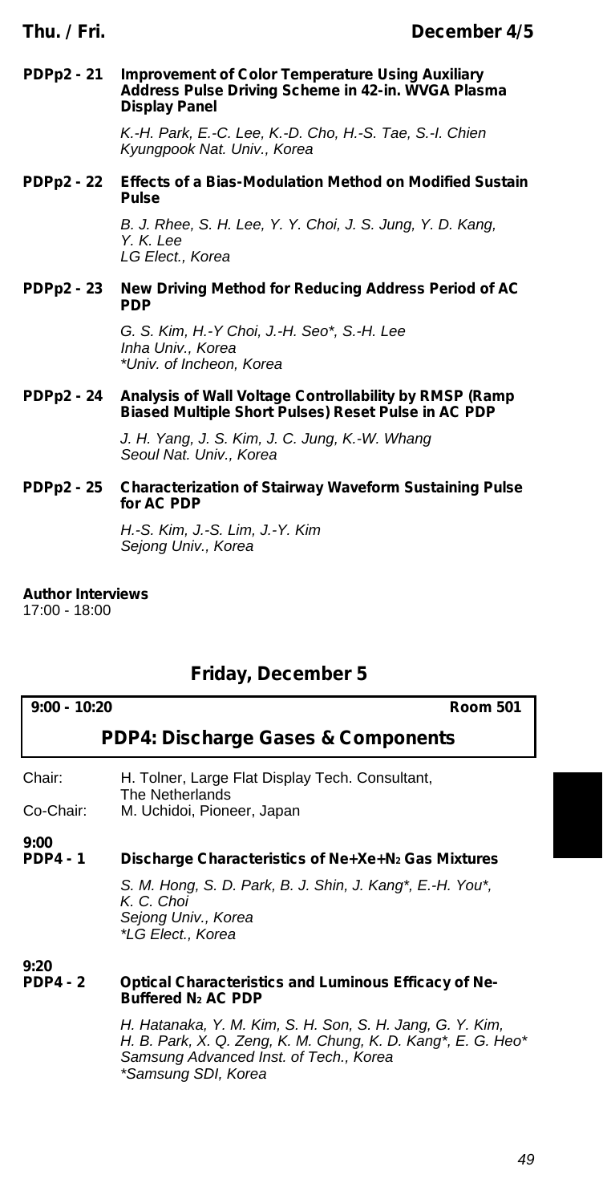**PDPp2 - 21 Improvement of Color Temperature Using Auxiliary Address Pulse Driving Scheme in 42-in. WVGA Plasma Display Panel**

*K.-H. Park, E.-C. Lee, K.-D. Cho, H.-S. Tae, S.-I. Chien*
*Kyungpook Nat. Univ., Korea*

**PDPp2 - 22 Effects of a Bias-Modulation Method on Modified Sustain Pulse**

*B. J. Rhee, S. H. Lee, Y. Y. Choi, J. S. Jung, Y. D. Kang, Y. K. Lee*
*LG Elect., Korea*

**PDPp2 - 23 New Driving Method for Reducing Address Period of AC PDP**

*G. S. Kim, H.-Y Choi, J.-H. Seo*, S.-H. Lee*
*Inha Univ., Korea*
*\*Univ. of Incheon, Korea*

**PDPp2 - 24 Analysis of Wall Voltage Controllability by RMSP (Ramp Biased Multiple Short Pulses) Reset Pulse in AC PDP**

*J. H. Yang, J. S. Kim, J. C. Jung, K.-W. Whang*
*Seoul Nat. Univ., Korea*

**PDPp2 - 25 Characterization of Stairway Waveform Sustaining Pulse for AC PDP**

*H.-S. Kim, J.-S. Lim, J.-Y. Kim*
*Sejong Univ., Korea*

**Author Interviews**
17:00 - 18:00

## Friday, December 5

**9:00 - 10:20** **Room 501**

### PDP4: Discharge Gases & Components

Chair: H. Tolner, Large Flat Display Tech. Consultant, The Netherlands
Co-Chair: M. Uchidoi, Pioneer, Japan

**9:00**
**PDP4 - 1 Discharge Characteristics of Ne+Xe+$N_2$ Gas Mixtures**

*S. M. Hong, S. D. Park, B. J. Shin, J. Kang*, E.-H. You*, K. C. Choi*
*Sejong Univ., Korea*
*\*LG Elect., Korea*

**9:20**
**PDP4 - 2 Optical Characteristics and Luminous Efficacy of Ne-Buffered $N_2$ AC PDP**

*H. Hatanaka, Y. M. Kim, S. H. Son, S. H. Jang, G. Y. Kim, H. B. Park, X. Q. Zeng, K. M. Chung, K. D. Kang*, E. G. Heo**
*Samsung Advanced Inst. of Tech., Korea*
*\*Samsung SDI, Korea*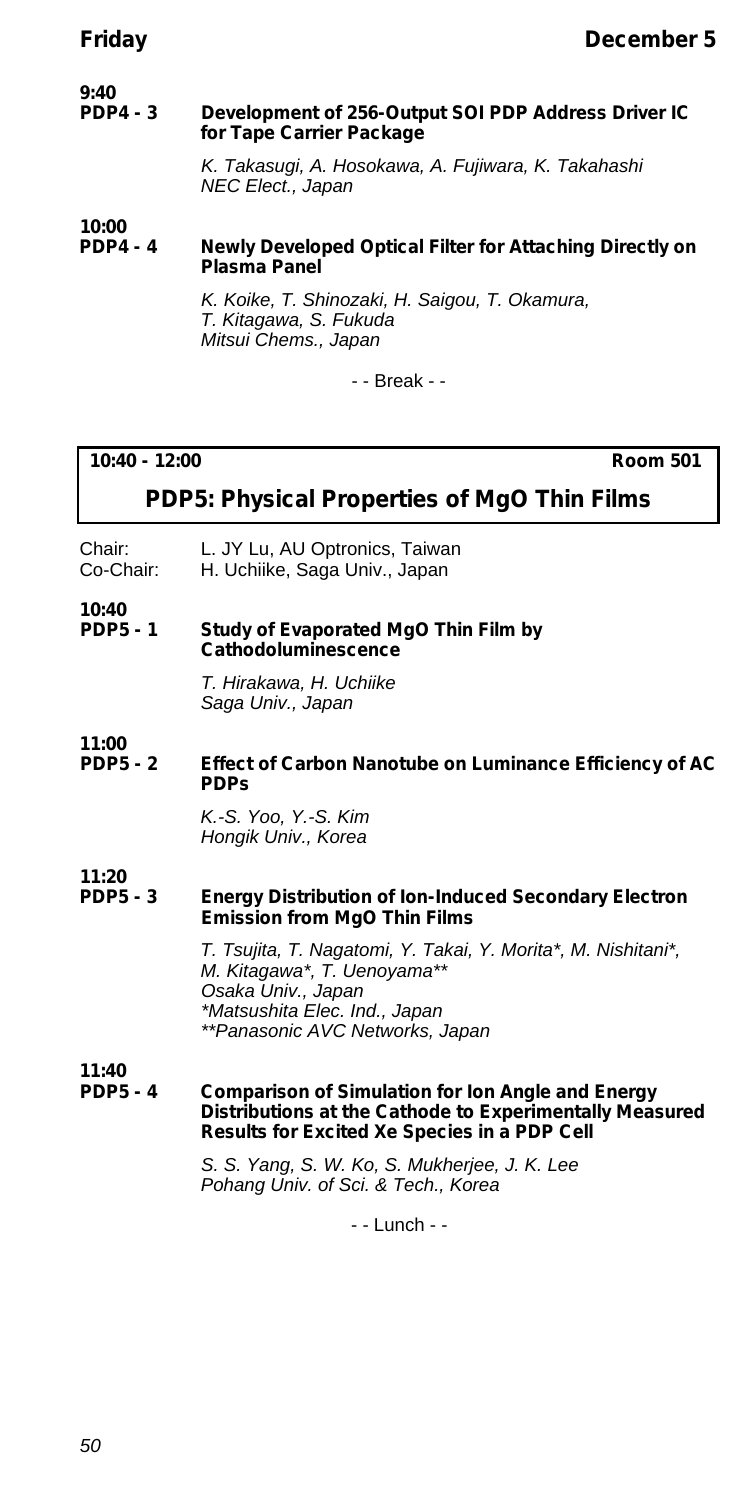**9:40**
**PDP4 - 3** **Development of 256-Output SOI PDP Address Driver IC for Tape Carrier Package**

*K. Takasugi, A. Hosokawa, A. Fujiwara, K. Takahashi*
*NEC Elect., Japan*

**10:00**
**PDP4 - 4** **Newly Developed Optical Filter for Attaching Directly on Plasma Panel**

*K. Koike, T. Shinozaki, H. Saigou, T. Okamura, T. Kitagawa, S. Fukuda*
*Mitsui Chems., Japan*

- - Break - -

**10:40 - 12:00** **Room 501**

## PDP5: Physical Properties of MgO Thin Films

Chair: L. JY Lu, AU Optronics, Taiwan
Co-Chair: H. Uchiike, Saga Univ., Japan

**10:40**
**PDP5 - 1** **Study of Evaporated MgO Thin Film by Cathodoluminescence**

*T. Hirakawa, H. Uchiike*
*Saga Univ., Japan*

**11:00**
**PDP5 - 2** **Effect of Carbon Nanotube on Luminance Efficiency of AC PDPs**

*K.-S. Yoo, Y.-S. Kim*
*Hongik Univ., Korea*

**11:20**
**PDP5 - 3** **Energy Distribution of Ion-Induced Secondary Electron Emission from MgO Thin Films**

*T. Tsujita, T. Nagatomi, Y. Takai, Y. Morita*, M. Nishitani*, M. Kitagawa*, T. Uenoyama***
*Osaka Univ., Japan*
**Matsushita Elec. Ind., Japan*
***Panasonic AVC Networks, Japan*

**11:40**
**PDP5 - 4** **Comparison of Simulation for Ion Angle and Energy Distributions at the Cathode to Experimentally Measured Results for Excited Xe Species in a PDP Cell**

*S. S. Yang, S. W. Ko, S. Mukherjee, J. K. Lee*
*Pohang Univ. of Sci. & Tech., Korea*

- - Lunch - -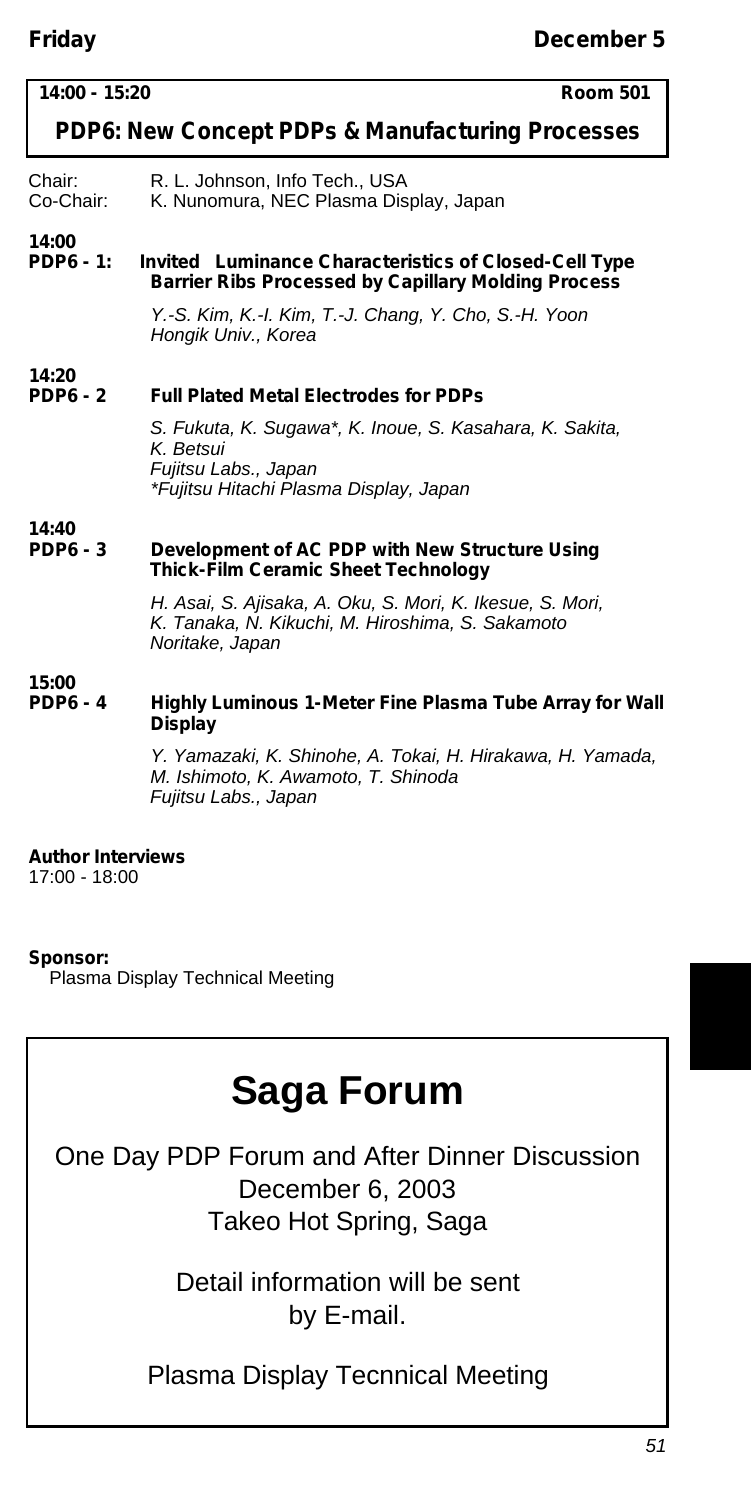**14:00 - 15:20** **Room 501**

## PDP6: New Concept PDPs & Manufacturing Processes

Chair: R. L. Johnson, Info Tech., USA
Co-Chair: K. Nunomura, NEC Plasma Display, Japan

**14:00**
**PDP6 - 1: Invited Luminance Characteristics of Closed-Cell Type Barrier Ribs Processed by Capillary Molding Process**

*Y.-S. Kim, K.-I. Kim, T.-J. Chang, Y. Cho, S.-H. Yoon*
*Hongik Univ., Korea*

**14:20**
**PDP6 - 2 Full Plated Metal Electrodes for PDPs**

*S. Fukuta, K. Sugawa*, K. Inoue, S. Kasahara, K. Sakita, K. Betsui*
*Fujitsu Labs., Japan*
**Fujitsu Hitachi Plasma Display, Japan*

**14:40**
**PDP6 - 3 Development of AC PDP with New Structure Using Thick-Film Ceramic Sheet Technology**

*H. Asai, S. Ajisaka, A. Oku, S. Mori, K. Ikesue, S. Mori, K. Tanaka, N. Kikuchi, M. Hiroshima, S. Sakamoto*
*Noritake, Japan*

**15:00**
**PDP6 - 4 Highly Luminous 1-Meter Fine Plasma Tube Array for Wall Display**

*Y. Yamazaki, K. Shinohe, A. Tokai, H. Hirakawa, H. Yamada, M. Ishimoto, K. Awamoto, T. Shinoda*
*Fujitsu Labs., Japan*

**Author Interviews**
17:00 - 18:00

**Sponsor:**
Plasma Display Technical Meeting

# Saga Forum

One Day PDP Forum and After Dinner Discussion
December 6, 2003
Takeo Hot Spring, Saga

Detail information will be sent by E-mail.

Plasma Display Tecnnical Meeting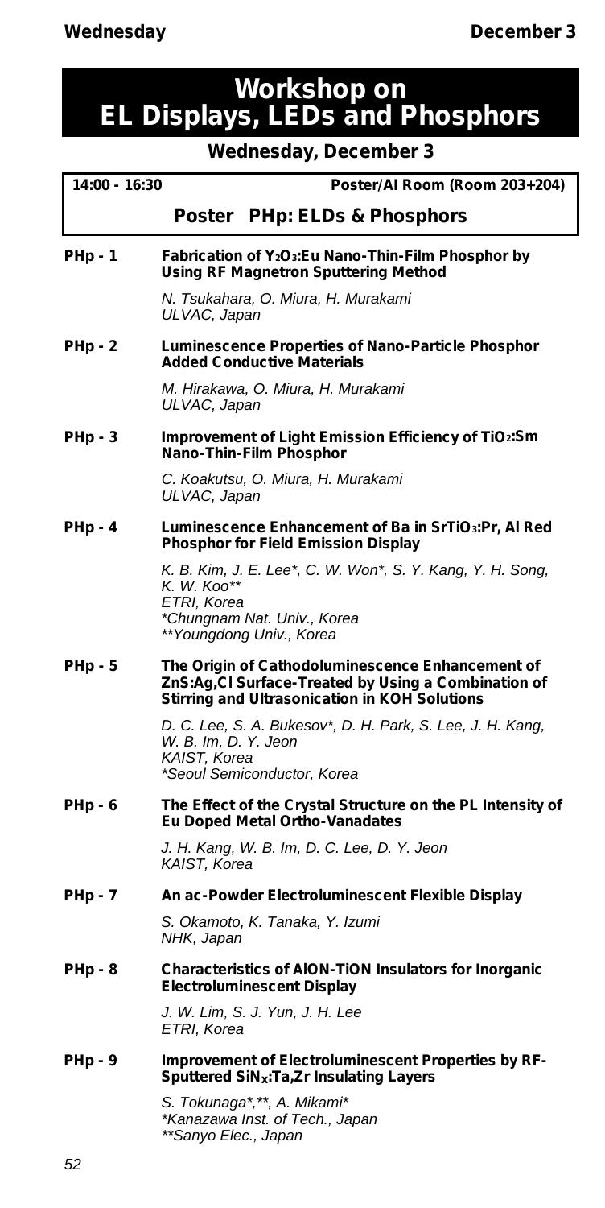# Workshop on EL Displays, LEDs and Phosphors

## Wednesday, December 3

**14:00 - 16:30** **Poster/AI Room (Room 203+204)**

### Poster PHp: ELDs & Phosphors

**PHp - 1** **Fabrication of $Y_2O_3$:Eu Nano-Thin-Film Phosphor by Using RF Magnetron Sputtering Method**

*N. Tsukahara, O. Miura, H. Murakami*
*ULVAC, Japan*

**PHp - 2** **Luminescence Properties of Nano-Particle Phosphor Added Conductive Materials**

*M. Hirakawa, O. Miura, H. Murakami*
*ULVAC, Japan*

**PHp - 3** **Improvement of Light Emission Efficiency of $TiO_2$:Sm Nano-Thin-Film Phosphor**

*C. Koakutsu, O. Miura, H. Murakami*
*ULVAC, Japan*

**PHp - 4** **Luminescence Enhancement of Ba in $SrTiO_3$:Pr, Al Red Phosphor for Field Emission Display**

*K. B. Kim, J. E. Lee\*, C. W. Won\*, S. Y. Kang, Y. H. Song, K. W. Koo\*\**
*ETRI, Korea*
*\*Chungnam Nat. Univ., Korea*
*\*\*Youngdong Univ., Korea*

**PHp - 5** **The Origin of Cathodoluminescence Enhancement of ZnS:Ag,Cl Surface-Treated by Using a Combination of Stirring and Ultrasonication in KOH Solutions**

*D. C. Lee, S. A. Bukesov\*, D. H. Park, S. Lee, J. H. Kang, W. B. Im, D. Y. Jeon*
*KAIST, Korea*
*\*Seoul Semiconductor, Korea*

**PHp - 6** **The Effect of the Crystal Structure on the PL Intensity of Eu Doped Metal Ortho-Vanadates**

*J. H. Kang, W. B. Im, D. C. Lee, D. Y. Jeon*
*KAIST, Korea*

**PHp - 7** **An ac-Powder Electroluminescent Flexible Display**

*S. Okamoto, K. Tanaka, Y. Izumi*
*NHK, Japan*

**PHp - 8** **Characteristics of AlON-TiON Insulators for Inorganic Electroluminescent Display**

*J. W. Lim, S. J. Yun, J. H. Lee*
*ETRI, Korea*

**PHp - 9** **Improvement of Electroluminescent Properties by RF-Sputtered $SiN_X$:Ta,Zr Insulating Layers**

*S. Tokunaga\*,\*\*, A. Mikami\**
*\*Kanazawa Inst. of Tech., Japan*
*\*\*Sanyo Elec., Japan*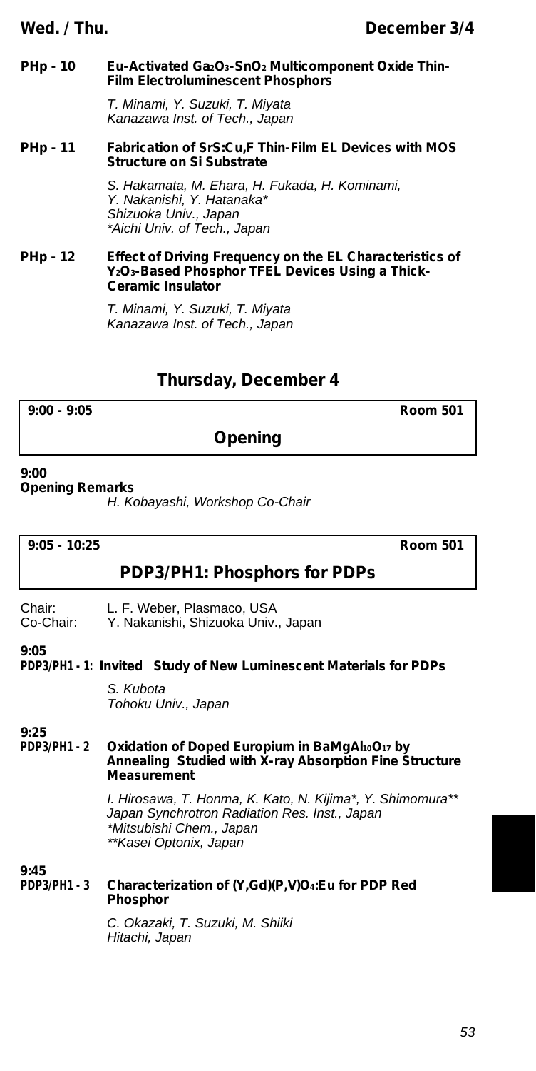**PHp - 10 Eu-Activated $Ga_2O_3$-$SnO_2$ Multicomponent Oxide Thin-Film Electroluminescent Phosphors**

*T. Minami, Y. Suzuki, T. Miyata*
*Kanazawa Inst. of Tech., Japan*

**PHp - 11 Fabrication of SrS:Cu,F Thin-Film EL Devices with MOS Structure on Si Substrate**

*S. Hakamata, M. Ehara, H. Fukada, H. Kominami, Y. Nakanishi, Y. Hatanaka\**
*Shizuoka Univ., Japan*
*\*Aichi Univ. of Tech., Japan*

**PHp - 12 Effect of Driving Frequency on the EL Characteristics of $Y_2O_3$-Based Phosphor TFEL Devices Using a Thick-Ceramic Insulator**

*T. Minami, Y. Suzuki, T. Miyata*
*Kanazawa Inst. of Tech., Japan*

## Thursday, December 4

**9:00 - 9:05** **Room 501**

### Opening

**9:00**
**Opening Remarks**

*H. Kobayashi, Workshop Co-Chair*

**9:05 - 10:25** **Room 501**

### PDP3/PH1: Phosphors for PDPs

Chair: L. F. Weber, Plasmaco, USA
Co-Chair: Y. Nakanishi, Shizuoka Univ., Japan

**9:05**
**PDP3/PH1 - 1: Invited Study of New Luminescent Materials for PDPs**

*S. Kubota*
*Tohoku Univ., Japan*

**9:25**
**PDP3/PH1 - 2 Oxidation of Doped Europium in $BaMgAl_{10}O_{17}$ by Annealing Studied with X-ray Absorption Fine Structure Measurement**

*I. Hirosawa, T. Honma, K. Kato, N. Kijima\*, Y. Shimomura\*\**
*Japan Synchrotron Radiation Res. Inst., Japan*
*\*Mitsubishi Chem., Japan*
*\*\*Kasei Optonix, Japan*

**9:45**
**PDP3/PH1 - 3 Characterization of (Y,Gd)(P,V)$O_4$:Eu for PDP Red Phosphor**

*C. Okazaki, T. Suzuki, M. Shiiki*
*Hitachi, Japan*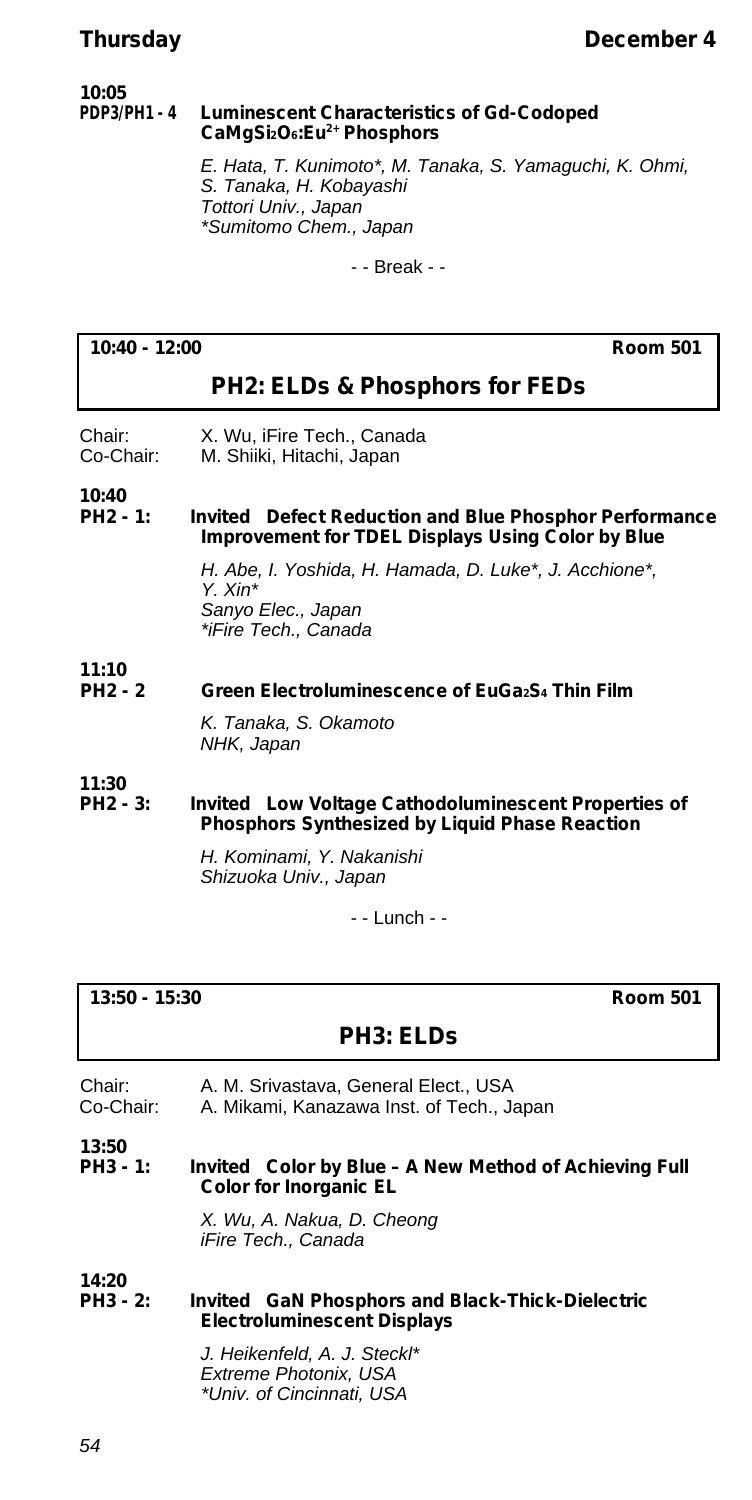**10:05**
**PDP3/PH1 - 4 Luminescent Characteristics of Gd-Codoped $CaMgSi_2O_6:Eu^{2+}$ Phosphors**

*E. Hata, T. Kunimoto\*, M. Tanaka, S. Yamaguchi, K. Ohmi, S. Tanaka, H. Kobayashi*
*Tottori Univ., Japan*
*\*Sumitomo Chem., Japan*

- - Break - -

**10:40 - 12:00** **Room 501**

## PH2: ELDs & Phosphors for FEDs

Chair: X. Wu, iFire Tech., Canada
Co-Chair: M. Shiiki, Hitachi, Japan

**10:40**
**PH2 - 1: Invited Defect Reduction and Blue Phosphor Performance Improvement for TDEL Displays Using Color by Blue**

*H. Abe, I. Yoshida, H. Hamada, D. Luke\*, J. Acchione\*, Y. Xin\**
*Sanyo Elec., Japan*
*\*iFire Tech., Canada*

**11:10**
**PH2 - 2 Green Electroluminescence of $EuGa_2S_4$ Thin Film**

*K. Tanaka, S. Okamoto*
*NHK, Japan*

**11:30**
**PH2 - 3: Invited Low Voltage Cathodoluminescent Properties of Phosphors Synthesized by Liquid Phase Reaction**

*H. Kominami, Y. Nakanishi*
*Shizuoka Univ., Japan*

- - Lunch - -

**13:50 - 15:30** **Room 501**

## PH3: ELDs

Chair: A. M. Srivastava, General Elect., USA
Co-Chair: A. Mikami, Kanazawa Inst. of Tech., Japan

**13:50**
**PH3 - 1: Invited Color by Blue – A New Method of Achieving Full Color for Inorganic EL**

*X. Wu, A. Nakua, D. Cheong*
*iFire Tech., Canada*

**14:20**
**PH3 - 2: Invited GaN Phosphors and Black-Thick-Dielectric Electroluminescent Displays**

*J. Heikenfeld, A. J. Steckl\**
*Extreme Photonix, USA*
*\*Univ. of Cincinnati, USA*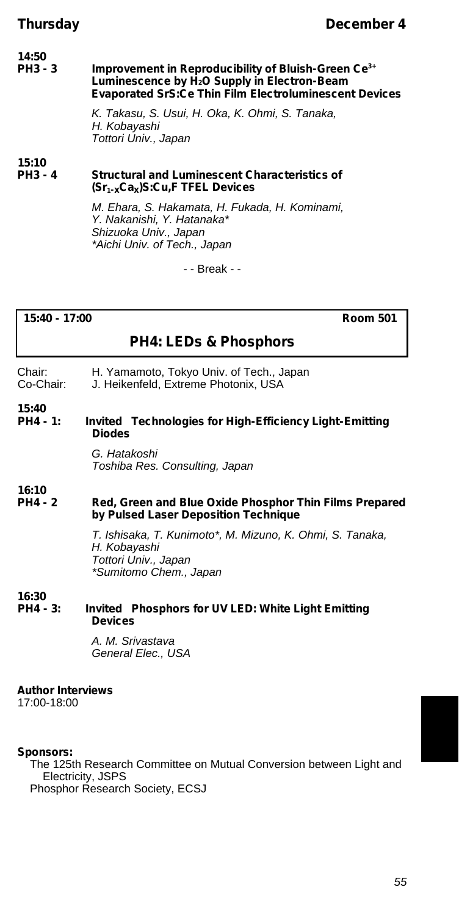**14:50**
**PH3 - 3** **Improvement in Reproducibility of Bluish-Green $Ce^{3+}$ Luminescence by $H_2O$ Supply in Electron-Beam Evaporated SrS:Ce Thin Film Electroluminescent Devices**

*K. Takasu, S. Usui, H. Oka, K. Ohmi, S. Tanaka, H. Kobayashi*
*Tottori Univ., Japan*

**15:10**
**PH3 - 4** **Structural and Luminescent Characteristics of $(Sr_{1-x}Ca_x)$S:Cu,F TFEL Devices**

*M. Ehara, S. Hakamata, H. Fukada, H. Kominami, Y. Nakanishi, Y. Hatanaka**
*Shizuoka Univ., Japan*
**Aichi Univ. of Tech., Japan*

- - Break - -

**15:40 - 17:00** **Room 501**

## PH4: LEDs & Phosphors

Chair: H. Yamamoto, Tokyo Univ. of Tech., Japan
Co-Chair: J. Heikenfeld, Extreme Photonix, USA

**15:40**
**PH4 - 1:** **Invited Technologies for High-Efficiency Light-Emitting Diodes**

*G. Hatakoshi*
*Toshiba Res. Consulting, Japan*

**16:10**
**PH4 - 2** **Red, Green and Blue Oxide Phosphor Thin Films Prepared by Pulsed Laser Deposition Technique**

*T. Ishisaka, T. Kunimoto*, M. Mizuno, K. Ohmi, S. Tanaka, H. Kobayashi*
*Tottori Univ., Japan*
**Sumitomo Chem., Japan*

**16:30**
**PH4 - 3:** **Invited Phosphors for UV LED: White Light Emitting Devices**

*A. M. Srivastava*
*General Elec., USA*

**Author Interviews**
17:00-18:00

**Sponsors:**
The 125th Research Committee on Mutual Conversion between Light and Electricity, JSPS
Phosphor Research Society, ECSJ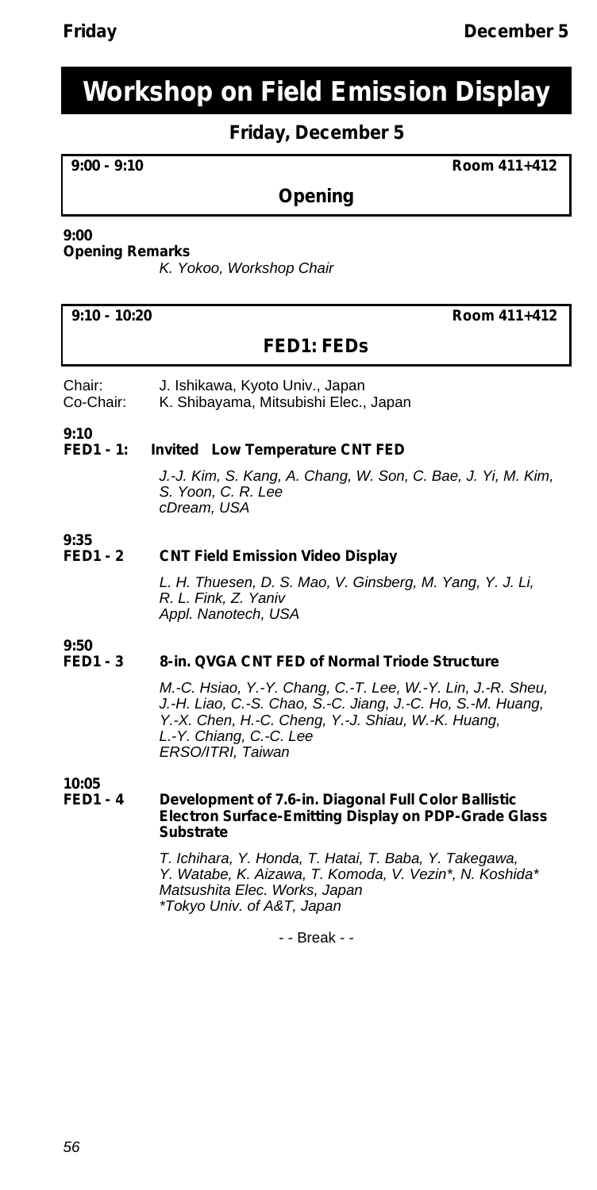# Workshop on Field Emission Display

## Friday, December 5

**9:00 - 9:10** **Room 411+412**

### Opening

**9:00**
**Opening Remarks**
*K. Yokoo, Workshop Chair*

**9:10 - 10:20** **Room 411+412**

### FED1: FEDs

Chair: J. Ishikawa, Kyoto Univ., Japan
Co-Chair: K. Shibayama, Mitsubishi Elec., Japan

**9:10**
**FED1 - 1: Invited Low Temperature CNT FED**

*J.-J. Kim, S. Kang, A. Chang, W. Son, C. Bae, J. Yi, M. Kim, S. Yoon, C. R. Lee*
*cDream, USA*

**9:35**
**FED1 - 2 CNT Field Emission Video Display**

*L. H. Thuesen, D. S. Mao, V. Ginsberg, M. Yang, Y. J. Li, R. L. Fink, Z. Yaniv*
*Appl. Nanotech, USA*

**9:50**
**FED1 - 3 8-in. QVGA CNT FED of Normal Triode Structure**

*M.-C. Hsiao, Y.-Y. Chang, C.-T. Lee, W.-Y. Lin, J.-R. Sheu, J.-H. Liao, C.-S. Chao, S.-C. Jiang, J.-C. Ho, S.-M. Huang, Y.-X. Chen, H.-C. Cheng, Y.-J. Shiau, W.-K. Huang, L.-Y. Chiang, C.-C. Lee*
*ERSO/ITRI, Taiwan*

**10:05**
**FED1 - 4 Development of 7.6-in. Diagonal Full Color Ballistic Electron Surface-Emitting Display on PDP-Grade Glass Substrate**

*T. Ichihara, Y. Honda, T. Hatai, T. Baba, Y. Takegawa, Y. Watabe, K. Aizawa, T. Komoda, V. Vezin*, N. Koshida**
*Matsushita Elec. Works, Japan*
*\*Tokyo Univ. of A&T, Japan*

- - Break - -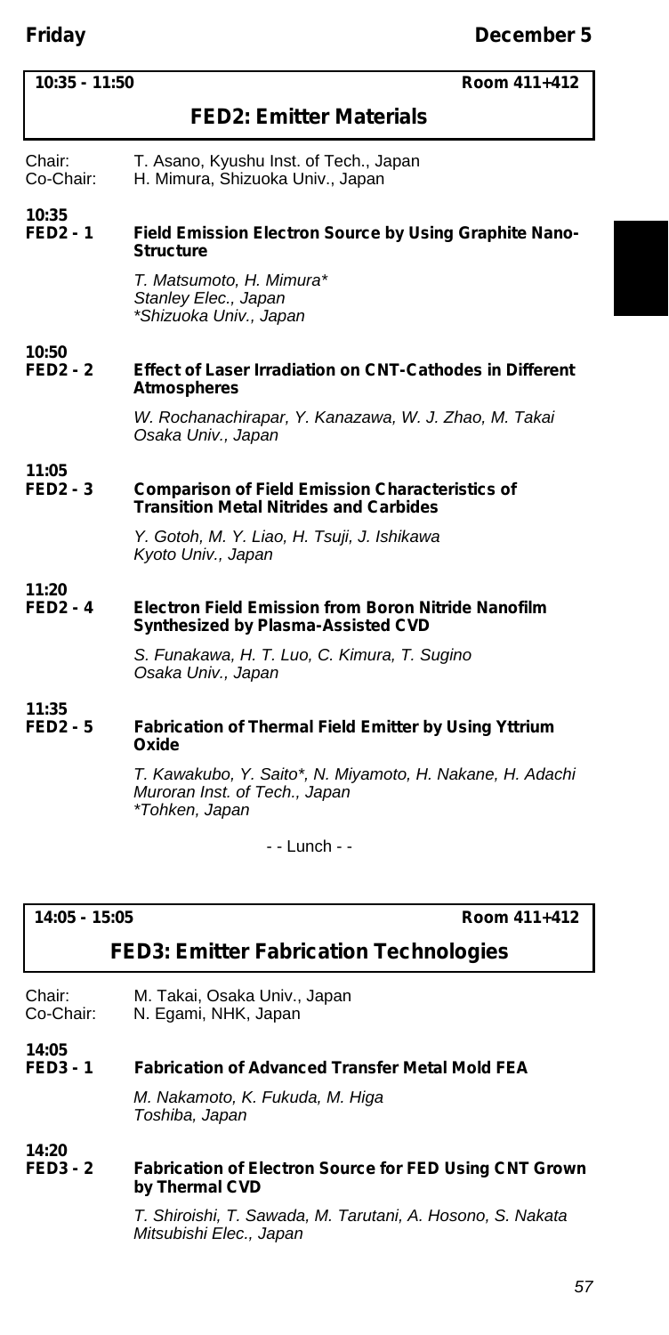**10:35 - 11:50** **Room 411+412**

## FED2: Emitter Materials

Chair: T. Asano, Kyushu Inst. of Tech., Japan
Co-Chair: H. Mimura, Shizuoka Univ., Japan

**10:35**
**FED2 - 1** **Field Emission Electron Source by Using Graphite Nano-Structure**

*T. Matsumoto, H. Mimura**
*Stanley Elec., Japan*
**Shizuoka Univ., Japan*

**10:50**
**FED2 - 2** **Effect of Laser Irradiation on CNT-Cathodes in Different Atmospheres**

*W. Rochanachirapar, Y. Kanazawa, W. J. Zhao, M. Takai*
*Osaka Univ., Japan*

**11:05**
**FED2 - 3** **Comparison of Field Emission Characteristics of Transition Metal Nitrides and Carbides**

*Y. Gotoh, M. Y. Liao, H. Tsuji, J. Ishikawa*
*Kyoto Univ., Japan*

**11:20**
**FED2 - 4** **Electron Field Emission from Boron Nitride Nanofilm Synthesized by Plasma-Assisted CVD**

*S. Funakawa, H. T. Luo, C. Kimura, T. Sugino*
*Osaka Univ., Japan*

**11:35**
**FED2 - 5** **Fabrication of Thermal Field Emitter by Using Yttrium Oxide**

*T. Kawakubo, Y. Saito*, N. Miyamoto, H. Nakane, H. Adachi*
*Muroran Inst. of Tech., Japan*
**Tohken, Japan*

- - Lunch - -

**14:05 - 15:05** **Room 411+412**

## FED3: Emitter Fabrication Technologies

Chair: M. Takai, Osaka Univ., Japan
Co-Chair: N. Egami, NHK, Japan

**14:05**
**FED3 - 1** **Fabrication of Advanced Transfer Metal Mold FEA**

*M. Nakamoto, K. Fukuda, M. Higa*
*Toshiba, Japan*

**14:20**
**FED3 - 2** **Fabrication of Electron Source for FED Using CNT Grown by Thermal CVD**

*T. Shiroishi, T. Sawada, M. Tarutani, A. Hosono, S. Nakata*
*Mitsubishi Elec., Japan*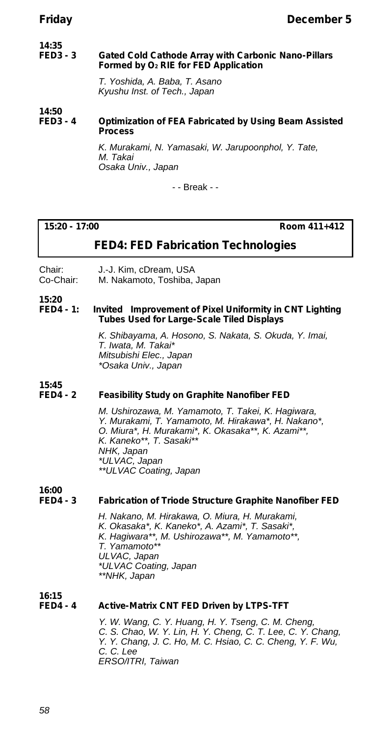**14:35**
**FED3 - 3** **Gated Cold Cathode Array with Carbonic Nano-Pillars Formed by $O_2$ RIE for FED Application**

*T. Yoshida, A. Baba, T. Asano*
*Kyushu Inst. of Tech., Japan*

**14:50**
**FED3 - 4** **Optimization of FEA Fabricated by Using Beam Assisted Process**

*K. Murakami, N. Yamasaki, W. Jarupoonphol, Y. Tate, M. Takai*
*Osaka Univ., Japan*

- - Break - -

**15:20 - 17:00** **Room 411+412**

## FED4: FED Fabrication Technologies

Chair: J.-J. Kim, cDream, USA
Co-Chair: M. Nakamoto, Toshiba, Japan

**15:20**
**FED4 - 1:** **Invited Improvement of Pixel Uniformity in CNT Lighting Tubes Used for Large-Scale Tiled Displays**

*K. Shibayama, A. Hosono, S. Nakata, S. Okuda, Y. Imai, T. Iwata, M. Takai**
*Mitsubishi Elec., Japan*
*\*Osaka Univ., Japan*

**15:45**
**FED4 - 2** **Feasibility Study on Graphite Nanofiber FED**

*M. Ushirozawa, M. Yamamoto, T. Takei, K. Hagiwara, Y. Murakami, T. Yamamoto, M. Hirakawa\*, H. Nakano\*, O. Miura\*, H. Murakami\*, K. Okasaka\*\*, K. Azami\*\*, K. Kaneko\*\*, T. Sasaki\*\**
*NHK, Japan*
*\*ULVAC, Japan*
*\*\*ULVAC Coating, Japan*

**16:00**
**FED4 - 3** **Fabrication of Triode Structure Graphite Nanofiber FED**

*H. Nakano, M. Hirakawa, O. Miura, H. Murakami, K. Okasaka\*, K. Kaneko\*, A. Azami\*, T. Sasaki\*, K. Hagiwara\*\*, M. Ushirozawa\*\*, M. Yamamoto\*\*, T. Yamamoto\*\**
*ULVAC, Japan*
*\*ULVAC Coating, Japan*
*\*\*NHK, Japan*

**16:15**
**FED4 - 4** **Active-Matrix CNT FED Driven by LTPS-TFT**

*Y. W. Wang, C. Y. Huang, H. Y. Tseng, C. M. Cheng, C. S. Chao, W. Y. Lin, H. Y. Cheng, C. T. Lee, C. Y. Chang, Y. Y. Chang, J. C. Ho, M. C. Hsiao, C. C. Cheng, Y. F. Wu, C. C. Lee*
*ERSO/ITRI, Taiwan*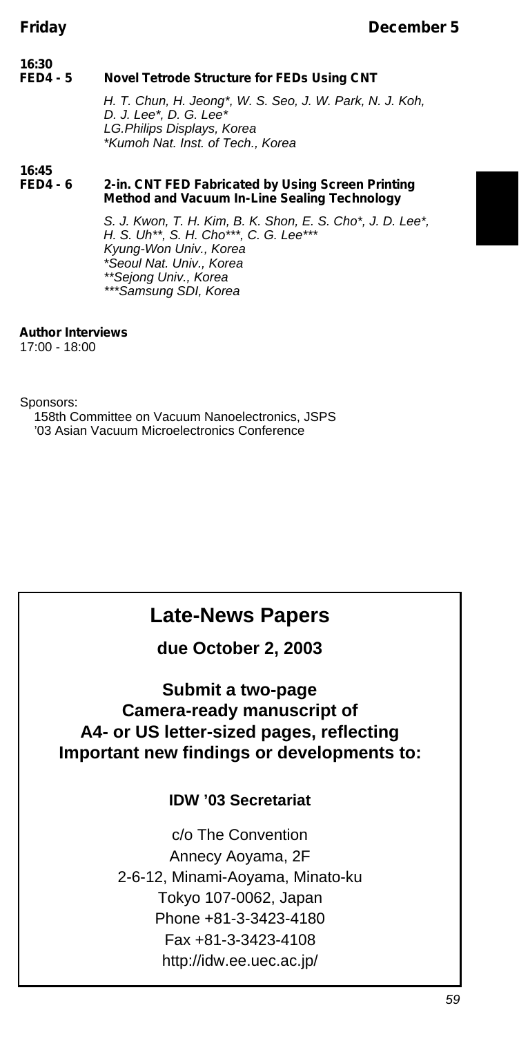**16:30**
**FED4 - 5 Novel Tetrode Structure for FEDs Using CNT**

*H. T. Chun, H. Jeong*, W. S. Seo, J. W. Park, N. J. Koh, D. J. Lee*, D. G. Lee**
*LG.Philips Displays, Korea*
**Kumoh Nat. Inst. of Tech., Korea*

**16:45**
**FED4 - 6 2-in. CNT FED Fabricated by Using Screen Printing Method and Vacuum In-Line Sealing Technology**

*S. J. Kwon, T. H. Kim, B. K. Shon, E. S. Cho*, J. D. Lee*, H. S. Uh**, S. H. Cho***, C. G. Lee****
*Kyung-Won Univ., Korea*
**Seoul Nat. Univ., Korea*
***Sejong Univ., Korea*
****Samsung SDI, Korea*

**Author Interviews**
17:00 - 18:00

Sponsors:
158th Committee on Vacuum Nanoelectronics, JSPS
'03 Asian Vacuum Microelectronics Conference

## Late-News Papers

**due October 2, 2003**

**Submit a two-page Camera-ready manuscript of A4- or US letter-sized pages, reflecting Important new findings or developments to:**

**IDW '03 Secretariat**

c/o The Convention
Annecy Aoyama, 2F
2-6-12, Minami-Aoyama, Minato-ku
Tokyo 107-0062, Japan
Phone +81-3-3423-4180
Fax +81-3-3423-4108
http://idw.ee.uec.ac.jp/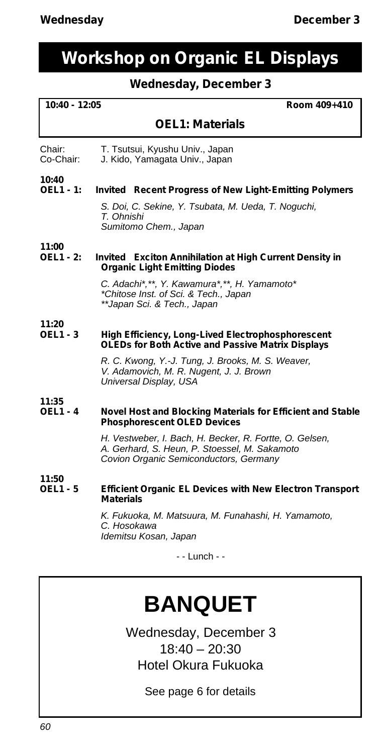# Workshop on Organic EL Displays

## Wednesday, December 3

**10:40 - 12:05** **Room 409+410**

### OEL1: Materials

Chair: T. Tsutsui, Kyushu Univ., Japan
Co-Chair: J. Kido, Yamagata Univ., Japan

**10:40**
**OEL1 - 1:** **Invited Recent Progress of New Light-Emitting Polymers**

*S. Doi, C. Sekine, Y. Tsubata, M. Ueda, T. Noguchi, T. Ohnishi*
*Sumitomo Chem., Japan*

**11:00**
**OEL1 - 2:** **Invited Exciton Annihilation at High Current Density in Organic Light Emitting Diodes**

*C. Adachi*,**, Y. Kawamura*,**, H. Yamamoto**
**Chitose Inst. of Sci. & Tech., Japan*
***Japan Sci. & Tech., Japan*

**11:20**
**OEL1 - 3** **High Efficiency, Long-Lived Electrophosphorescent OLEDs for Both Active and Passive Matrix Displays**

*R. C. Kwong, Y.-J. Tung, J. Brooks, M. S. Weaver, V. Adamovich, M. R. Nugent, J. J. Brown*
*Universal Display, USA*

**11:35**
**OEL1 - 4** **Novel Host and Blocking Materials for Efficient and Stable Phosphorescent OLED Devices**

*H. Vestweber, I. Bach, H. Becker, R. Fortte, O. Gelsen, A. Gerhard, S. Heun, P. Stoessel, M. Sakamoto*
*Covion Organic Semiconductors, Germany*

**11:50**
**OEL1 - 5** **Efficient Organic EL Devices with New Electron Transport Materials**

*K. Fukuoka, M. Matsuura, M. Funahashi, H. Yamamoto, C. Hosokawa*
*Idemitsu Kosan, Japan*

- - Lunch - -

# BANQUET

Wednesday, December 3
18:40 – 20:30
Hotel Okura Fukuoka

See page 6 for details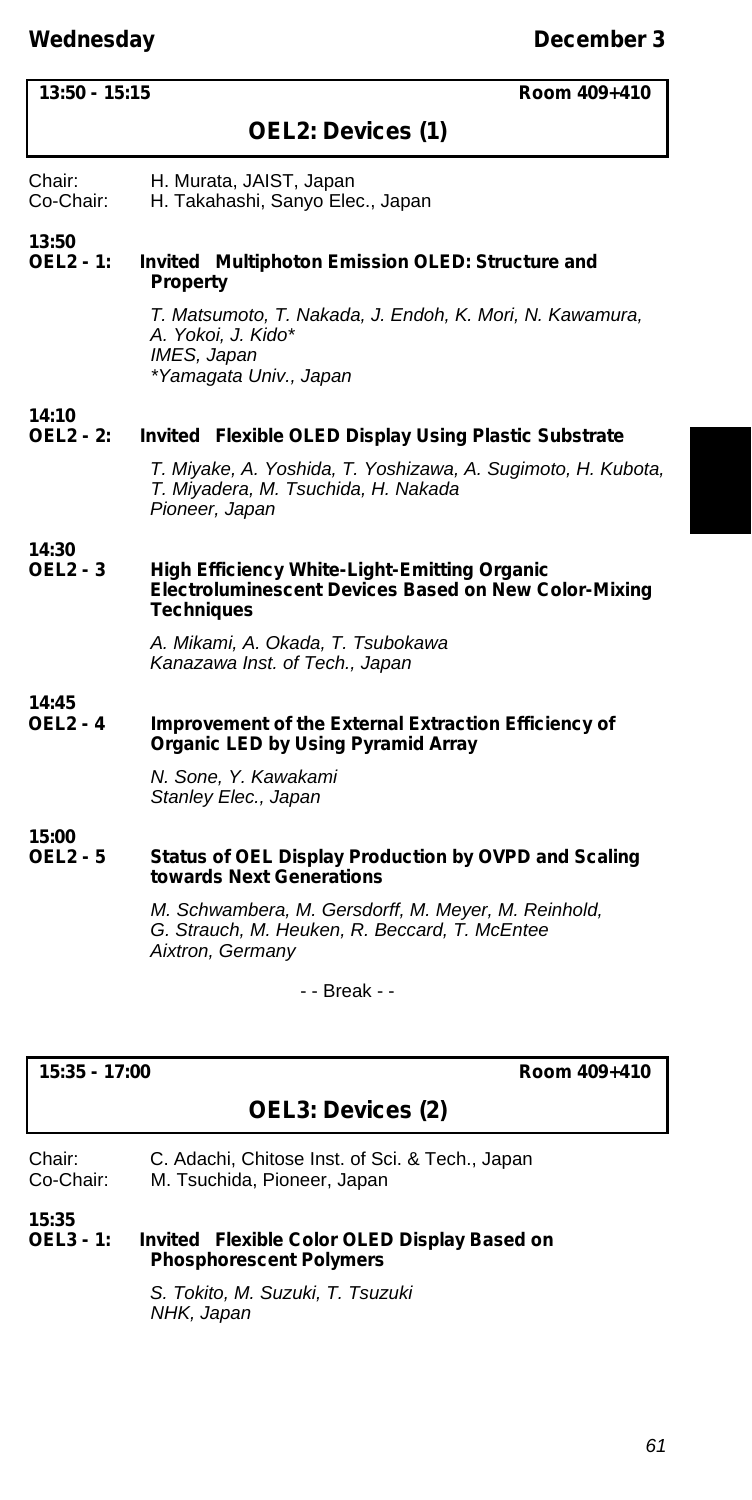**13:50 - 15:15** **Room 409+410**

## OEL2: Devices (1)

Chair: H. Murata, JAIST, Japan
Co-Chair: H. Takahashi, Sanyo Elec., Japan

**13:50**
**OEL2 - 1: Invited Multiphoton Emission OLED: Structure and Property**

*T. Matsumoto, T. Nakada, J. Endoh, K. Mori, N. Kawamura, A. Yokoi, J. Kido**
*IMES, Japan*
**Yamagata Univ., Japan*

**14:10**
**OEL2 - 2: Invited Flexible OLED Display Using Plastic Substrate**

*T. Miyake, A. Yoshida, T. Yoshizawa, A. Sugimoto, H. Kubota, T. Miyadera, M. Tsuchida, H. Nakada*
*Pioneer, Japan*

**14:30**
**OEL2 - 3 High Efficiency White-Light-Emitting Organic Electroluminescent Devices Based on New Color-Mixing Techniques**

*A. Mikami, A. Okada, T. Tsubokawa*
*Kanazawa Inst. of Tech., Japan*

**14:45**
**OEL2 - 4 Improvement of the External Extraction Efficiency of Organic LED by Using Pyramid Array**

*N. Sone, Y. Kawakami*
*Stanley Elec., Japan*

**15:00**
**OEL2 - 5 Status of OEL Display Production by OVPD and Scaling towards Next Generations**

*M. Schwambera, M. Gersdorff, M. Meyer, M. Reinhold, G. Strauch, M. Heuken, R. Beccard, T. McEntee*
*Aixtron, Germany*

- - Break - -

**15:35 - 17:00** **Room 409+410**

## OEL3: Devices (2)

Chair: C. Adachi, Chitose Inst. of Sci. & Tech., Japan
Co-Chair: M. Tsuchida, Pioneer, Japan

**15:35**
**OEL3 - 1: Invited Flexible Color OLED Display Based on Phosphorescent Polymers**

*S. Tokito, M. Suzuki, T. Tsuzuki*
*NHK, Japan*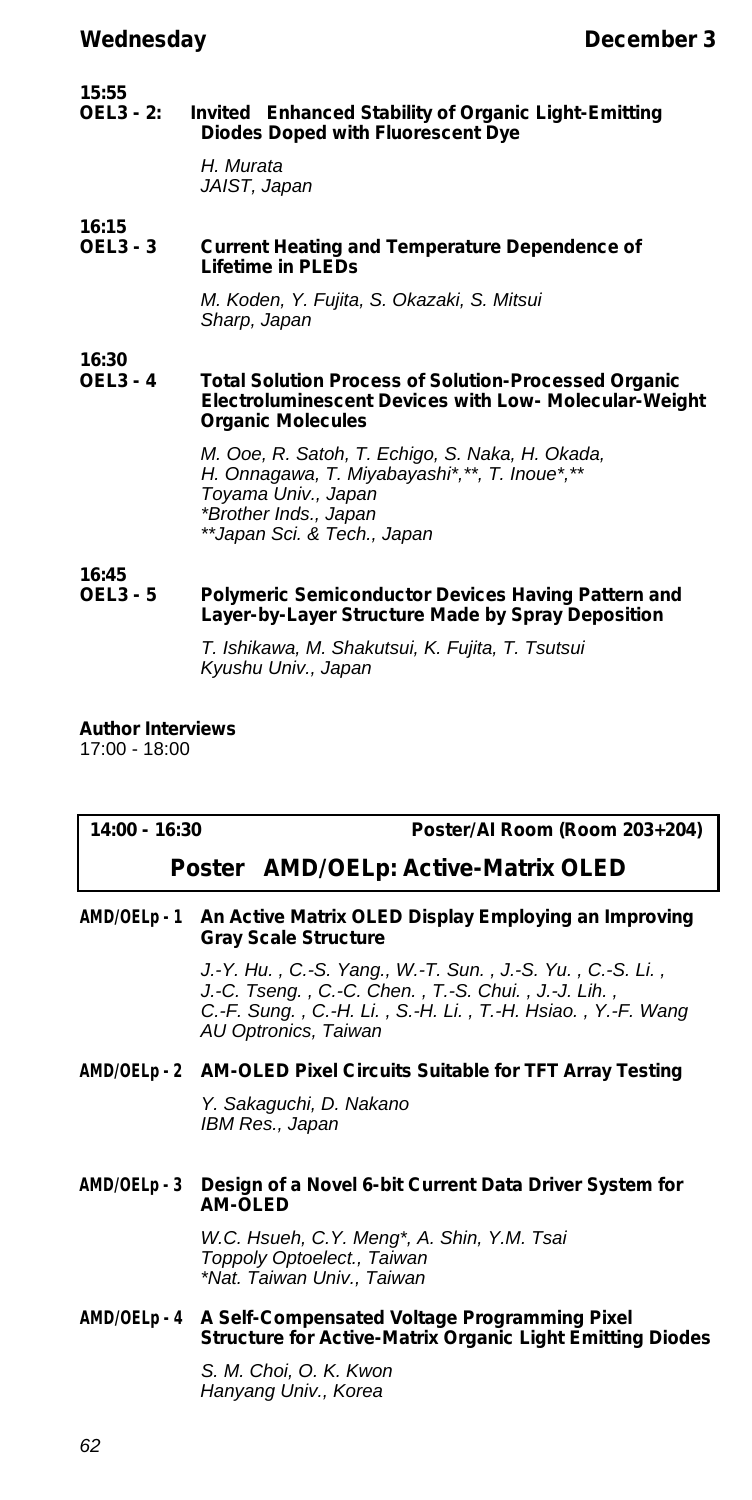**15:55**
**OEL3 - 2: Invited Enhanced Stability of Organic Light-Emitting Diodes Doped with Fluorescent Dye**

*H. Murata*
*JAIST, Japan*

**16:15**
**OEL3 - 3 Current Heating and Temperature Dependence of Lifetime in PLEDs**

*M. Koden, Y. Fujita, S. Okazaki, S. Mitsui*
*Sharp, Japan*

**16:30**
**OEL3 - 4 Total Solution Process of Solution-Processed Organic Electroluminescent Devices with Low- Molecular-Weight Organic Molecules**

*M. Ooe, R. Satoh, T. Echigo, S. Naka, H. Okada, H. Onnagawa, T. Miyabayashi*,**, T. Inoue*,***
*Toyama Univ., Japan*
**Brother Inds., Japan*
***Japan Sci. & Tech., Japan*

**16:45**
**OEL3 - 5 Polymeric Semiconductor Devices Having Pattern and Layer-by-Layer Structure Made by Spray Deposition**

*T. Ishikawa, M. Shakutsui, K. Fujita, T. Tsutsui*
*Kyushu Univ., Japan*

**Author Interviews**
17:00 - 18:00

---

**14:00 - 16:30** **Poster/AI Room (Room 203+204)**

## Poster AMD/OELp: Active-Matrix OLED

**AMD/OELp - 1 An Active Matrix OLED Display Employing an Improving Gray Scale Structure**

*J.-Y. Hu. , C.-S. Yang., W.-T. Sun. , J.-S. Yu. , C.-S. Li. , J.-C. Tseng. , C.-C. Chen. , T.-S. Chui. , J.-J. Lih. , C.-F. Sung. , C.-H. Li. , S.-H. Li. , T.-H. Hsiao. , Y.-F. Wang*
*AU Optronics, Taiwan*

**AMD/OELp - 2 AM-OLED Pixel Circuits Suitable for TFT Array Testing**

*Y. Sakaguchi, D. Nakano*
*IBM Res., Japan*

**AMD/OELp - 3 Design of a Novel 6-bit Current Data Driver System for AM-OLED**

*W.C. Hsueh, C.Y. Meng*, A. Shin, Y.M. Tsai*
*Toppoly Optoelect., Taiwan*
**Nat. Taiwan Univ., Taiwan*

**AMD/OELp - 4 A Self-Compensated Voltage Programming Pixel Structure for Active-Matrix Organic Light Emitting Diodes**

*S. M. Choi, O. K. Kwon*
*Hanyang Univ., Korea*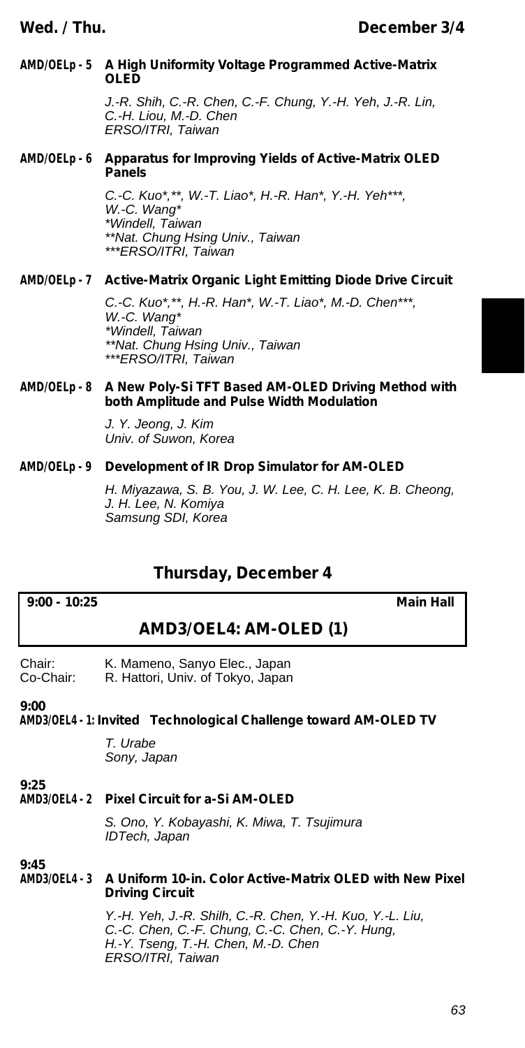**AMD/OELp - 5 A High Uniformity Voltage Programmed Active-Matrix OLED**

*J.-R. Shih, C.-R. Chen, C.-F. Chung, Y.-H. Yeh, J.-R. Lin, C.-H. Liou, M.-D. Chen*
*ERSO/ITRI, Taiwan*

**AMD/OELp - 6 Apparatus for Improving Yields of Active-Matrix OLED Panels**

*C.-C. Kuo*,**, W.-T. Liao*, H.-R. Han*, Y.-H. Yeh***, W.-C. Wang**
**Windell, Taiwan*
***Nat. Chung Hsing Univ., Taiwan*
****ERSO/ITRI, Taiwan*

**AMD/OELp - 7 Active-Matrix Organic Light Emitting Diode Drive Circuit**

*C.-C. Kuo*,**, H.-R. Han*, W.-T. Liao*, M.-D. Chen***, W.-C. Wang**
**Windell, Taiwan*
***Nat. Chung Hsing Univ., Taiwan*
****ERSO/ITRI, Taiwan*

**AMD/OELp - 8 A New Poly-Si TFT Based AM-OLED Driving Method with both Amplitude and Pulse Width Modulation**

*J. Y. Jeong, J. Kim*
*Univ. of Suwon, Korea*

**AMD/OELp - 9 Development of IR Drop Simulator for AM-OLED**

*H. Miyazawa, S. B. You, J. W. Lee, C. H. Lee, K. B. Cheong, J. H. Lee, N. Komiya*
*Samsung SDI, Korea*

## Thursday, December 4

**9:00 - 10:25** **Main Hall**

### AMD3/OEL4: AM-OLED (1)

Chair: K. Mameno, Sanyo Elec., Japan
Co-Chair: R. Hattori, Univ. of Tokyo, Japan

**9:00**
**AMD3/OEL4 - 1: Invited Technological Challenge toward AM-OLED TV**

*T. Urabe*
*Sony, Japan*

**9:25**
**AMD3/OEL4 - 2 Pixel Circuit for a-Si AM-OLED**

*S. Ono, Y. Kobayashi, K. Miwa, T. Tsujimura*
*IDTech, Japan*

**9:45**
**AMD3/OEL4 - 3 A Uniform 10-in. Color Active-Matrix OLED with New Pixel Driving Circuit**

*Y.-H. Yeh, J.-R. Shilh, C.-R. Chen, Y.-H. Kuo, Y.-L. Liu, C.-C. Chen, C.-F. Chung, C.-C. Chen, C.-Y. Hung, H.-Y. Tseng, T.-H. Chen, M.-D. Chen*
*ERSO/ITRI, Taiwan*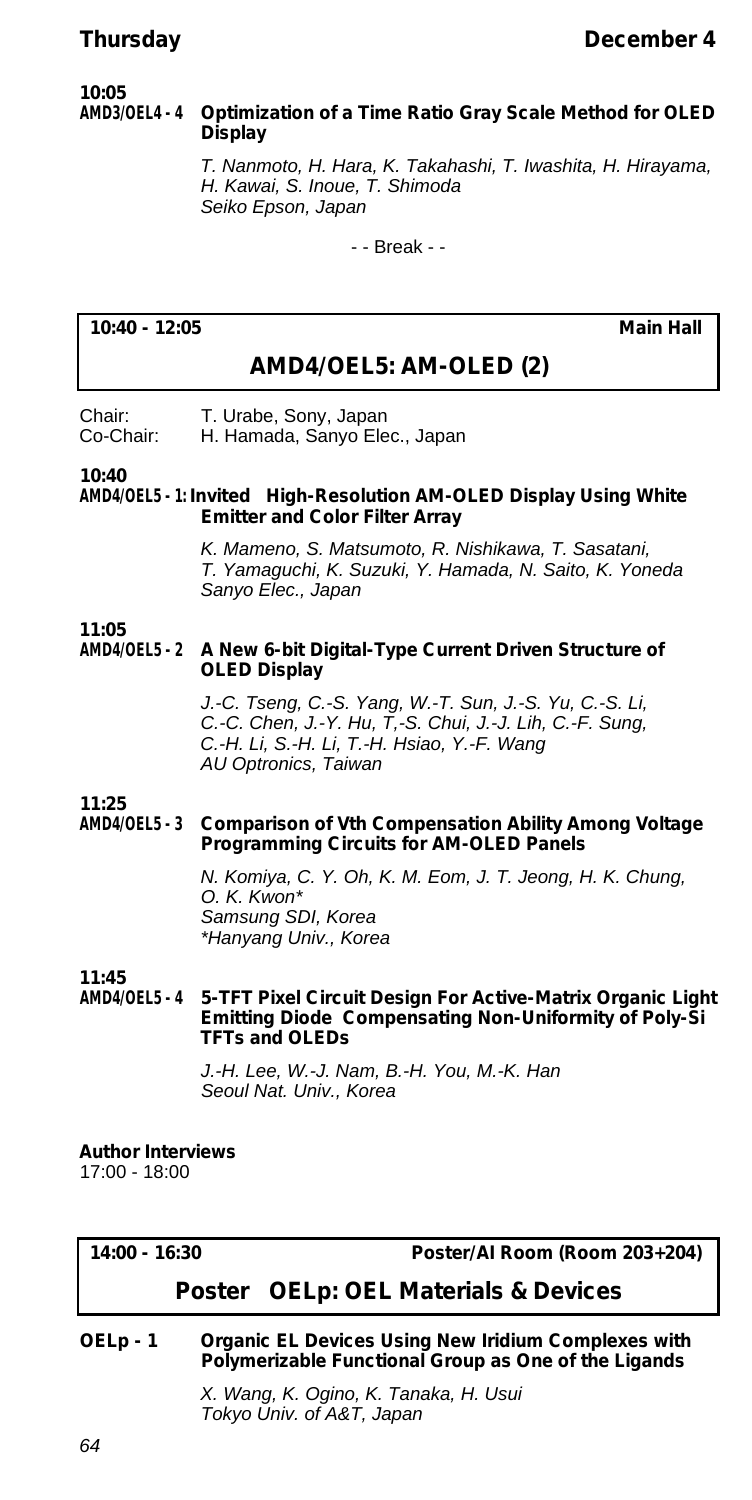**10:05**

**AMD3/OEL4 - 4 Optimization of a Time Ratio Gray Scale Method for OLED Display**

*T. Nanmoto, H. Hara, K. Takahashi, T. Iwashita, H. Hirayama, H. Kawai, S. Inoue, T. Shimoda*
*Seiko Epson, Japan*

- - Break - -

**10:40 - 12:05** **Main Hall**

## AMD4/OEL5: AM-OLED (2)

Chair: T. Urabe, Sony, Japan
Co-Chair: H. Hamada, Sanyo Elec., Japan

**10:40**

**AMD4/OEL5 - 1: Invited High-Resolution AM-OLED Display Using White Emitter and Color Filter Array**

*K. Mameno, S. Matsumoto, R. Nishikawa, T. Sasatani, T. Yamaguchi, K. Suzuki, Y. Hamada, N. Saito, K. Yoneda*
*Sanyo Elec., Japan*

**11:05**

**AMD4/OEL5 - 2 A New 6-bit Digital-Type Current Driven Structure of OLED Display**

*J.-C. Tseng, C.-S. Yang, W.-T. Sun, J.-S. Yu, C.-S. Li, C.-C. Chen, J.-Y. Hu, T,-S. Chui, J.-J. Lih, C.-F. Sung, C.-H. Li, S.-H. Li, T.-H. Hsiao, Y.-F. Wang*
*AU Optronics, Taiwan*

**11:25**

**AMD4/OEL5 - 3 Comparison of Vth Compensation Ability Among Voltage Programming Circuits for AM-OLED Panels**

*N. Komiya, C. Y. Oh, K. M. Eom, J. T. Jeong, H. K. Chung, O. K. Kwon**
*Samsung SDI, Korea*
**Hanyang Univ., Korea*

**11:45**

**AMD4/OEL5 - 4 5-TFT Pixel Circuit Design For Active-Matrix Organic Light Emitting Diode Compensating Non-Uniformity of Poly-Si TFTs and OLEDs**

*J.-H. Lee, W.-J. Nam, B.-H. You, M.-K. Han*
*Seoul Nat. Univ., Korea*

**Author Interviews**
17:00 - 18:00

**14:00 - 16:30** **Poster/AI Room (Room 203+204)**

## Poster OELp: OEL Materials & Devices

**OELp - 1 Organic EL Devices Using New Iridium Complexes with Polymerizable Functional Group as One of the Ligands**

*X. Wang, K. Ogino, K. Tanaka, H. Usui*
*Tokyo Univ. of A&T, Japan*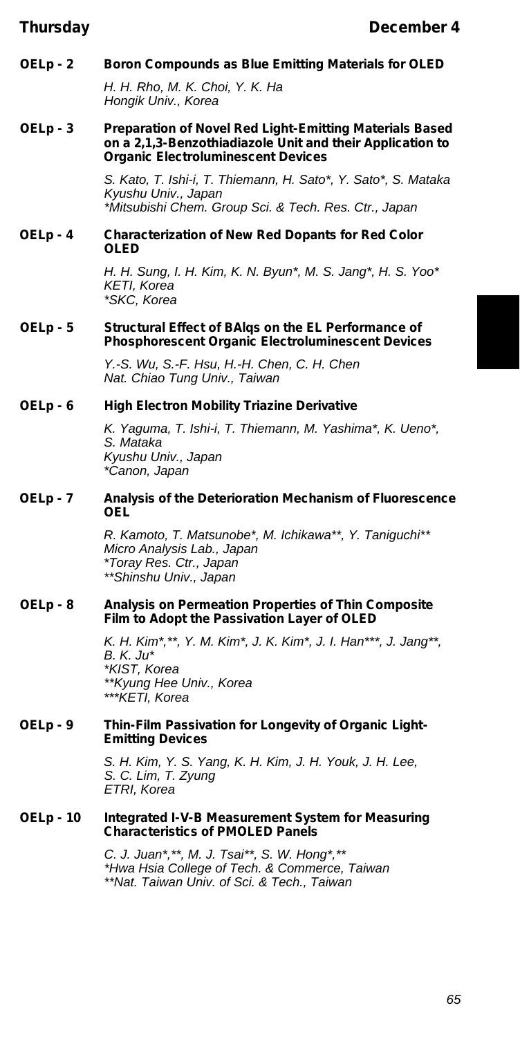**OELp - 2 Boron Compounds as Blue Emitting Materials for OLED**

*H. H. Rho, M. K. Choi, Y. K. Ha*
*Hongik Univ., Korea*

**OELp - 3 Preparation of Novel Red Light-Emitting Materials Based on a 2,1,3-Benzothiadiazole Unit and their Application to Organic Electroluminescent Devices**

*S. Kato, T. Ishi-i, T. Thiemann, H. Sato*, Y. Sato*, S. Mataka*
*Kyushu Univ., Japan*
**Mitsubishi Chem. Group Sci. & Tech. Res. Ctr., Japan*

**OELp - 4 Characterization of New Red Dopants for Red Color OLED**

*H. H. Sung, I. H. Kim, K. N. Byun*, M. S. Jang*, H. S. Yoo**
*KETI, Korea*
**SKC, Korea*

**OELp - 5 Structural Effect of BAlqs on the EL Performance of Phosphorescent Organic Electroluminescent Devices**

*Y.-S. Wu, S.-F. Hsu, H.-H. Chen, C. H. Chen*
*Nat. Chiao Tung Univ., Taiwan*

**OELp - 6 High Electron Mobility Triazine Derivative**

*K. Yaguma, T. Ishi-i, T. Thiemann, M. Yashima*, K. Ueno*, S. Mataka*
*Kyushu Univ., Japan*
**Canon, Japan*

**OELp - 7 Analysis of the Deterioration Mechanism of Fluorescence OEL**

*R. Kamoto, T. Matsunobe*, M. Ichikawa**, Y. Taniguchi***
*Micro Analysis Lab., Japan*
**Toray Res. Ctr., Japan*
***Shinshu Univ., Japan*

**OELp - 8 Analysis on Permeation Properties of Thin Composite Film to Adopt the Passivation Layer of OLED**

*K. H. Kim*,**, Y. M. Kim*, J. K. Kim*, J. I. Han***, J. Jang**, B. K. Ju**
**KIST, Korea*
***Kyung Hee Univ., Korea*
****KETI, Korea*

**OELp - 9 Thin-Film Passivation for Longevity of Organic Light-Emitting Devices**

*S. H. Kim, Y. S. Yang, K. H. Kim, J. H. Youk, J. H. Lee, S. C. Lim, T. Zyung*
*ETRI, Korea*

**OELp - 10 Integrated I-V-B Measurement System for Measuring Characteristics of PMOLED Panels**

*C. J. Juan*,**, M. J. Tsai**, S. W. Hong*,***
**Hwa Hsia College of Tech. & Commerce, Taiwan*
***Nat. Taiwan Univ. of Sci. & Tech., Taiwan*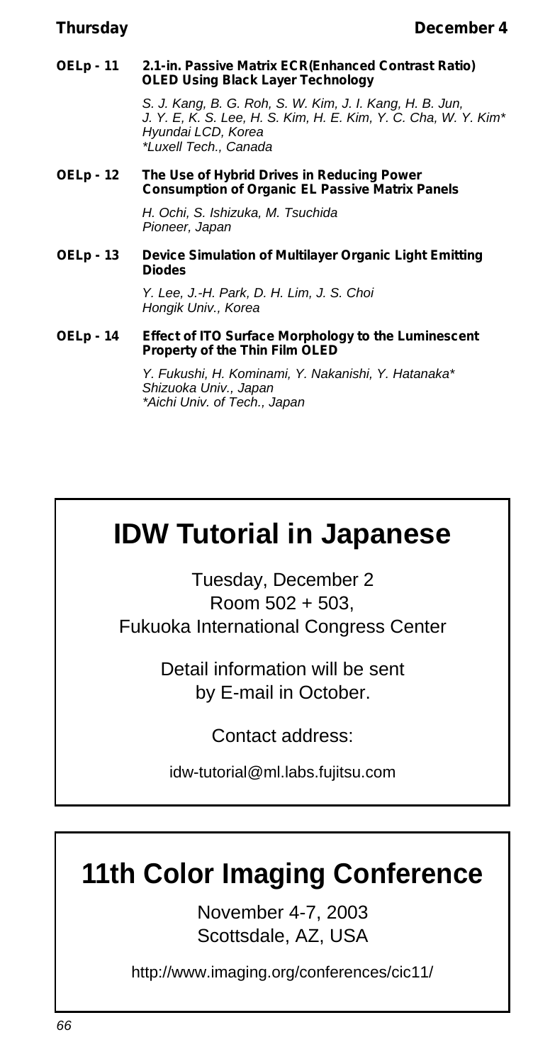**OELp - 11 2.1-in. Passive Matrix ECR(Enhanced Contrast Ratio) OLED Using Black Layer Technology**

*S. J. Kang, B. G. Roh, S. W. Kim, J. I. Kang, H. B. Jun, J. Y. E, K. S. Lee, H. S. Kim, H. E. Kim, Y. C. Cha, W. Y. Kim\**
*Hyundai LCD, Korea*
*\*Luxell Tech., Canada*

**OELp - 12 The Use of Hybrid Drives in Reducing Power Consumption of Organic EL Passive Matrix Panels**

*H. Ochi, S. Ishizuka, M. Tsuchida*
*Pioneer, Japan*

**OELp - 13 Device Simulation of Multilayer Organic Light Emitting Diodes**

*Y. Lee, J.-H. Park, D. H. Lim, J. S. Choi*
*Hongik Univ., Korea*

**OELp - 14 Effect of ITO Surface Morphology to the Luminescent Property of the Thin Film OLED**

*Y. Fukushi, H. Kominami, Y. Nakanishi, Y. Hatanaka\**
*Shizuoka Univ., Japan*
*\*Aichi Univ. of Tech., Japan*

# IDW Tutorial in Japanese

Tuesday, December 2
Room 502 + 503,
Fukuoka International Congress Center

Detail information will be sent by E-mail in October.

Contact address:

idw-tutorial@ml.labs.fujitsu.com

# 11th Color Imaging Conference

November 4-7, 2003
Scottsdale, AZ, USA

http://www.imaging.org/conferences/cic11/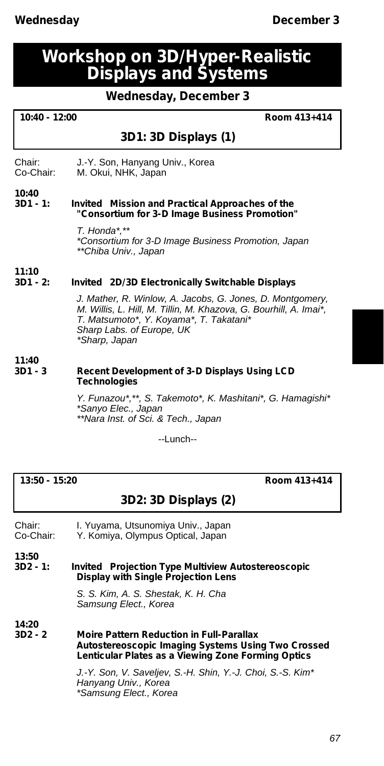# Workshop on 3D/Hyper-Realistic Displays and Systems

## Wednesday, December 3

**10:40 - 12:00** **Room 413+414**

### 3D1: 3D Displays (1)

Chair: J.-Y. Son, Hanyang Univ., Korea
Co-Chair: M. Okui, NHK, Japan

**10:40**
**3D1 - 1: Invited Mission and Practical Approaches of the "Consortium for 3-D Image Business Promotion"**

*T. Honda*,***
**Consortium for 3-D Image Business Promotion, Japan*
***Chiba Univ., Japan*

**11:10**
**3D1 - 2: Invited 2D/3D Electronically Switchable Displays**

*J. Mather, R. Winlow, A. Jacobs, G. Jones, D. Montgomery, M. Willis, L. Hill, M. Tillin, M. Khazova, G. Bourhill, A. Imai*, T. Matsumoto*, Y. Koyama*, T. Takatani**
*Sharp Labs. of Europe, UK*
**Sharp, Japan*

**11:40**
**3D1 - 3 Recent Development of 3-D Displays Using LCD Technologies**

*Y. Funazou*,**, S. Takemoto*, K. Mashitani*, G. Hamagishi**
**Sanyo Elec., Japan*
***Nara Inst. of Sci. & Tech., Japan*

--Lunch--

**13:50 - 15:20** **Room 413+414**

### 3D2: 3D Displays (2)

Chair: I. Yuyama, Utsunomiya Univ., Japan
Co-Chair: Y. Komiya, Olympus Optical, Japan

**13:50**
**3D2 - 1: Invited Projection Type Multiview Autostereoscopic Display with Single Projection Lens**

*S. S. Kim, A. S. Shestak, K. H. Cha*
*Samsung Elect., Korea*

**14:20**
**3D2 - 2 Moire Pattern Reduction in Full-Parallax Autostereoscopic Imaging Systems Using Two Crossed Lenticular Plates as a Viewing Zone Forming Optics**

*J.-Y. Son, V. Saveljev, S.-H. Shin, Y.-J. Choi, S.-S. Kim**
*Hanyang Univ., Korea*
**Samsung Elect., Korea*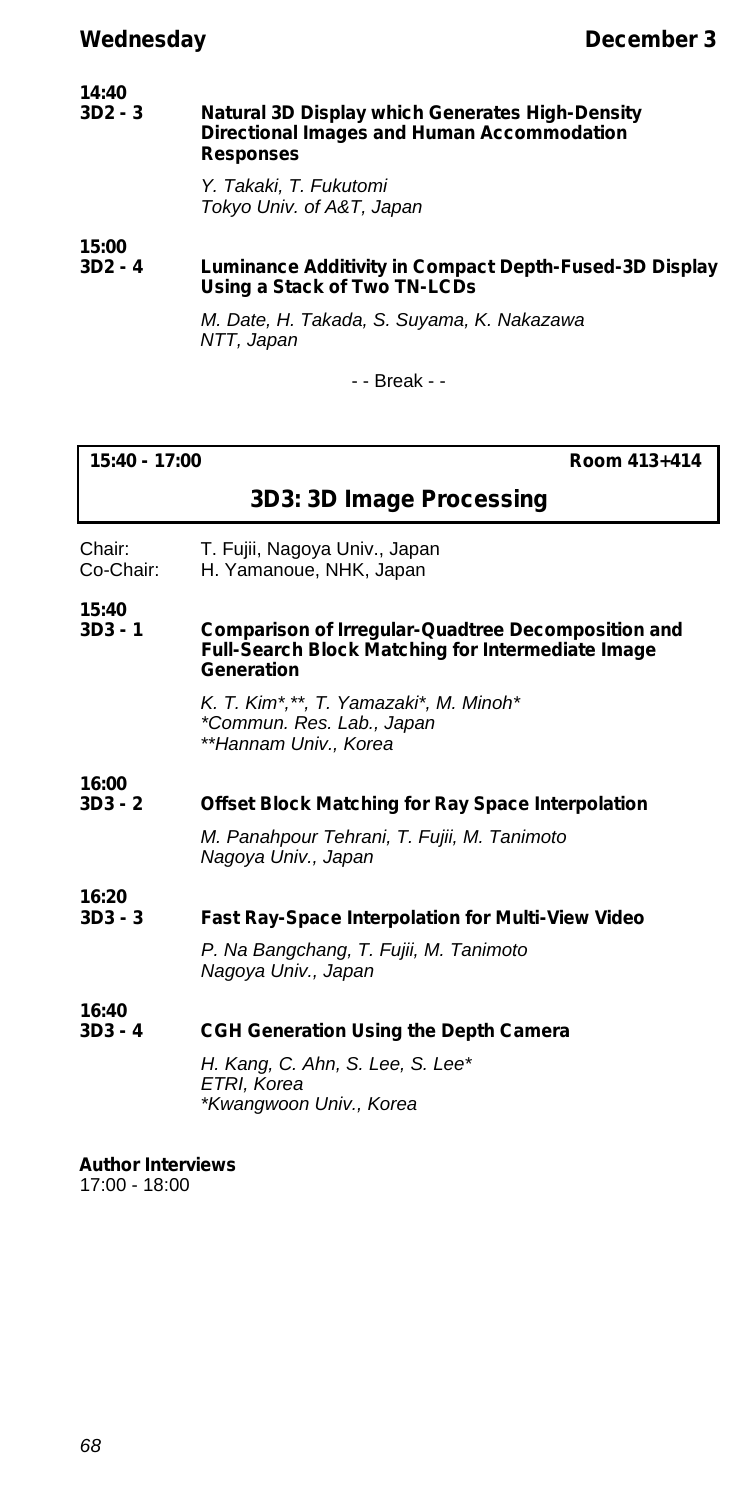**14:40**
**3D2 - 3** **Natural 3D Display which Generates High-Density Directional Images and Human Accommodation Responses**

*Y. Takaki, T. Fukutomi*
*Tokyo Univ. of A&T, Japan*

**15:00**
**3D2 - 4** **Luminance Additivity in Compact Depth-Fused-3D Display Using a Stack of Two TN-LCDs**

*M. Date, H. Takada, S. Suyama, K. Nakazawa*
*NTT, Japan*

- - Break - -

**15:40 - 17:00** **Room 413+414**

## 3D3: 3D Image Processing

Chair: T. Fujii, Nagoya Univ., Japan
Co-Chair: H. Yamanoue, NHK, Japan

**15:40**
**3D3 - 1** **Comparison of Irregular-Quadtree Decomposition and Full-Search Block Matching for Intermediate Image Generation**

*K. T. Kim*,**, T. Yamazaki*, M. Minoh**
*\*Commun. Res. Lab., Japan*
*\*\*Hannam Univ., Korea*

**16:00**
**3D3 - 2** **Offset Block Matching for Ray Space Interpolation**

*M. Panahpour Tehrani, T. Fujii, M. Tanimoto*
*Nagoya Univ., Japan*

**16:20**
**3D3 - 3** **Fast Ray-Space Interpolation for Multi-View Video**

*P. Na Bangchang, T. Fujii, M. Tanimoto*
*Nagoya Univ., Japan*

**16:40**
**3D3 - 4** **CGH Generation Using the Depth Camera**

*H. Kang, C. Ahn, S. Lee, S. Lee**
*ETRI, Korea*
*\*Kwangwoon Univ., Korea*

**Author Interviews**
17:00 - 18:00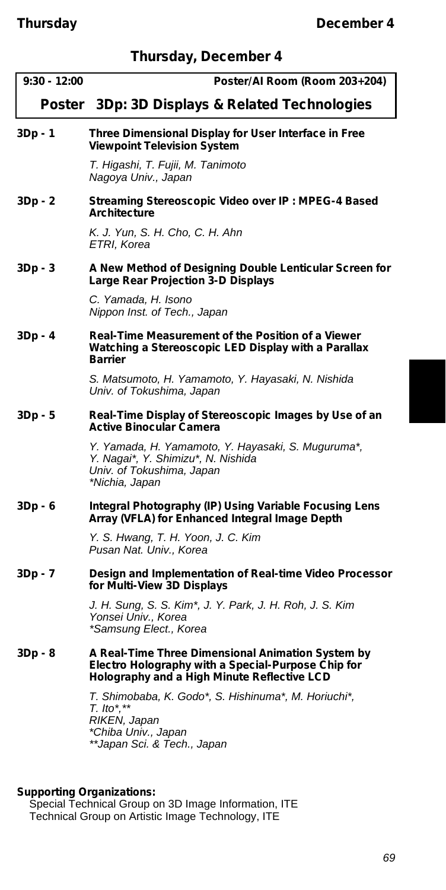## Thursday, December 4

**9:30 - 12:00** **Poster/AI Room (Room 203+204)**

### Poster 3Dp: 3D Displays & Related Technologies

**3Dp - 1** **Three Dimensional Display for User Interface in Free Viewpoint Television System**

*T. Higashi, T. Fujii, M. Tanimoto*
*Nagoya Univ., Japan*

**3Dp - 2** **Streaming Stereoscopic Video over IP : MPEG-4 Based Architecture**

*K. J. Yun, S. H. Cho, C. H. Ahn*
*ETRI, Korea*

**3Dp - 3** **A New Method of Designing Double Lenticular Screen for Large Rear Projection 3-D Displays**

*C. Yamada, H. Isono*
*Nippon Inst. of Tech., Japan*

**3Dp - 4** **Real-Time Measurement of the Position of a Viewer Watching a Stereoscopic LED Display with a Parallax Barrier**

*S. Matsumoto, H. Yamamoto, Y. Hayasaki, N. Nishida*
*Univ. of Tokushima, Japan*

**3Dp - 5** **Real-Time Display of Stereoscopic Images by Use of an Active Binocular Camera**

*Y. Yamada, H. Yamamoto, Y. Hayasaki, S. Muguruma\*, Y. Nagai\*, Y. Shimizu\*, N. Nishida*
*Univ. of Tokushima, Japan*
*\*Nichia, Japan*

**3Dp - 6** **Integral Photography (IP) Using Variable Focusing Lens Array (VFLA) for Enhanced Integral Image Depth**

*Y. S. Hwang, T. H. Yoon, J. C. Kim*
*Pusan Nat. Univ., Korea*

**3Dp - 7** **Design and Implementation of Real-time Video Processor for Multi-View 3D Displays**

*J. H. Sung, S. S. Kim\*, J. Y. Park, J. H. Roh, J. S. Kim*
*Yonsei Univ., Korea*
*\*Samsung Elect., Korea*

**3Dp - 8** **A Real-Time Three Dimensional Animation System by Electro Holography with a Special-Purpose Chip for Holography and a High Minute Reflective LCD**

*T. Shimobaba, K. Godo\*, S. Hishinuma\*, M. Horiuchi\*, T. Ito\*,\*\**
*RIKEN, Japan*
*\*Chiba Univ., Japan*
*\*\*Japan Sci. & Tech., Japan*

**Supporting Organizations:**
Special Technical Group on 3D Image Information, ITE
Technical Group on Artistic Image Technology, ITE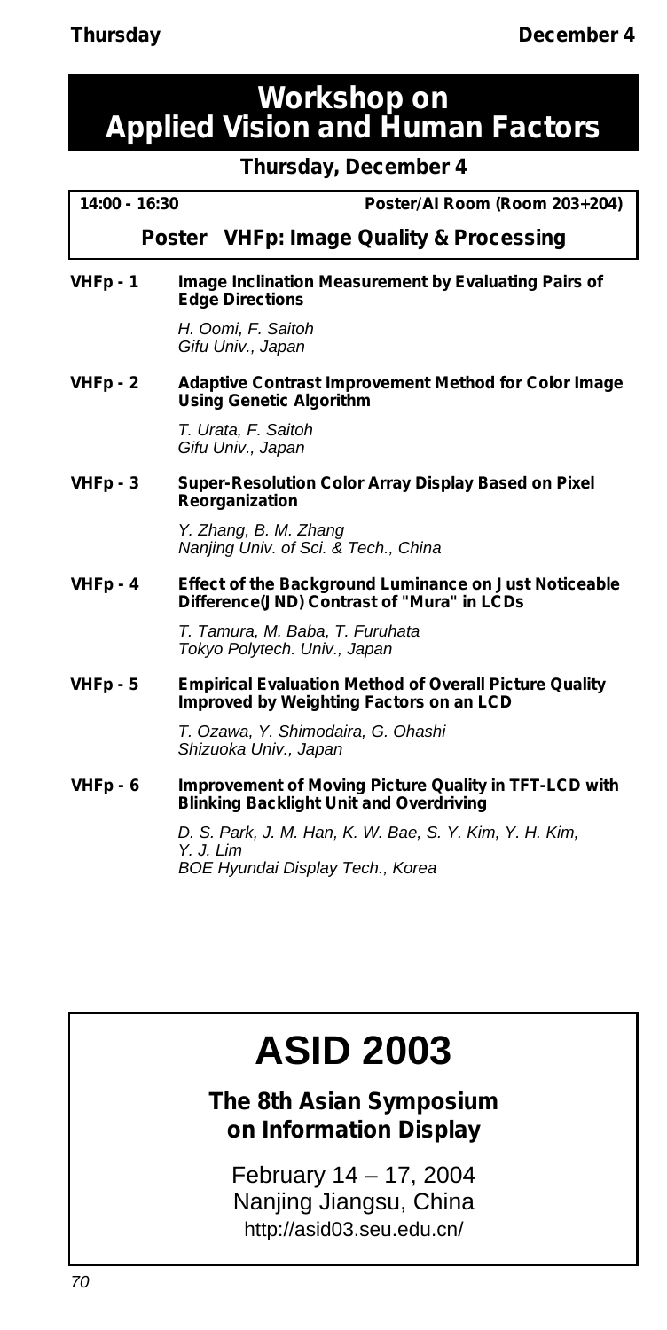# Workshop on Applied Vision and Human Factors

## Thursday, December 4

**14:00 - 16:30** **Poster/AI Room (Room 203+204)**

### Poster VHFp: Image Quality & Processing

**VHFp - 1** **Image Inclination Measurement by Evaluating Pairs of Edge Directions**

*H. Oomi, F. Saitoh*
*Gifu Univ., Japan*

**VHFp - 2** **Adaptive Contrast Improvement Method for Color Image Using Genetic Algorithm**

*T. Urata, F. Saitoh*
*Gifu Univ., Japan*

**VHFp - 3** **Super-Resolution Color Array Display Based on Pixel Reorganization**

*Y. Zhang, B. M. Zhang*
*Nanjing Univ. of Sci. & Tech., China*

**VHFp - 4** **Effect of the Background Luminance on Just Noticeable Difference(JND) Contrast of "Mura" in LCDs**

*T. Tamura, M. Baba, T. Furuhata*
*Tokyo Polytech. Univ., Japan*

**VHFp - 5** **Empirical Evaluation Method of Overall Picture Quality Improved by Weighting Factors on an LCD**

*T. Ozawa, Y. Shimodaira, G. Ohashi*
*Shizuoka Univ., Japan*

**VHFp - 6** **Improvement of Moving Picture Quality in TFT-LCD with Blinking Backlight Unit and Overdriving**

*D. S. Park, J. M. Han, K. W. Bae, S. Y. Kim, Y. H. Kim, Y. J. Lim*
*BOE Hyundai Display Tech., Korea*

---

# ASID 2003

**The 8th Asian Symposium on Information Display**

February 14 – 17, 2004
Nanjing Jiangsu, China
http://asid03.seu.edu.cn/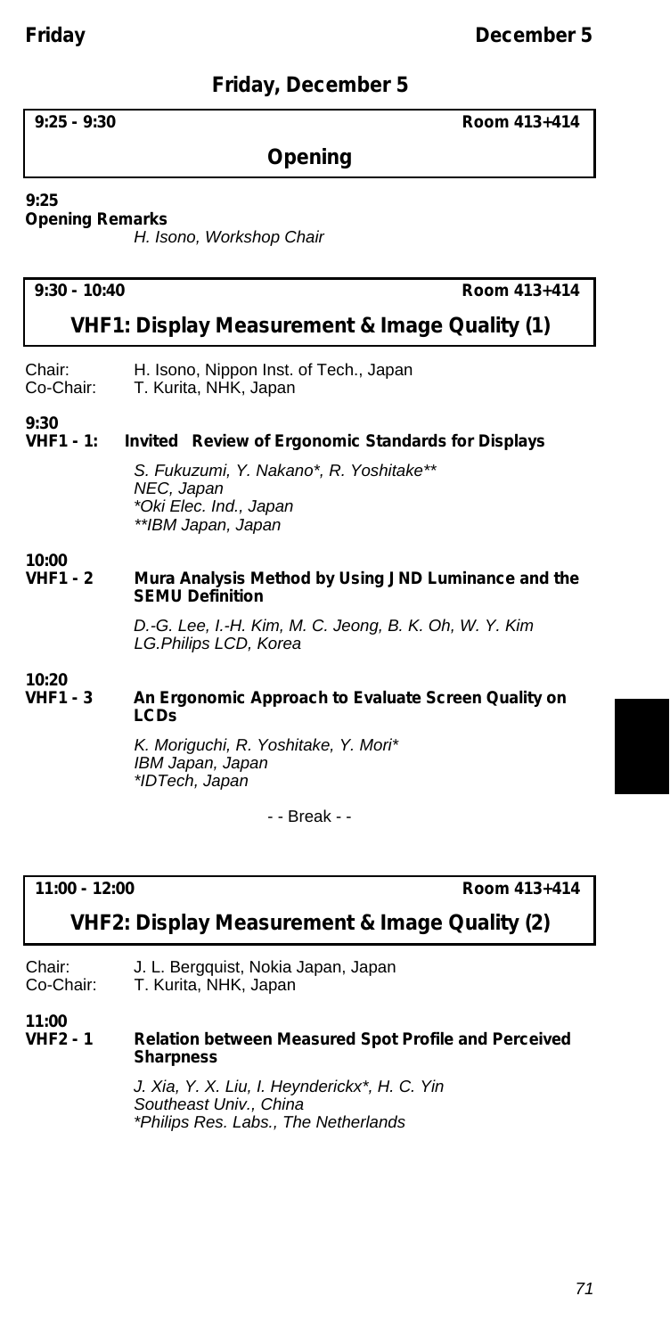## Friday, December 5

**9:25 - 9:30** **Room 413+414**

### Opening

**9:25**
**Opening Remarks**
*H. Isono, Workshop Chair*

**9:30 - 10:40** **Room 413+414**

### VHF1: Display Measurement & Image Quality (1)

Chair: H. Isono, Nippon Inst. of Tech., Japan
Co-Chair: T. Kurita, NHK, Japan

**9:30**
**VHF1 - 1: Invited Review of Ergonomic Standards for Displays**

*S. Fukuzumi, Y. Nakano*, R. Yoshitake***
*NEC, Japan*
**Oki Elec. Ind., Japan*
***IBM Japan, Japan*

**10:00**
**VHF1 - 2 Mura Analysis Method by Using JND Luminance and the SEMU Definition**

*D.-G. Lee, I.-H. Kim, M. C. Jeong, B. K. Oh, W. Y. Kim*
*LG.Philips LCD, Korea*

**10:20**
**VHF1 - 3 An Ergonomic Approach to Evaluate Screen Quality on LCDs**

*K. Moriguchi, R. Yoshitake, Y. Mori**
*IBM Japan, Japan*
**IDTech, Japan*

- - Break - -

**11:00 - 12:00** **Room 413+414**

### VHF2: Display Measurement & Image Quality (2)

Chair: J. L. Bergquist, Nokia Japan, Japan
Co-Chair: T. Kurita, NHK, Japan

**11:00**
**VHF2 - 1 Relation between Measured Spot Profile and Perceived Sharpness**

*J. Xia, Y. X. Liu, I. Heynderickx*, H. C. Yin*
*Southeast Univ., China*
**Philips Res. Labs., The Netherlands*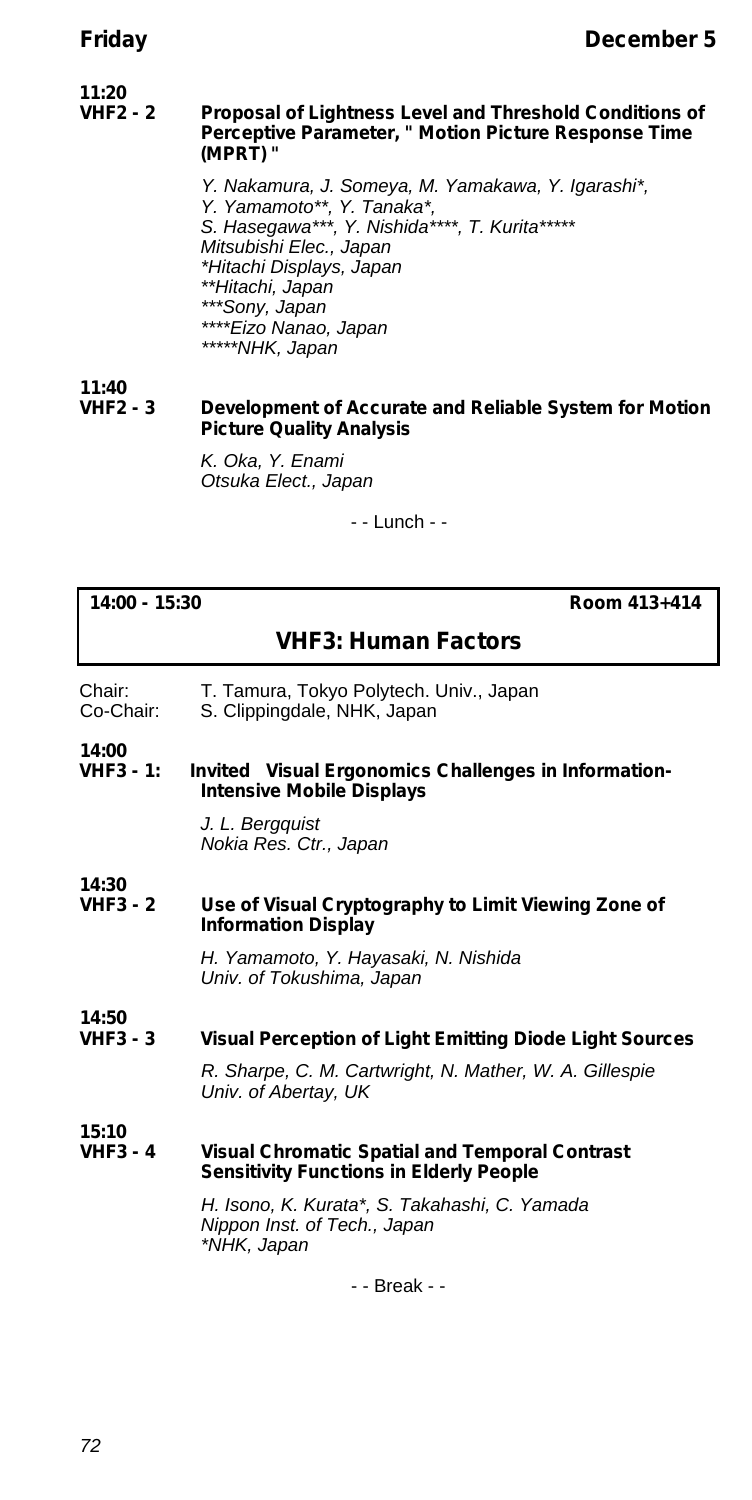**11:20**
**VHF2 - 2** **Proposal of Lightness Level and Threshold Conditions of Perceptive Parameter, " Motion Picture Response Time (MPRT) "**

*Y. Nakamura, J. Someya, M. Yamakawa, Y. Igarashi\*, Y. Yamamoto\*\*, Y. Tanaka\*, S. Hasegawa\*\*\*, Y. Nishida\*\*\*\*, T. Kurita\*\*\*\*\**
*Mitsubishi Elec., Japan*
*\*Hitachi Displays, Japan*
*\*\*Hitachi, Japan*
*\*\*\*Sony, Japan*
*\*\*\*\*Eizo Nanao, Japan*
*\*\*\*\*\*NHK, Japan*

**11:40**
**VHF2 - 3** **Development of Accurate and Reliable System for Motion Picture Quality Analysis**

*K. Oka, Y. Enami*
*Otsuka Elect., Japan*

- - Lunch - -

---

**14:00 - 15:30** **Room 413+414**

## VHF3: Human Factors

Chair: T. Tamura, Tokyo Polytech. Univ., Japan
Co-Chair: S. Clippingdale, NHK, Japan

**14:00**
**VHF3 - 1:** **Invited Visual Ergonomics Challenges in Information-Intensive Mobile Displays**

*J. L. Bergquist*
*Nokia Res. Ctr., Japan*

**14:30**
**VHF3 - 2** **Use of Visual Cryptography to Limit Viewing Zone of Information Display**

*H. Yamamoto, Y. Hayasaki, N. Nishida*
*Univ. of Tokushima, Japan*

**14:50**
**VHF3 - 3** **Visual Perception of Light Emitting Diode Light Sources**

*R. Sharpe, C. M. Cartwright, N. Mather, W. A. Gillespie*
*Univ. of Abertay, UK*

**15:10**
**VHF3 - 4** **Visual Chromatic Spatial and Temporal Contrast Sensitivity Functions in Elderly People**

*H. Isono, K. Kurata\*, S. Takahashi, C. Yamada*
*Nippon Inst. of Tech., Japan*
*\*NHK, Japan*

- - Break - -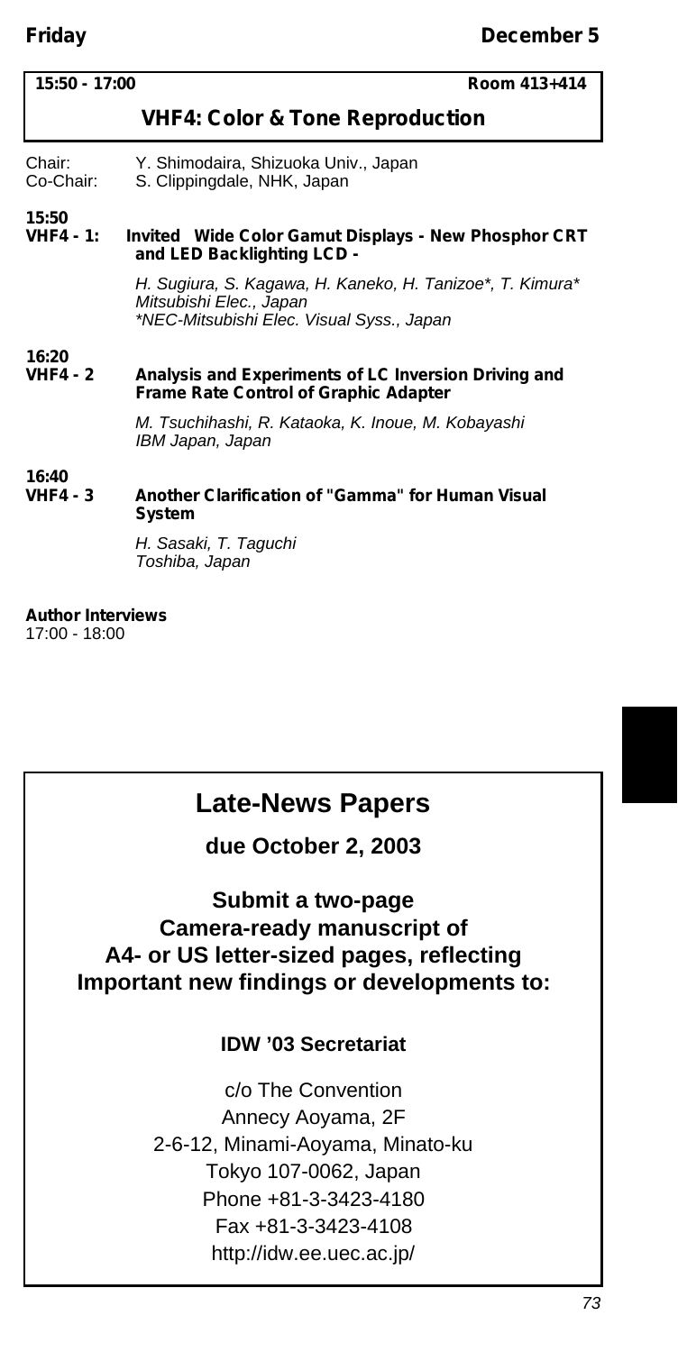**15:50 - 17:00** **Room 413+414**

## VHF4: Color & Tone Reproduction

Chair: Y. Shimodaira, Shizuoka Univ., Japan
Co-Chair: S. Clippingdale, NHK, Japan

**15:50**
**VHF4 - 1: Invited Wide Color Gamut Displays - New Phosphor CRT and LED Backlighting LCD -**

*H. Sugiura, S. Kagawa, H. Kaneko, H. Tanizoe\*, T. Kimura\**
*Mitsubishi Elec., Japan*
*\*NEC-Mitsubishi Elec. Visual Syss., Japan*

**16:20**
**VHF4 - 2 Analysis and Experiments of LC Inversion Driving and Frame Rate Control of Graphic Adapter**

*M. Tsuchihashi, R. Kataoka, K. Inoue, M. Kobayashi*
*IBM Japan, Japan*

**16:40**
**VHF4 - 3 Another Clarification of "Gamma" for Human Visual System**

*H. Sasaki, T. Taguchi*
*Toshiba, Japan*

**Author Interviews**
17:00 - 18:00

## Late-News Papers

### due October 2, 2003

### Submit a two-page Camera-ready manuscript of A4- or US letter-sized pages, reflecting Important new findings or developments to:

**IDW '03 Secretariat**

c/o The Convention
Annecy Aoyama, 2F
2-6-12, Minami-Aoyama, Minato-ku
Tokyo 107-0062, Japan
Phone +81-3-3423-4180
Fax +81-3-3423-4108
http://idw.ee.uec.ac.jp/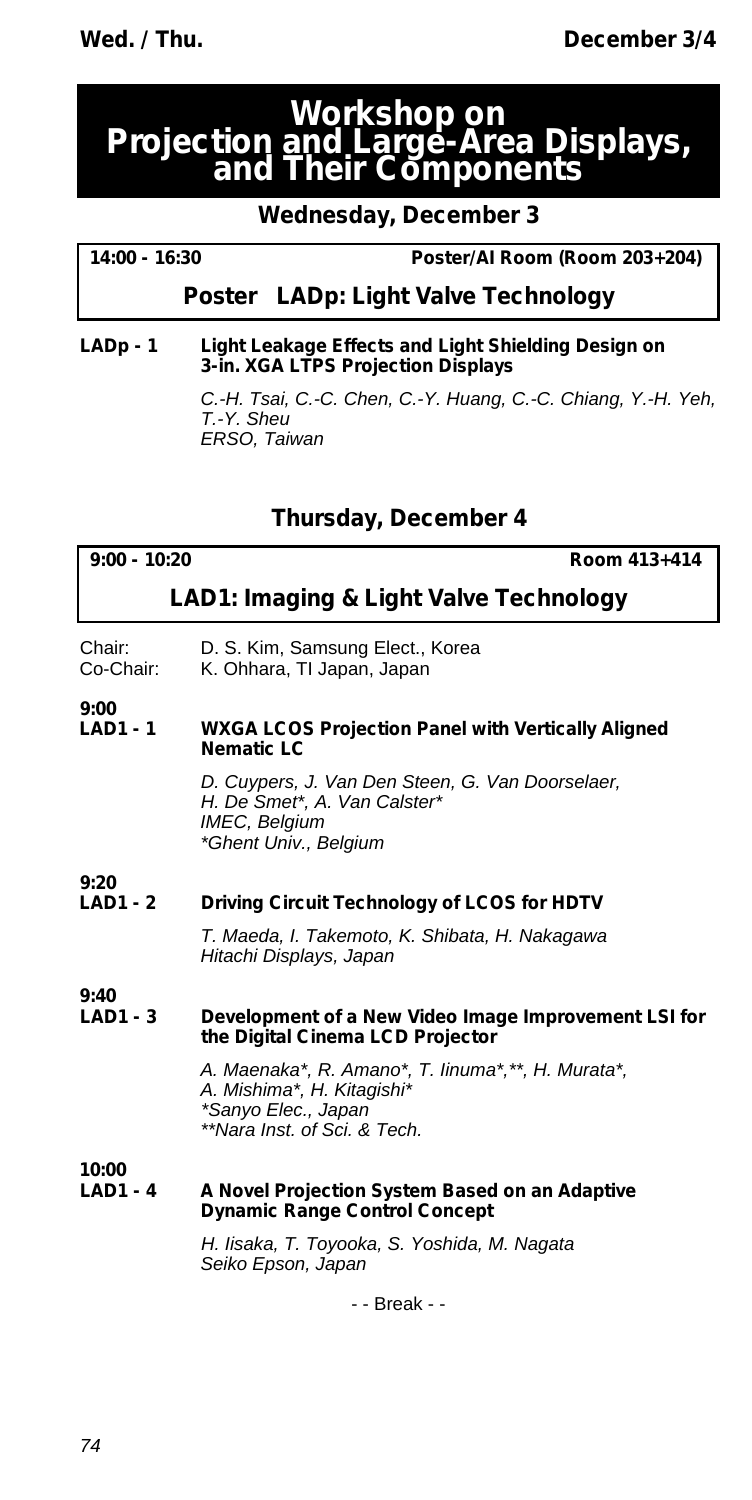# Workshop on Projection and Large-Area Displays, and Their Components

## Wednesday, December 3

**14:00 - 16:30** **Poster/AI Room (Room 203+204)**

### Poster LADp: Light Valve Technology

**LADp - 1** **Light Leakage Effects and Light Shielding Design on 3-in. XGA LTPS Projection Displays**

*C.-H. Tsai, C.-C. Chen, C.-Y. Huang, C.-C. Chiang, Y.-H. Yeh, T.-Y. Sheu*
*ERSO, Taiwan*

## Thursday, December 4

**9:00 - 10:20** **Room 413+414**

### LAD1: Imaging & Light Valve Technology

Chair: D. S. Kim, Samsung Elect., Korea
Co-Chair: K. Ohhara, TI Japan, Japan

**9:00**
**LAD1 - 1** **WXGA LCOS Projection Panel with Vertically Aligned Nematic LC**

*D. Cuypers, J. Van Den Steen, G. Van Doorselaer, H. De Smet*, A. Van Calster**
*IMEC, Belgium*
**Ghent Univ., Belgium*

**9:20**
**LAD1 - 2** **Driving Circuit Technology of LCOS for HDTV**

*T. Maeda, I. Takemoto, K. Shibata, H. Nakagawa*
*Hitachi Displays, Japan*

**9:40**
**LAD1 - 3** **Development of a New Video Image Improvement LSI for the Digital Cinema LCD Projector**

*A. Maenaka*, R. Amano*, T. Iinuma*,**, H. Murata*, A. Mishima*, H. Kitagishi**
**Sanyo Elec., Japan*
***Nara Inst. of Sci. & Tech.*

**10:00**
**LAD1 - 4** **A Novel Projection System Based on an Adaptive Dynamic Range Control Concept**

*H. Iisaka, T. Toyooka, S. Yoshida, M. Nagata*
*Seiko Epson, Japan*

- - Break - -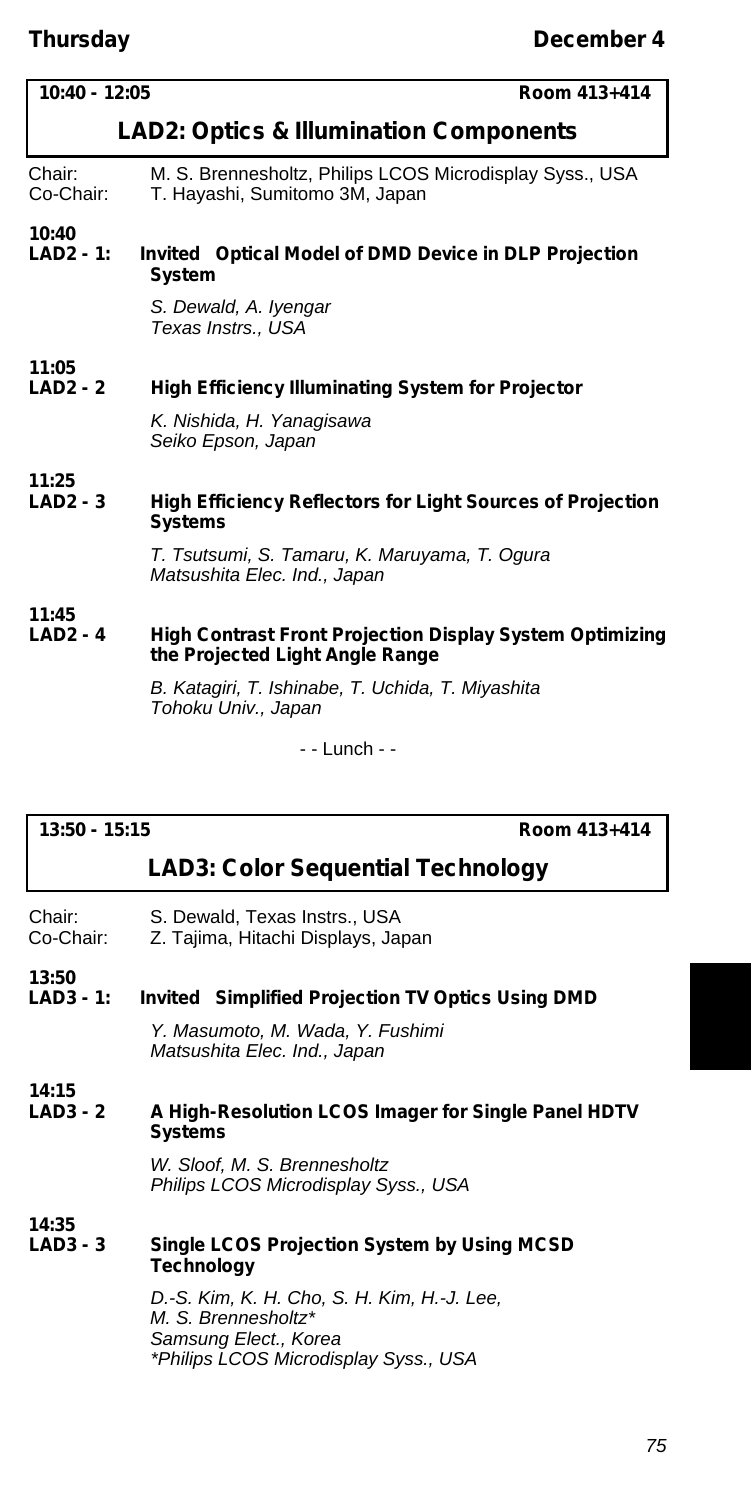**Thursday** **December 4**

**10:40 - 12:05** **Room 413+414**

## LAD2: Optics & Illumination Components

Chair: M. S. Brennesholtz, Philips LCOS Microdisplay Syss., USA
Co-Chair: T. Hayashi, Sumitomo 3M, Japan

**10:40**
**LAD2 - 1: Invited Optical Model of DMD Device in DLP Projection System**

*S. Dewald, A. Iyengar*
*Texas Instrs., USA*

**11:05**
**LAD2 - 2 High Efficiency Illuminating System for Projector**

*K. Nishida, H. Yanagisawa*
*Seiko Epson, Japan*

**11:25**
**LAD2 - 3 High Efficiency Reflectors for Light Sources of Projection Systems**

*T. Tsutsumi, S. Tamaru, K. Maruyama, T. Ogura*
*Matsushita Elec. Ind., Japan*

**11:45**
**LAD2 - 4 High Contrast Front Projection Display System Optimizing the Projected Light Angle Range**

*B. Katagiri, T. Ishinabe, T. Uchida, T. Miyashita*
*Tohoku Univ., Japan*

- - Lunch - -

**13:50 - 15:15** **Room 413+414**

## LAD3: Color Sequential Technology

Chair: S. Dewald, Texas Instrs., USA
Co-Chair: Z. Tajima, Hitachi Displays, Japan

**13:50**
**LAD3 - 1: Invited Simplified Projection TV Optics Using DMD**

*Y. Masumoto, M. Wada, Y. Fushimi*
*Matsushita Elec. Ind., Japan*

**14:15**
**LAD3 - 2 A High-Resolution LCOS Imager for Single Panel HDTV Systems**

*W. Sloof, M. S. Brennesholtz*
*Philips LCOS Microdisplay Syss., USA*

**14:35**
**LAD3 - 3 Single LCOS Projection System by Using MCSD Technology**

*D.-S. Kim, K. H. Cho, S. H. Kim, H.-J. Lee,*
*M. S. Brennesholtz**
*Samsung Elect., Korea*
**Philips LCOS Microdisplay Syss., USA*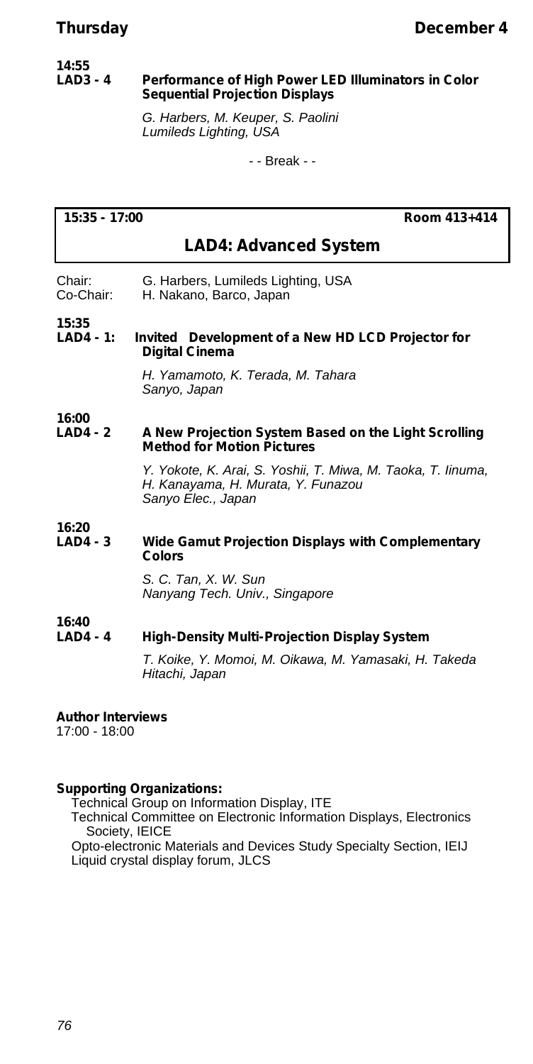**14:55**
**LAD3 - 4** **Performance of High Power LED Illuminators in Color Sequential Projection Displays**

*G. Harbers, M. Keuper, S. Paolini*
*Lumileds Lighting, USA*

- - Break - -

**15:35 - 17:00** **Room 413+414**

## LAD4: Advanced System

Chair: G. Harbers, Lumileds Lighting, USA
Co-Chair: H. Nakano, Barco, Japan

**15:35**
**LAD4 - 1:** **Invited Development of a New HD LCD Projector for Digital Cinema**

*H. Yamamoto, K. Terada, M. Tahara*
*Sanyo, Japan*

**16:00**
**LAD4 - 2** **A New Projection System Based on the Light Scrolling Method for Motion Pictures**

*Y. Yokote, K. Arai, S. Yoshii, T. Miwa, M. Taoka, T. Iinuma, H. Kanayama, H. Murata, Y. Funazou*
*Sanyo Elec., Japan*

**16:20**
**LAD4 - 3** **Wide Gamut Projection Displays with Complementary Colors**

*S. C. Tan, X. W. Sun*
*Nanyang Tech. Univ., Singapore*

**16:40**
**LAD4 - 4** **High-Density Multi-Projection Display System**

*T. Koike, Y. Momoi, M. Oikawa, M. Yamasaki, H. Takeda*
*Hitachi, Japan*

**Author Interviews**
17:00 - 18:00

**Supporting Organizations:**
Technical Group on Information Display, ITE
Technical Committee on Electronic Information Displays, Electronics Society, IEICE
Opto-electronic Materials and Devices Study Specialty Section, IEIJ
Liquid crystal display forum, JLCS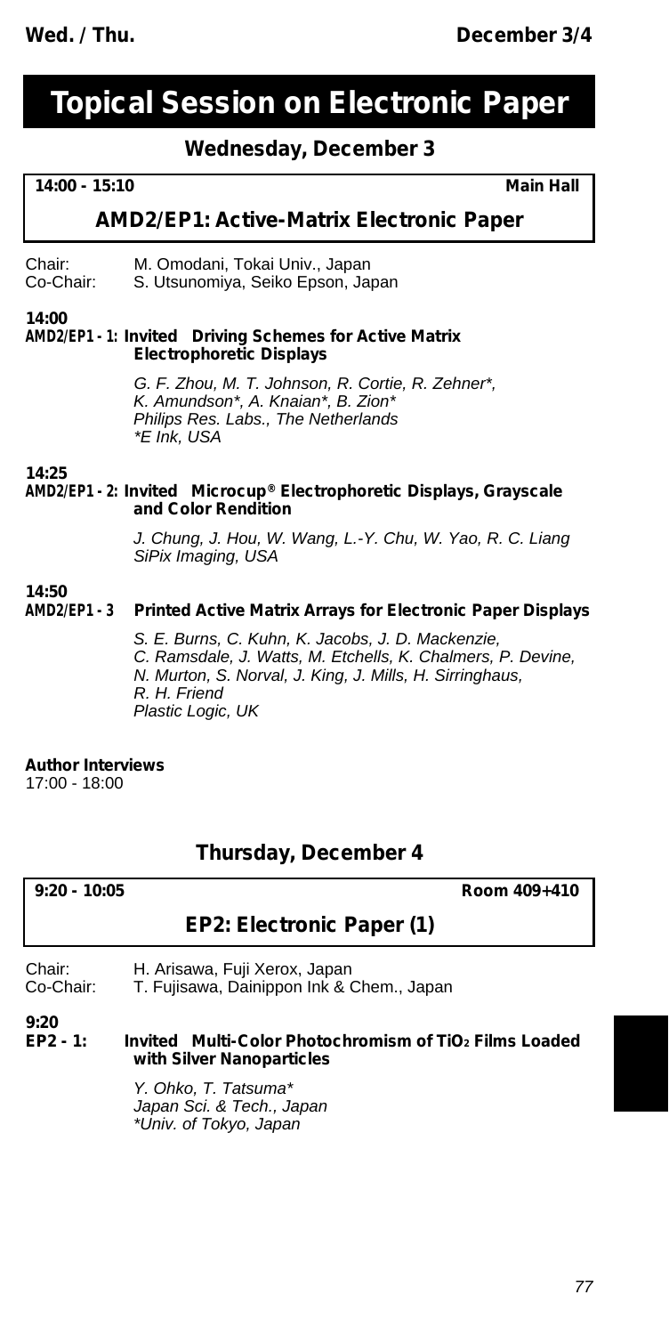# Topical Session on Electronic Paper

## Wednesday, December 3

**14:00 - 15:10** **Main Hall**

### AMD2/EP1: Active-Matrix Electronic Paper

Chair: M. Omodani, Tokai Univ., Japan
Co-Chair: S. Utsunomiya, Seiko Epson, Japan

**14:00**
**AMD2/EP1 - 1: Invited Driving Schemes for Active Matrix Electrophoretic Displays**

*G. F. Zhou, M. T. Johnson, R. Cortie, R. Zehner\*, K. Amundson\*, A. Knaian\*, B. Zion\**
*Philips Res. Labs., The Netherlands*
*\*E Ink, USA*

**14:25**
**AMD2/EP1 - 2: Invited Microcup® Electrophoretic Displays, Grayscale and Color Rendition**

*J. Chung, J. Hou, W. Wang, L.-Y. Chu, W. Yao, R. C. Liang*
*SiPix Imaging, USA*

**14:50**
**AMD2/EP1 - 3 Printed Active Matrix Arrays for Electronic Paper Displays**

*S. E. Burns, C. Kuhn, K. Jacobs, J. D. Mackenzie, C. Ramsdale, J. Watts, M. Etchells, K. Chalmers, P. Devine, N. Murton, S. Norval, J. King, J. Mills, H. Sirringhaus, R. H. Friend*
*Plastic Logic, UK*

**Author Interviews**
17:00 - 18:00

## Thursday, December 4

**9:20 - 10:05** **Room 409+410**

### EP2: Electronic Paper (1)

Chair: H. Arisawa, Fuji Xerox, Japan
Co-Chair: T. Fujisawa, Dainippon Ink & Chem., Japan

**9:20**
**EP2 - 1: Invited Multi-Color Photochromism of $TiO_2$ Films Loaded with Silver Nanoparticles**

*Y. Ohko, T. Tatsuma\**
*Japan Sci. & Tech., Japan*
*\*Univ. of Tokyo, Japan*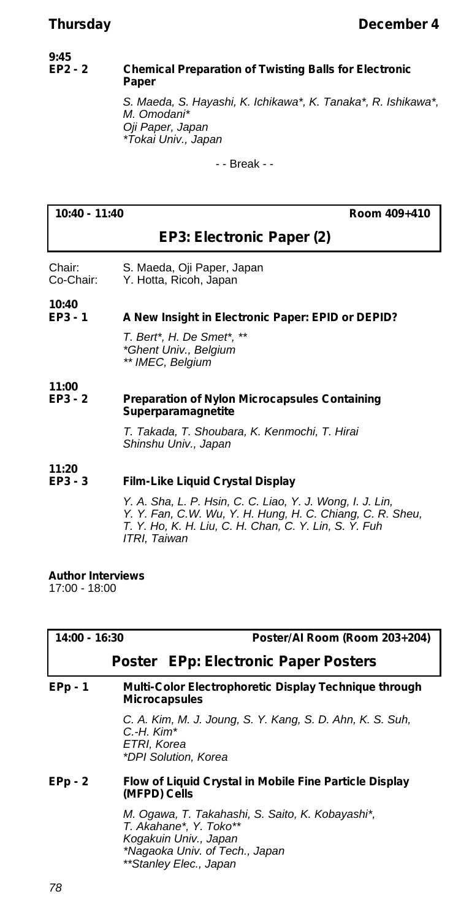**9:45**
**EP2 - 2** **Chemical Preparation of Twisting Balls for Electronic Paper**

*S. Maeda, S. Hayashi, K. Ichikawa\*, K. Tanaka\*, R. Ishikawa\*, M. Omodani\**
*Oji Paper, Japan*
*\*Tokai Univ., Japan*

- - Break - -

**10:40 - 11:40** **Room 409+410**

## EP3: Electronic Paper (2)

Chair: S. Maeda, Oji Paper, Japan
Co-Chair: Y. Hotta, Ricoh, Japan

**10:40**
**EP3 - 1** **A New Insight in Electronic Paper: EPID or DEPID?**

*T. Bert\*, H. De Smet\*, \*\**
*\*Ghent Univ., Belgium*
*\*\* IMEC, Belgium*

**11:00**
**EP3 - 2** **Preparation of Nylon Microcapsules Containing Superparamagnetite**

*T. Takada, T. Shoubara, K. Kenmochi, T. Hirai*
*Shinshu Univ., Japan*

**11:20**
**EP3 - 3** **Film-Like Liquid Crystal Display**

*Y. A. Sha, L. P. Hsin, C. C. Liao, Y. J. Wong, I. J. Lin, Y. Y. Fan, C.W. Wu, Y. H. Hung, H. C. Chiang, C. R. Sheu, T. Y. Ho, K. H. Liu, C. H. Chan, C. Y. Lin, S. Y. Fuh*
*ITRI, Taiwan*

**Author Interviews**
17:00 - 18:00

**14:00 - 16:30** **Poster/AI Room (Room 203+204)**

## Poster EPp: Electronic Paper Posters

**EPp - 1** **Multi-Color Electrophoretic Display Technique through Microcapsules**

*C. A. Kim, M. J. Joung, S. Y. Kang, S. D. Ahn, K. S. Suh, C.-H. Kim\**
*ETRI, Korea*
*\*DPI Solution, Korea*

**EPp - 2** **Flow of Liquid Crystal in Mobile Fine Particle Display (MFPD) Cells**

*M. Ogawa, T. Takahashi, S. Saito, K. Kobayashi\*, T. Akahane\*, Y. Toko\*\**
*Kogakuin Univ., Japan*
*\*Nagaoka Univ. of Tech., Japan*
*\*\*Stanley Elec., Japan*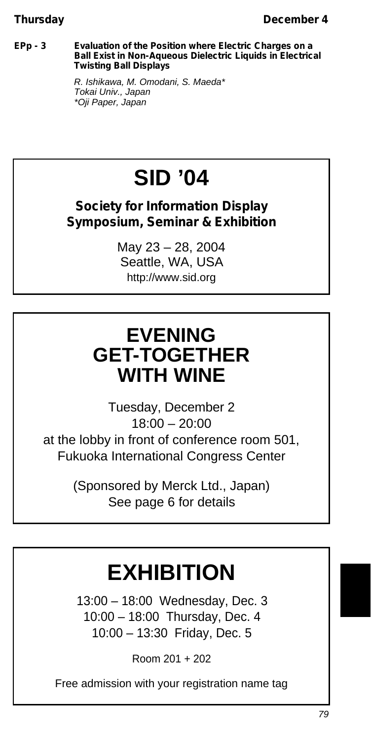**EPp - 3** **Evaluation of the Position where Electric Charges on a Ball Exist in Non-Aqueous Dielectric Liquids in Electrical Twisting Ball Displays**

*R. Ishikawa, M. Omodani, S. Maeda\**
*Tokai Univ., Japan*
*\*Oji Paper, Japan*

# SID '04

**Society for Information Display Symposium, Seminar & Exhibition**

May 23 – 28, 2004
Seattle, WA, USA
http://www.sid.org

# EVENING GET-TOGETHER WITH WINE

Tuesday, December 2
18:00 – 20:00
at the lobby in front of conference room 501,
Fukuoka International Congress Center

(Sponsored by Merck Ltd., Japan)
See page 6 for details

# EXHIBITION

13:00 – 18:00 Wednesday, Dec. 3
10:00 – 18:00 Thursday, Dec. 4
10:00 – 13:30 Friday, Dec. 5

Room 201 + 202

Free admission with your registration name tag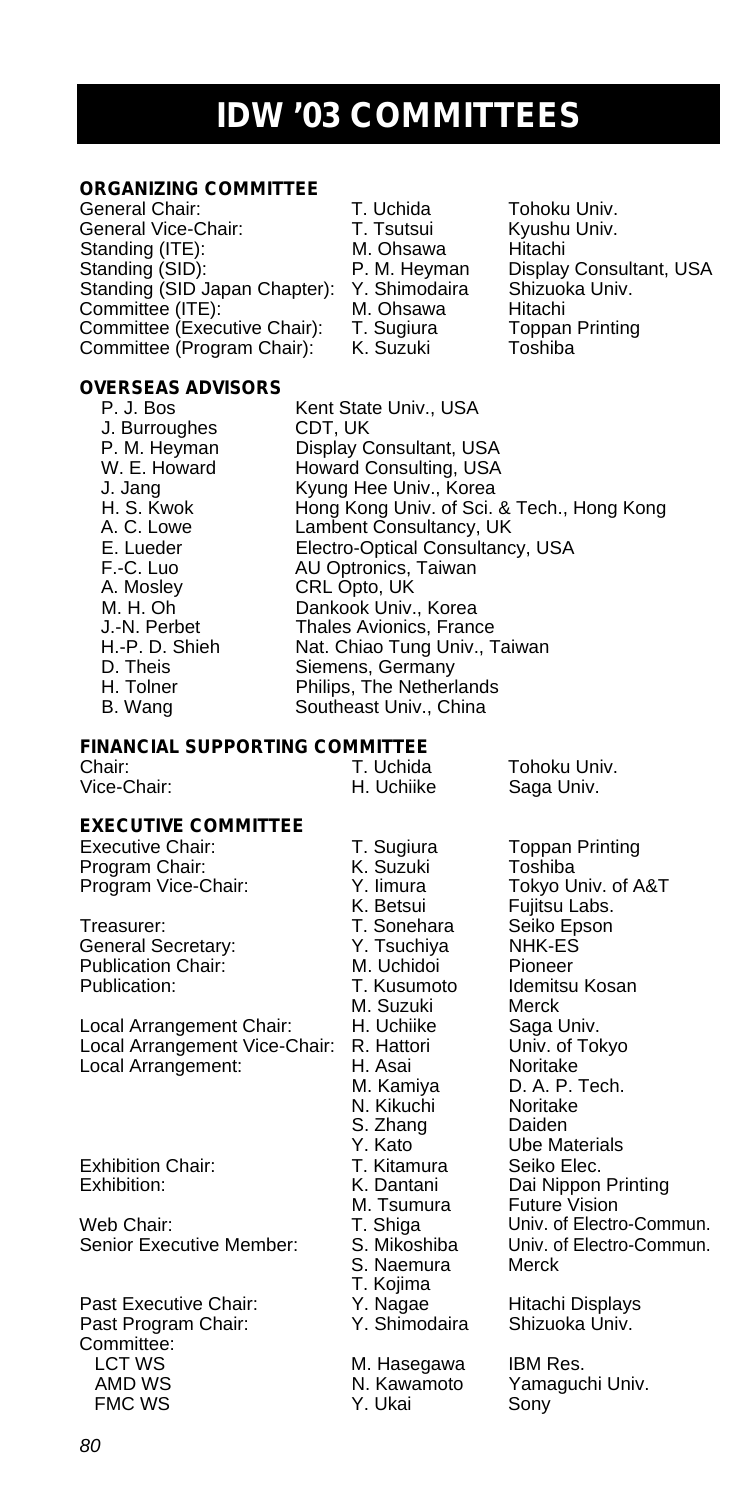# IDW '03 COMMITTEES

## ORGANIZING COMMITTEE

| | | |
|---|---|---|
| General Chair: | T. Uchida | Tohoku Univ. |
| General Vice-Chair: | T. Tsutsui | Kyushu Univ. |
| Standing (ITE): | M. Ohsawa | Hitachi |
| Standing (SID): | P. M. Heyman | Display Consultant, USA |
| Standing (SID Japan Chapter): | Y. Shimodaira | Shizuoka Univ. |
| Committee (ITE): | M. Ohsawa | Hitachi |
| Committee (Executive Chair): | T. Sugiura | Toppan Printing |
| Committee (Program Chair): | K. Suzuki | Toshiba |

## OVERSEAS ADVISORS

| | |
|---|---|
| P. J. Bos | Kent State Univ., USA |
| J. Burroughes | CDT, UK |
| P. M. Heyman | Display Consultant, USA |
| W. E. Howard | Howard Consulting, USA |
| J. Jang | Kyung Hee Univ., Korea |
| H. S. Kwok | Hong Kong Univ. of Sci. & Tech., Hong Kong |
| A. C. Lowe | Lambent Consultancy, UK |
| E. Lueder | Electro-Optical Consultancy, USA |
| F.-C. Luo | AU Optronics, Taiwan |
| A. Mosley | CRL Opto, UK |
| M. H. Oh | Dankook Univ., Korea |
| J.-N. Perbet | Thales Avionics, France |
| H.-P. D. Shieh | Nat. Chiao Tung Univ., Taiwan |
| D. Theis | Siemens, Germany |
| H. Tolner | Philips, The Netherlands |
| B. Wang | Southeast Univ., China |

## FINANCIAL SUPPORTING COMMITTEE

| | | |
|---|---|---|
| Chair: | T. Uchida | Tohoku Univ. |
| Vice-Chair: | H. Uchiike | Saga Univ. |

## EXECUTIVE COMMITTEE

| | | |
|---|---|---|
| Executive Chair: | T. Sugiura | Toppan Printing |
| Program Chair: | K. Suzuki | Toshiba |
| Program Vice-Chair: | Y. Iimura | Tokyo Univ. of A&T |
| | K. Betsui | Fujitsu Labs. |
| Treasurer: | T. Sonehara | Seiko Epson |
| General Secretary: | Y. Tsuchiya | NHK-ES |
| Publication Chair: | M. Uchidoi | Pioneer |
| Publication: | T. Kusumoto | Idemitsu Kosan |
| | M. Suzuki | Merck |
| Local Arrangement Chair: | H. Uchiike | Saga Univ. |
| Local Arrangement Vice-Chair: | R. Hattori | Univ. of Tokyo |
| Local Arrangement: | H. Asai | Noritake |
| | M. Kamiya | D. A. P. Tech. |
| | N. Kikuchi | Noritake |
| | S. Zhang | Daiden |
| | Y. Kato | Ube Materials |
| Exhibition Chair: | T. Kitamura | Seiko Elec. |
| Exhibition: | K. Dantani | Dai Nippon Printing |
| | M. Tsumura | Future Vision |
| Web Chair: | T. Shiga | Univ. of Electro-Commun. |
| Senior Executive Member: | S. Mikoshiba | Univ. of Electro-Commun. |
| | S. Naemura | Merck |
| | T. Kojima | |
| Past Executive Chair: | Y. Nagae | Hitachi Displays |
| Past Program Chair: | Y. Shimodaira | Shizuoka Univ. |
| Committee: | | |
| LCT WS | M. Hasegawa | IBM Res. |
| AMD WS | N. Kawamoto | Yamaguchi Univ. |
| FMC WS | Y. Ukai | Sony |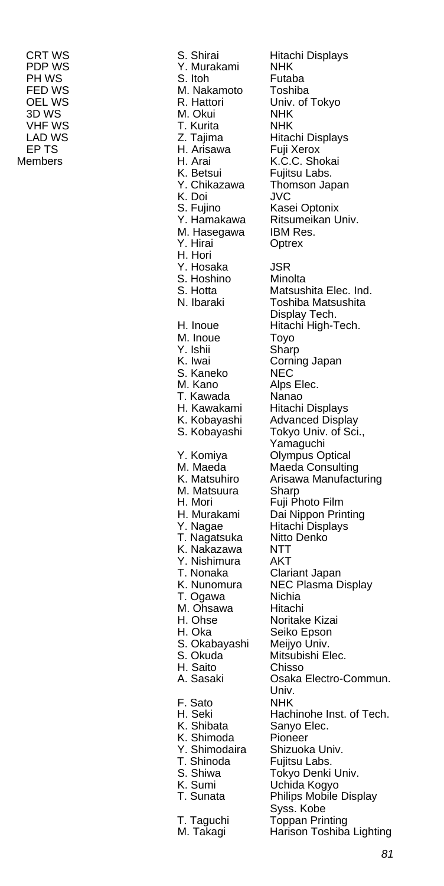| | | |
|---|---|---|
| CRT WS | S. Shirai | Hitachi Displays |
| PDP WS | Y. Murakami | NHK |
| PH WS | S. Itoh | Futaba |
| FED WS | M. Nakamoto | Toshiba |
| OEL WS | R. Hattori | Univ. of Tokyo |
| 3D WS | M. Okui | NHK |
| VHF WS | T. Kurita | NHK |
| LAD WS | Z. Tajima | Hitachi Displays |
| EP TS | H. Arisawa | Fuji Xerox |
| Members | H. Arai | K.C.C. Shokai |
| | K. Betsui | Fujitsu Labs. |
| | Y. Chikazawa | Thomson Japan |
| | K. Doi | JVC |
| | S. Fujino | Kasei Optonix |
| | Y. Hamakawa | Ritsumeikan Univ. |
| | M. Hasegawa | IBM Res. |
| | Y. Hirai | Optrex |
| | H. Hori | |
| | Y. Hosaka | JSR |
| | S. Hoshino | Minolta |
| | S. Hotta | Matsushita Elec. Ind. |
| | N. Ibaraki | Toshiba Matsushita Display Tech. |
| | H. Inoue | Hitachi High-Tech. |
| | M. Inoue | Toyo |
| | Y. Ishii | Sharp |
| | K. Iwai | Corning Japan |
| | S. Kaneko | NEC |
| | M. Kano | Alps Elec. |
| | T. Kawada | Nanao |
| | H. Kawakami | Hitachi Displays |
| | K. Kobayashi | Advanced Display |
| | S. Kobayashi | Tokyo Univ. of Sci., Yamaguchi |
| | Y. Komiya | Olympus Optical |
| | M. Maeda | Maeda Consulting |
| | K. Matsuhiro | Arisawa Manufacturing |
| | M. Matsuura | Sharp |
| | H. Mori | Fuji Photo Film |
| | H. Murakami | Dai Nippon Printing |
| | Y. Nagae | Hitachi Displays |
| | T. Nagatsuka | Nitto Denko |
| | K. Nakazawa | NTT |
| | Y. Nishimura | AKT |
| | T. Nonaka | Clariant Japan |
| | K. Nunomura | NEC Plasma Display |
| | T. Ogawa | Nichia |
| | M. Ohsawa | Hitachi |
| | H. Ohse | Noritake Kizai |
| | H. Oka | Seiko Epson |
| | S. Okabayashi | Meijyo Univ. |
| | S. Okuda | Mitsubishi Elec. |
| | H. Saito | Chisso |
| | A. Sasaki | Osaka Electro-Commun. Univ. |
| | F. Sato | NHK |
| | H. Seki | Hachinohe Inst. of Tech. |
| | K. Shibata | Sanyo Elec. |
| | K. Shimoda | Pioneer |
| | Y. Shimodaira | Shizuoka Univ. |
| | T. Shinoda | Fujitsu Labs. |
| | S. Shiwa | Tokyo Denki Univ. |
| | K. Sumi | Uchida Kogyo |
| | T. Sunata | Philips Mobile Display Syss. Kobe |
| | T. Taguchi | Toppan Printing |
| | M. Takagi | Harison Toshiba Lighting |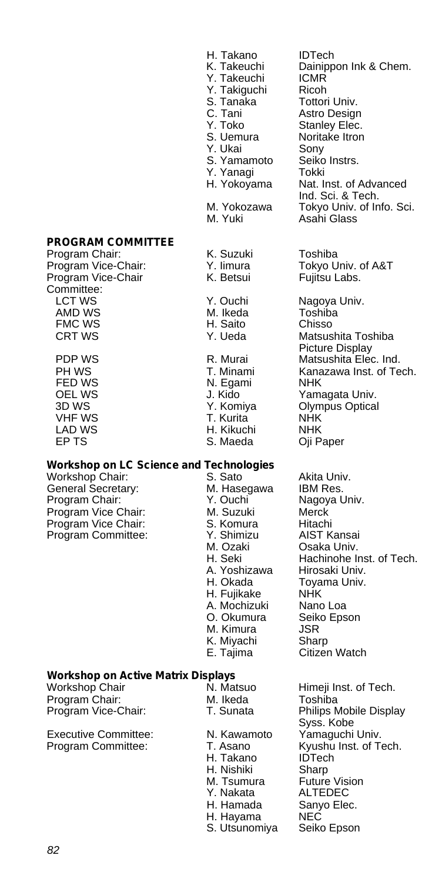| | | |
|---|---|---|
| | H. Takano | IDTech |
| | K. Takeuchi | Dainippon Ink & Chem. |
| | Y. Takeuchi | ICMR |
| | Y. Takiguchi | Ricoh |
| | S. Tanaka | Tottori Univ. |
| | C. Tani | Astro Design |
| | Y. Toko | Stanley Elec. |
| | S. Uemura | Noritake Itron |
| | Y. Ukai | Sony |
| | S. Yamamoto | Seiko Instrs. |
| | Y. Yanagi | Tokki |
| | H. Yokoyama | Nat. Inst. of Advanced Ind. Sci. & Tech. |
| | M. Yokozawa | Tokyo Univ. of Info. Sci. |
| | M. Yuki | Asahi Glass |

**PROGRAM COMMITTEE**

| | | |
|---|---|---|
| Program Chair: | K. Suzuki | Toshiba |
| Program Vice-Chair: | Y. Iimura | Tokyo Univ. of A&T |
| Program Vice-Chair | K. Betsui | Fujitsu Labs. |
| Committee: | | |
| LCT WS | Y. Ouchi | Nagoya Univ. |
| AMD WS | M. Ikeda | Toshiba |
| FMC WS | H. Saito | Chisso |
| CRT WS | Y. Ueda | Matsushita Toshiba Picture Display |
| PDP WS | R. Murai | Matsushita Elec. Ind. |
| PH WS | T. Minami | Kanazawa Inst. of Tech. |
| FED WS | N. Egami | NHK |
| OEL WS | J. Kido | Yamagata Univ. |
| 3D WS | Y. Komiya | Olympus Optical |
| VHF WS | T. Kurita | NHK |
| LAD WS | H. Kikuchi | NHK |
| EP TS | S. Maeda | Oji Paper |

**Workshop on LC Science and Technologies**

| | | |
|---|---|---|
| Workshop Chair: | S. Sato | Akita Univ. |
| General Secretary: | M. Hasegawa | IBM Res. |
| Program Chair: | Y. Ouchi | Nagoya Univ. |
| Program Vice Chair: | M. Suzuki | Merck |
| Program Vice Chair: | S. Komura | Hitachi |
| Program Committee: | Y. Shimizu | AIST Kansai |
| | M. Ozaki | Osaka Univ. |
| | H. Seki | Hachinohe Inst. of Tech. |
| | A. Yoshizawa | Hirosaki Univ. |
| | H. Okada | Toyama Univ. |
| | H. Fujikake | NHK |
| | A. Mochizuki | Nano Loa |
| | O. Okumura | Seiko Epson |
| | M. Kimura | JSR |
| | K. Miyachi | Sharp |
| | E. Tajima | Citizen Watch |

**Workshop on Active Matrix Displays**

| | | |
|---|---|---|
| Workshop Chair | N. Matsuo | Himeji Inst. of Tech. |
| Program Chair: | M. Ikeda | Toshiba |
| Program Vice-Chair: | T. Sunata | Philips Mobile Display Syss. Kobe |
| Executive Committee: | N. Kawamoto | Yamaguchi Univ. |
| Program Committee: | T. Asano | Kyushu Inst. of Tech. |
| | H. Takano | IDTech |
| | H. Nishiki | Sharp |
| | M. Tsumura | Future Vision |
| | Y. Nakata | ALTEDEC |
| | H. Hamada | Sanyo Elec. |
| | H. Hayama | NEC |
| | S. Utsunomiya | Seiko Epson |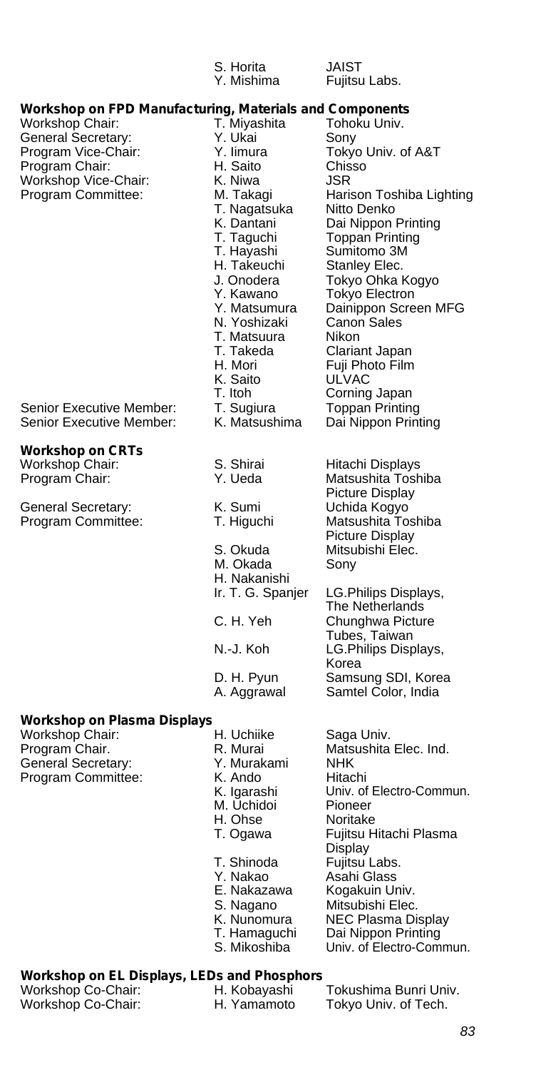| | | |
|---|---|---|
| | S. Horita | JAIST |
| | Y. Mishima | Fujitsu Labs. |

**Workshop on FPD Manufacturing, Materials and Components**

| | | |
|---|---|---|
| Workshop Chair: | T. Miyashita | Tohoku Univ. |
| General Secretary: | Y. Ukai | Sony |
| Program Vice-Chair: | Y. Iimura | Tokyo Univ. of A&T |
| Program Chair: | H. Saito | Chisso |
| Workshop Vice-Chair: | K. Niwa | JSR |
| Program Committee: | M. Takagi | Harison Toshiba Lighting |
| | T. Nagatsuka | Nitto Denko |
| | K. Dantani | Dai Nippon Printing |
| | T. Taguchi | Toppan Printing |
| | T. Hayashi | Sumitomo 3M |
| | H. Takeuchi | Stanley Elec. |
| | J. Onodera | Tokyo Ohka Kogyo |
| | Y. Kawano | Tokyo Electron |
| | Y. Matsumura | Dainippon Screen MFG |
| | N. Yoshizaki | Canon Sales |
| | T. Matsuura | Nikon |
| | T. Takeda | Clariant Japan |
| | H. Mori | Fuji Photo Film |
| | K. Saito | ULVAC |
| | T. Itoh | Corning Japan |
| Senior Executive Member: | T. Sugiura | Toppan Printing |
| Senior Executive Member: | K. Matsushima | Dai Nippon Printing |

**Workshop on CRTs**

| | | |
|---|---|---|
| Workshop Chair: | S. Shirai | Hitachi Displays |
| Program Chair: | Y. Ueda | Matsushita Toshiba Picture Display |
| General Secretary: | K. Sumi | Uchida Kogyo |
| Program Committee: | T. Higuchi | Matsushita Toshiba Picture Display |
| | S. Okuda | Mitsubishi Elec. |
| | M. Okada | Sony |
| | H. Nakanishi | |
| | Ir. T. G. Spanjer | LG.Philips Displays, The Netherlands |
| | C. H. Yeh | Chunghwa Picture Tubes, Taiwan |
| | N.-J. Koh | LG.Philips Displays, Korea |
| | D. H. Pyun | Samsung SDI, Korea |
| | A. Aggrawal | Samtel Color, India |

**Workshop on Plasma Displays**

| | | |
|---|---|---|
| Workshop Chair: | H. Uchiike | Saga Univ. |
| Program Chair. | R. Murai | Matsushita Elec. Ind. |
| General Secretary: | Y. Murakami | NHK |
| Program Committee: | K. Ando | Hitachi |
| | K. Igarashi | Univ. of Electro-Commun. |
| | M. Uchidoi | Pioneer |
| | H. Ohse | Noritake |
| | T. Ogawa | Fujitsu Hitachi Plasma Display |
| | T. Shinoda | Fujitsu Labs. |
| | Y. Nakao | Asahi Glass |
| | E. Nakazawa | Kogakuin Univ. |
| | S. Nagano | Mitsubishi Elec. |
| | K. Nunomura | NEC Plasma Display |
| | T. Hamaguchi | Dai Nippon Printing |
| | S. Mikoshiba | Univ. of Electro-Commun. |

**Workshop on EL Displays, LEDs and Phosphors**

| | | |
|---|---|---|
| Workshop Co-Chair: | H. Kobayashi | Tokushima Bunri Univ. |
| Workshop Co-Chair: | H. Yamamoto | Tokyo Univ. of Tech. |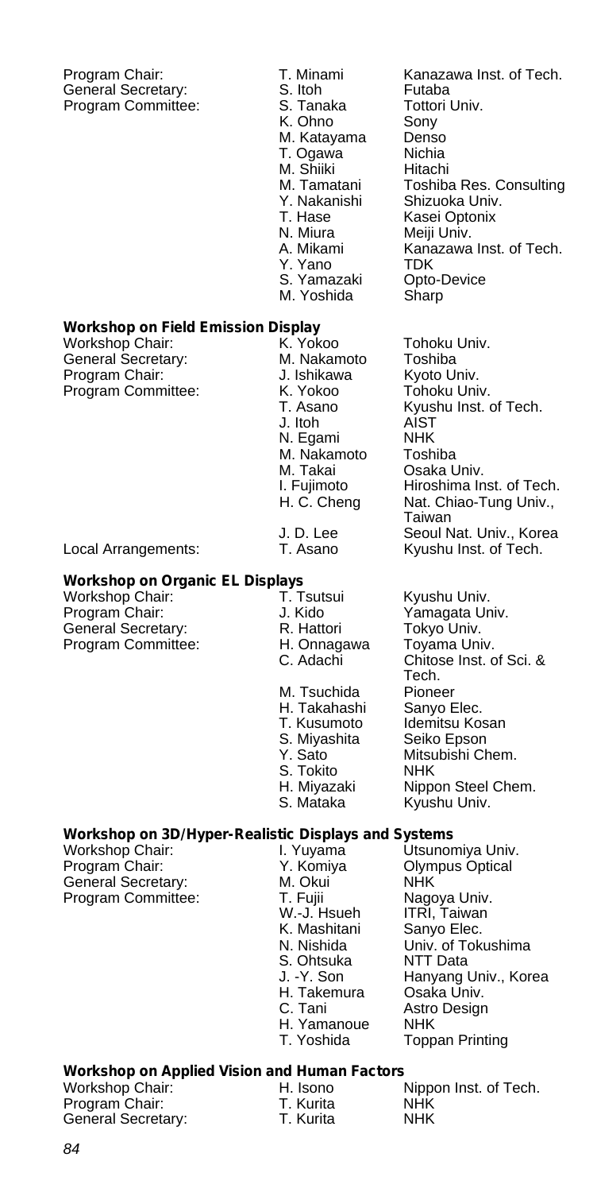| | | |
|---|---|---|
| Program Chair: | T. Minami | Kanazawa Inst. of Tech. |
| General Secretary: | S. Itoh | Futaba |
| Program Committee: | S. Tanaka | Tottori Univ. |
| | K. Ohno | Sony |
| | M. Katayama | Denso |
| | T. Ogawa | Nichia |
| | M. Shiiki | Hitachi |
| | M. Tamatani | Toshiba Res. Consulting |
| | Y. Nakanishi | Shizuoka Univ. |
| | T. Hase | Kasei Optonix |
| | N. Miura | Meiji Univ. |
| | A. Mikami | Kanazawa Inst. of Tech. |
| | Y. Yano | TDK |
| | S. Yamazaki | Opto-Device |
| | M. Yoshida | Sharp |

### Workshop on Field Emission Display

| | | |
|---|---|---|
| Workshop Chair: | K. Yokoo | Tohoku Univ. |
| General Secretary: | M. Nakamoto | Toshiba |
| Program Chair: | J. Ishikawa | Kyoto Univ. |
| Program Committee: | K. Yokoo | Tohoku Univ. |
| | T. Asano | Kyushu Inst. of Tech. |
| | J. Itoh | AIST |
| | N. Egami | NHK |
| | M. Nakamoto | Toshiba |
| | M. Takai | Osaka Univ. |
| | I. Fujimoto | Hiroshima Inst. of Tech. |
| | H. C. Cheng | Nat. Chiao-Tung Univ., Taiwan |
| | J. D. Lee | Seoul Nat. Univ., Korea |
| Local Arrangements: | T. Asano | Kyushu Inst. of Tech. |

### Workshop on Organic EL Displays

| | | |
|---|---|---|
| Workshop Chair: | T. Tsutsui | Kyushu Univ. |
| Program Chair: | J. Kido | Yamagata Univ. |
| General Secretary: | R. Hattori | Tokyo Univ. |
| Program Committee: | H. Onnagawa | Toyama Univ. |
| | C. Adachi | Chitose Inst. of Sci. & Tech. |
| | M. Tsuchida | Pioneer |
| | H. Takahashi | Sanyo Elec. |
| | T. Kusumoto | Idemitsu Kosan |
| | S. Miyashita | Seiko Epson |
| | Y. Sato | Mitsubishi Chem. |
| | S. Tokito | NHK |
| | H. Miyazaki | Nippon Steel Chem. |
| | S. Mataka | Kyushu Univ. |

### Workshop on 3D/Hyper-Realistic Displays and Systems

| | | |
|---|---|---|
| Workshop Chair: | I. Yuyama | Utsunomiya Univ. |
| Program Chair: | Y. Komiya | Olympus Optical |
| General Secretary: | M. Okui | NHK |
| Program Committee: | T. Fujii | Nagoya Univ. |
| | W.-J. Hsueh | ITRI, Taiwan |
| | K. Mashitani | Sanyo Elec. |
| | N. Nishida | Univ. of Tokushima |
| | S. Ohtsuka | NTT Data |
| | J. -Y. Son | Hanyang Univ., Korea |
| | H. Takemura | Osaka Univ. |
| | C. Tani | Astro Design |
| | H. Yamanoue | NHK |
| | T. Yoshida | Toppan Printing |

### Workshop on Applied Vision and Human Factors

| | | |
|---|---|---|
| Workshop Chair: | H. Isono | Nippon Inst. of Tech. |
| Program Chair: | T. Kurita | NHK |
| General Secretary: | T. Kurita | NHK |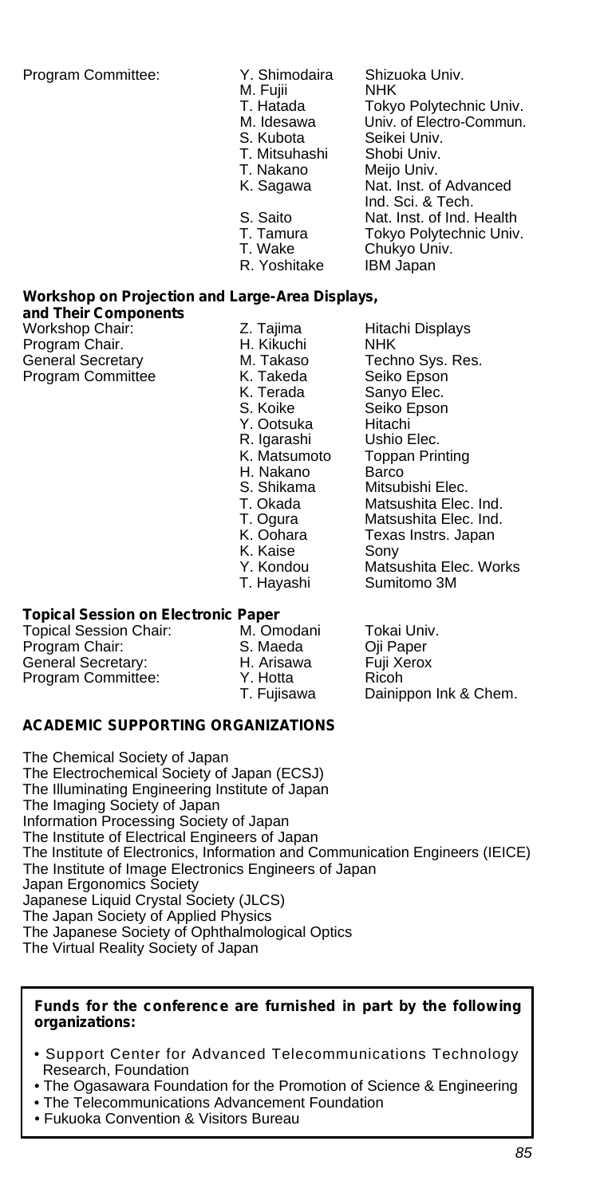| Program Committee: | Y. Shimodaira | Shizuoka Univ. |
|---|---|---|
| | M. Fujii | NHK |
| | T. Hatada | Tokyo Polytechnic Univ. |
| | M. Idesawa | Univ. of Electro-Commun. |
| | S. Kubota | Seikei Univ. |
| | T. Mitsuhashi | Shobi Univ. |
| | T. Nakano | Meijo Univ. |
| | K. Sagawa | Nat. Inst. of Advanced Ind. Sci. & Tech. |
| | S. Saito | Nat. Inst. of Ind. Health |
| | T. Tamura | Tokyo Polytechnic Univ. |
| | T. Wake | Chukyo Univ. |
| | R. Yoshitake | IBM Japan |

**Workshop on Projection and Large-Area Displays, and Their Components**

| | | |
|---|---|---|
| Workshop Chair: | Z. Tajima | Hitachi Displays |
| Program Chair. | H. Kikuchi | NHK |
| General Secretary | M. Takaso | Techno Sys. Res. |
| Program Committee | K. Takeda | Seiko Epson |
| | K. Terada | Sanyo Elec. |
| | S. Koike | Seiko Epson |
| | Y. Ootsuka | Hitachi |
| | R. Igarashi | Ushio Elec. |
| | K. Matsumoto | Toppan Printing |
| | H. Nakano | Barco |
| | S. Shikama | Mitsubishi Elec. |
| | T. Okada | Matsushita Elec. Ind. |
| | T. Ogura | Matsushita Elec. Ind. |
| | K. Oohara | Texas Instrs. Japan |
| | K. Kaise | Sony |
| | Y. Kondou | Matsushita Elec. Works |
| | T. Hayashi | Sumitomo 3M |

**Topical Session on Electronic Paper**

| | | |
|---|---|---|
| Topical Session Chair: | M. Omodani | Tokai Univ. |
| Program Chair: | S. Maeda | Oji Paper |
| General Secretary: | H. Arisawa | Fuji Xerox |
| Program Committee: | Y. Hotta | Ricoh |
| | T. Fujisawa | Dainippon Ink & Chem. |

**ACADEMIC SUPPORTING ORGANIZATIONS**

The Chemical Society of Japan
The Electrochemical Society of Japan (ECSJ)
The Illuminating Engineering Institute of Japan
The Imaging Society of Japan
Information Processing Society of Japan
The Institute of Electrical Engineers of Japan
The Institute of Electronics, Information and Communication Engineers (IEICE)
The Institute of Image Electronics Engineers of Japan
Japan Ergonomics Society
Japanese Liquid Crystal Society (JLCS)
The Japan Society of Applied Physics
The Japanese Society of Ophthalmological Optics
The Virtual Reality Society of Japan

**Funds for the conference are furnished in part by the following organizations:**

- Support Center for Advanced Telecommunications Technology Research, Foundation
- The Ogasawara Foundation for the Promotion of Science & Engineering
- The Telecommunications Advancement Foundation
- Fukuoka Convention & Visitors Bureau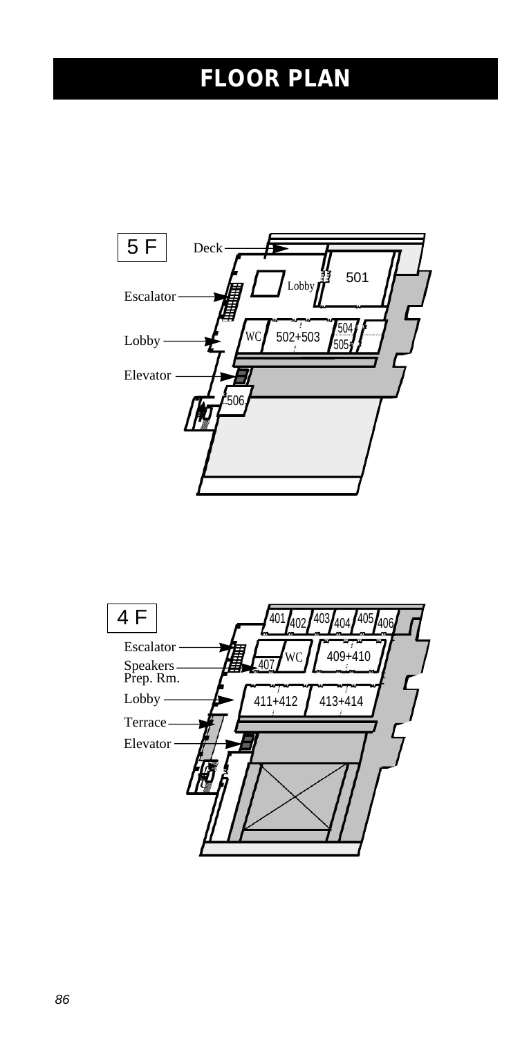# FLOOR PLAN

5 F

Deck

Escalator

Lobby

Elevator

Lobby

501

WC

502+503

504

505

506

4 F

Escalator

Speakers Prep. Rm.

Lobby

Terrace

Elevator

401 402 403 404 405 406

WC

407

409+410

411+412

413+414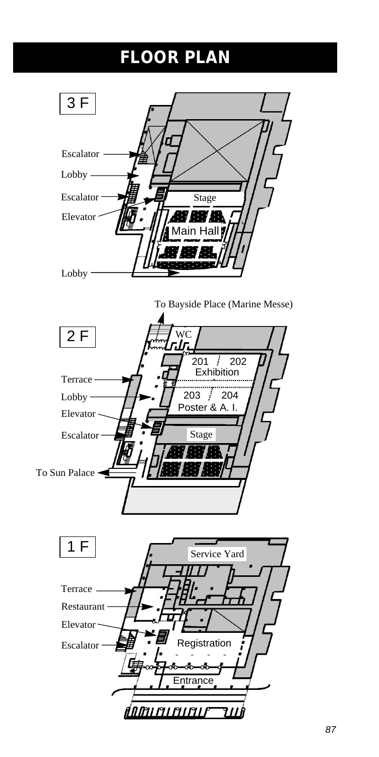# FLOOR PLAN

3 F

Escalator

Lobby

Escalator

Elevator

Lobby

Stage

Main Hall

To Bayside Place (Marine Messe)

2 F

WC

201 202
Exhibition

Terrace

Lobby

203 204
Poster & A. I.

Elevator

Escalator

Stage

To Sun Palace

1 F

Service Yard

Terrace

Restaurant

Elevator

Escalator

Registration

Entrance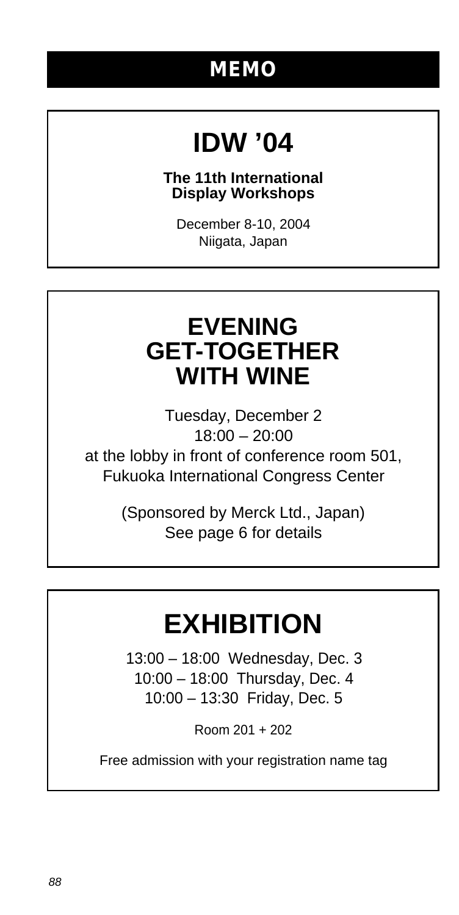# MEMO

## IDW ’04

**The 11th International Display Workshops**

December 8-10, 2004
Niigata, Japan

## EVENING GET-TOGETHER WITH WINE

Tuesday, December 2
18:00 – 20:00
at the lobby in front of conference room 501,
Fukuoka International Congress Center

(Sponsored by Merck Ltd., Japan)
See page 6 for details

## EXHIBITION

13:00 – 18:00 Wednesday, Dec. 3
10:00 – 18:00 Thursday, Dec. 4
10:00 – 13:30 Friday, Dec. 5

Room 201 + 202

Free admission with your registration name tag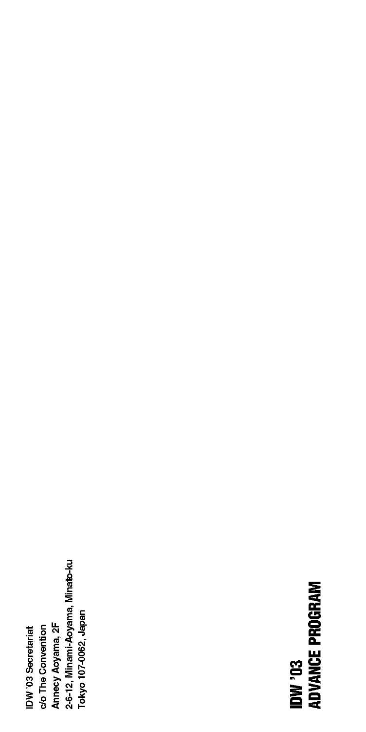IDW '03 Secretariat
c/o The Convention
Annecy Aoyama, 2F
2-6-12, Minami-Aoyama, Minato-ku
Tokyo 107-0062, Japan

# IDW '03
# ADVANCE PROGRAM